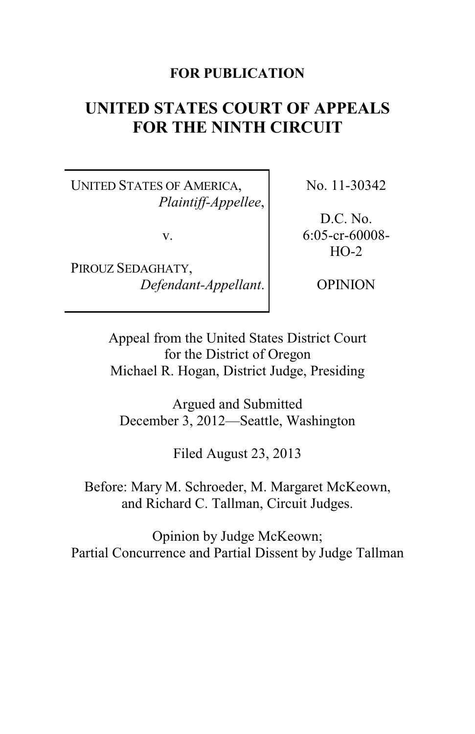**FOR PUBLICATION**

# UNITED STATES COURT OF APPEALS FOR THE NINTH CIRCUIT

| | |
|---|---|
| UNITED STATES OF AMERICA, *Plaintiff-Appellee*, v. PIROUZ SEDAGHATY, *Defendant-Appellant*. | No. 11-30342 D.C. No. 6:05-cr-60008-HO-2 OPINION |

Appeal from the United States District Court for the District of Oregon
Michael R. Hogan, District Judge, Presiding

Argued and Submitted
December 3, 2012—Seattle, Washington

Filed August 23, 2013

Before: Mary M. Schroeder, M. Margaret McKeown, and Richard C. Tallman, Circuit Judges.

Opinion by Judge McKeown;
Partial Concurrence and Partial Dissent by Judge Tallman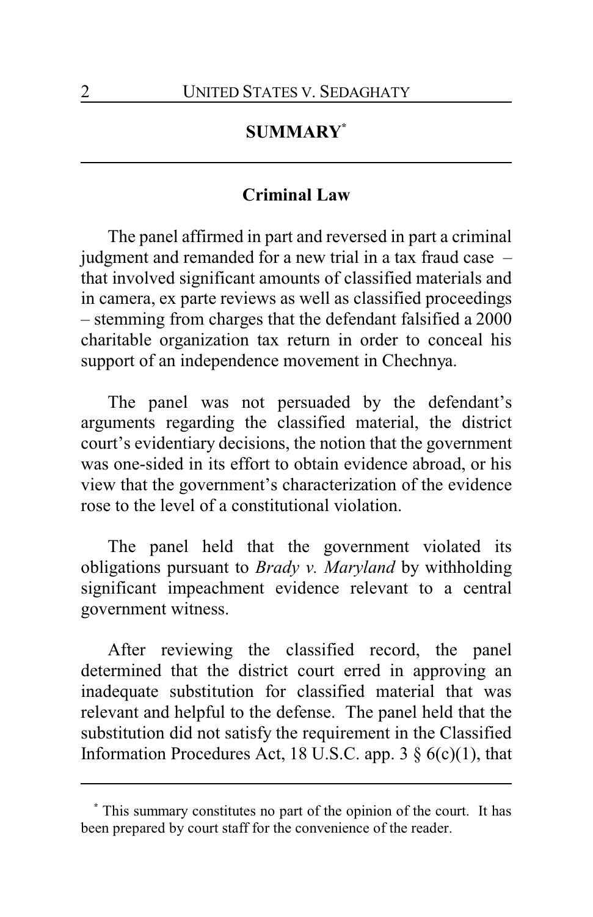## SUMMARY[*]

### Criminal Law

The panel affirmed in part and reversed in part a criminal judgment and remanded for a new trial in a tax fraud case – that involved significant amounts of classified materials and in camera, ex parte reviews as well as classified proceedings – stemming from charges that the defendant falsified a 2000 charitable organization tax return in order to conceal his support of an independence movement in Chechnya.

The panel was not persuaded by the defendant's arguments regarding the classified material, the district court's evidentiary decisions, the notion that the government was one-sided in its effort to obtain evidence abroad, or his view that the government's characterization of the evidence rose to the level of a constitutional violation.

The panel held that the government violated its obligations pursuant to *Brady v. Maryland* by withholding significant impeachment evidence relevant to a central government witness.

After reviewing the classified record, the panel determined that the district court erred in approving an inadequate substitution for classified material that was relevant and helpful to the defense. The panel held that the substitution did not satisfy the requirement in the Classified Information Procedures Act, 18 U.S.C. app. 3 § 6(c)(1), that

---

[*] This summary constitutes no part of the opinion of the court. It has been prepared by court staff for the convenience of the reader.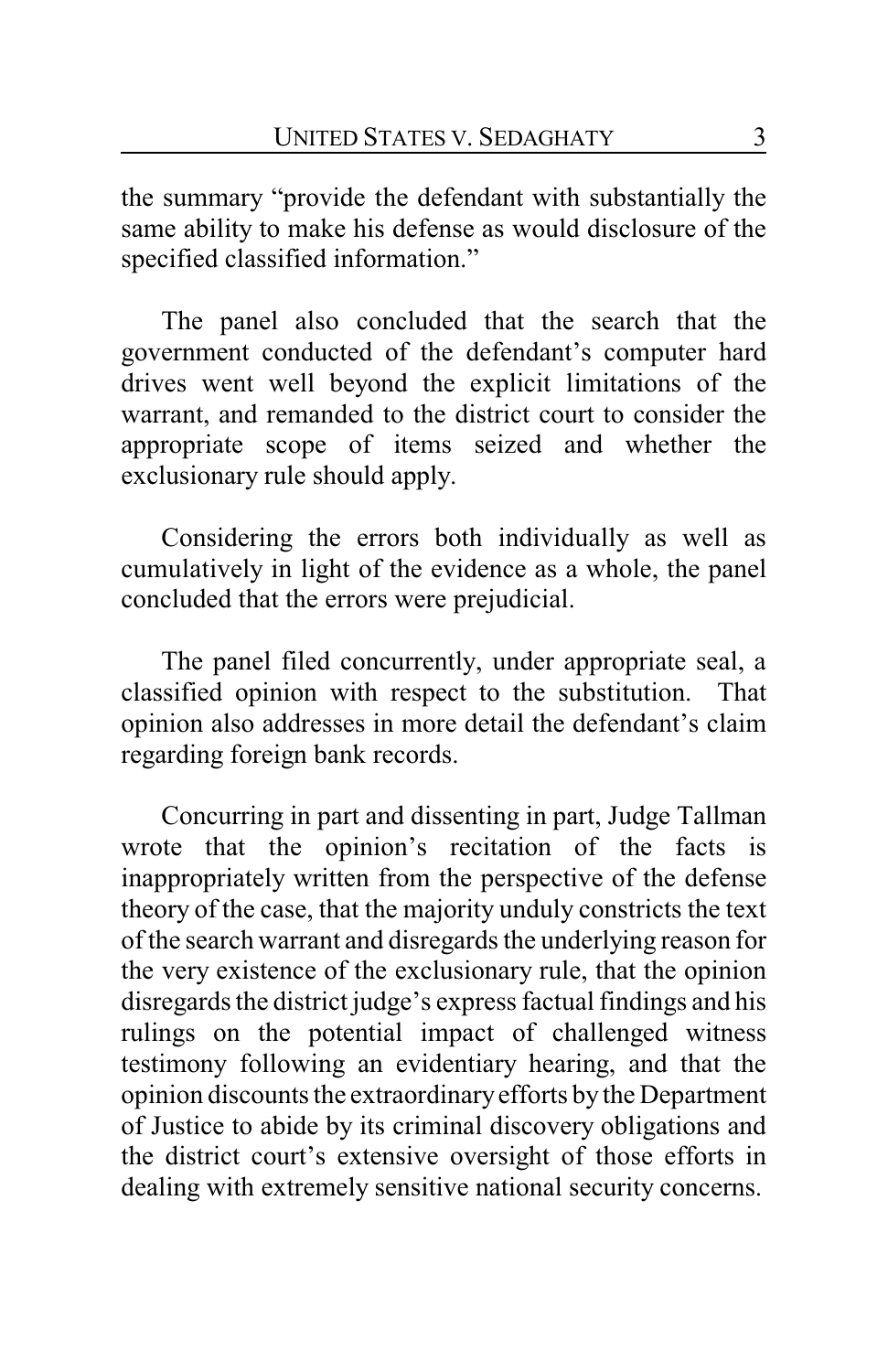the summary "provide the defendant with substantially the same ability to make his defense as would disclosure of the specified classified information."

The panel also concluded that the search that the government conducted of the defendant's computer hard drives went well beyond the explicit limitations of the warrant, and remanded to the district court to consider the appropriate scope of items seized and whether the exclusionary rule should apply.

Considering the errors both individually as well as cumulatively in light of the evidence as a whole, the panel concluded that the errors were prejudicial.

The panel filed concurrently, under appropriate seal, a classified opinion with respect to the substitution. That opinion also addresses in more detail the defendant's claim regarding foreign bank records.

Concurring in part and dissenting in part, Judge Tallman wrote that the opinion's recitation of the facts is inappropriately written from the perspective of the defense theory of the case, that the majority unduly constricts the text of the search warrant and disregards the underlying reason for the very existence of the exclusionary rule, that the opinion disregards the district judge's express factual findings and his rulings on the potential impact of challenged witness testimony following an evidentiary hearing, and that the opinion discounts the extraordinary efforts by the Department of Justice to abide by its criminal discovery obligations and the district court's extensive oversight of those efforts in dealing with extremely sensitive national security concerns.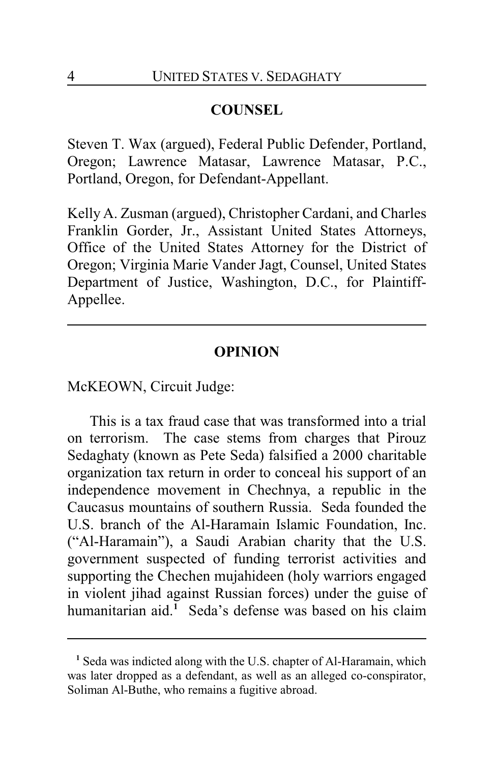## COUNSEL

Steven T. Wax (argued), Federal Public Defender, Portland, Oregon; Lawrence Matasar, Lawrence Matasar, P.C., Portland, Oregon, for Defendant-Appellant.

Kelly A. Zusman (argued), Christopher Cardani, and Charles Franklin Gorder, Jr., Assistant United States Attorneys, Office of the United States Attorney for the District of Oregon; Virginia Marie Vander Jagt, Counsel, United States Department of Justice, Washington, D.C., for Plaintiff-Appellee.

---

## OPINION

McKEOWN, Circuit Judge:

This is a tax fraud case that was transformed into a trial on terrorism. The case stems from charges that Pirouz Sedaghaty (known as Pete Seda) falsified a 2000 charitable organization tax return in order to conceal his support of an independence movement in Chechnya, a republic in the Caucasus mountains of southern Russia. Seda founded the U.S. branch of the Al-Haramain Islamic Foundation, Inc. ("Al-Haramain"), a Saudi Arabian charity that the U.S. government suspected of funding terrorist activities and supporting the Chechen mujahideen (holy warriors engaged in violent jihad against Russian forces) under the guise of humanitarian aid.[1] Seda's defense was based on his claim

---

[1] Seda was indicted along with the U.S. chapter of Al-Haramain, which was later dropped as a defendant, as well as an alleged co-conspirator, Soliman Al-Buthe, who remains a fugitive abroad.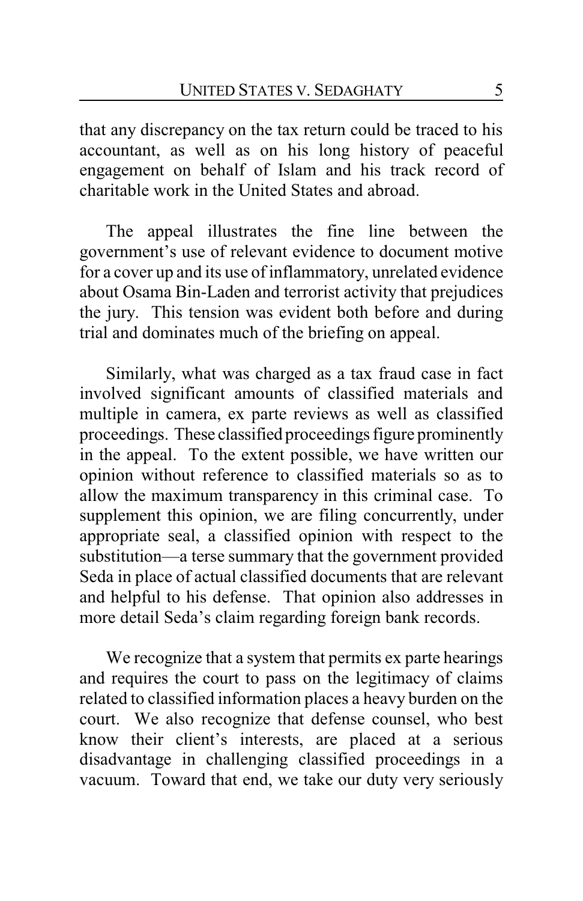that any discrepancy on the tax return could be traced to his accountant, as well as on his long history of peaceful engagement on behalf of Islam and his track record of charitable work in the United States and abroad.

The appeal illustrates the fine line between the government's use of relevant evidence to document motive for a cover up and its use of inflammatory, unrelated evidence about Osama Bin-Laden and terrorist activity that prejudices the jury. This tension was evident both before and during trial and dominates much of the briefing on appeal.

Similarly, what was charged as a tax fraud case in fact involved significant amounts of classified materials and multiple in camera, ex parte reviews as well as classified proceedings. These classified proceedings figure prominently in the appeal. To the extent possible, we have written our opinion without reference to classified materials so as to allow the maximum transparency in this criminal case. To supplement this opinion, we are filing concurrently, under appropriate seal, a classified opinion with respect to the substitution—a terse summary that the government provided Seda in place of actual classified documents that are relevant and helpful to his defense. That opinion also addresses in more detail Seda's claim regarding foreign bank records.

We recognize that a system that permits ex parte hearings and requires the court to pass on the legitimacy of claims related to classified information places a heavy burden on the court. We also recognize that defense counsel, who best know their client's interests, are placed at a serious disadvantage in challenging classified proceedings in a vacuum. Toward that end, we take our duty very seriously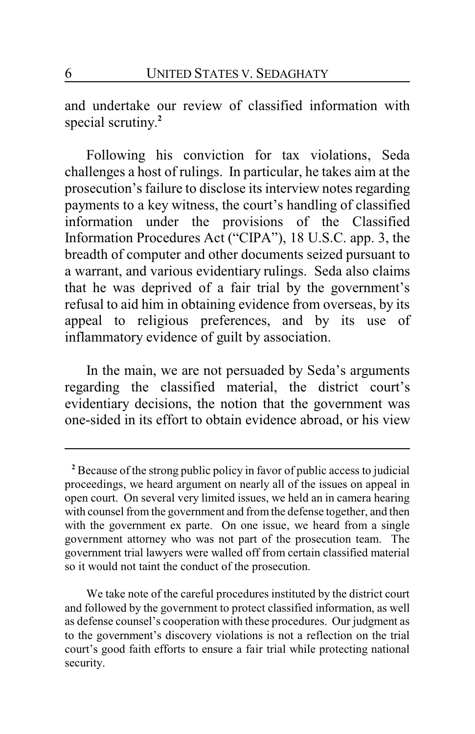and undertake our review of classified information with special scrutiny.[2]

Following his conviction for tax violations, Seda challenges a host of rulings. In particular, he takes aim at the prosecution's failure to disclose its interview notes regarding payments to a key witness, the court's handling of classified information under the provisions of the Classified Information Procedures Act ("CIPA"), 18 U.S.C. app. 3, the breadth of computer and other documents seized pursuant to a warrant, and various evidentiary rulings. Seda also claims that he was deprived of a fair trial by the government's refusal to aid him in obtaining evidence from overseas, by its appeal to religious preferences, and by its use of inflammatory evidence of guilt by association.

In the main, we are not persuaded by Seda's arguments regarding the classified material, the district court's evidentiary decisions, the notion that the government was one-sided in its effort to obtain evidence abroad, or his view

---

[2] Because of the strong public policy in favor of public access to judicial proceedings, we heard argument on nearly all of the issues on appeal in open court. On several very limited issues, we held an in camera hearing with counsel from the government and from the defense together, and then with the government ex parte. On one issue, we heard from a single government attorney who was not part of the prosecution team. The government trial lawyers were walled off from certain classified material so it would not taint the conduct of the prosecution.

We take note of the careful procedures instituted by the district court and followed by the government to protect classified information, as well as defense counsel's cooperation with these procedures. Our judgment as to the government's discovery violations is not a reflection on the trial court's good faith efforts to ensure a fair trial while protecting national security.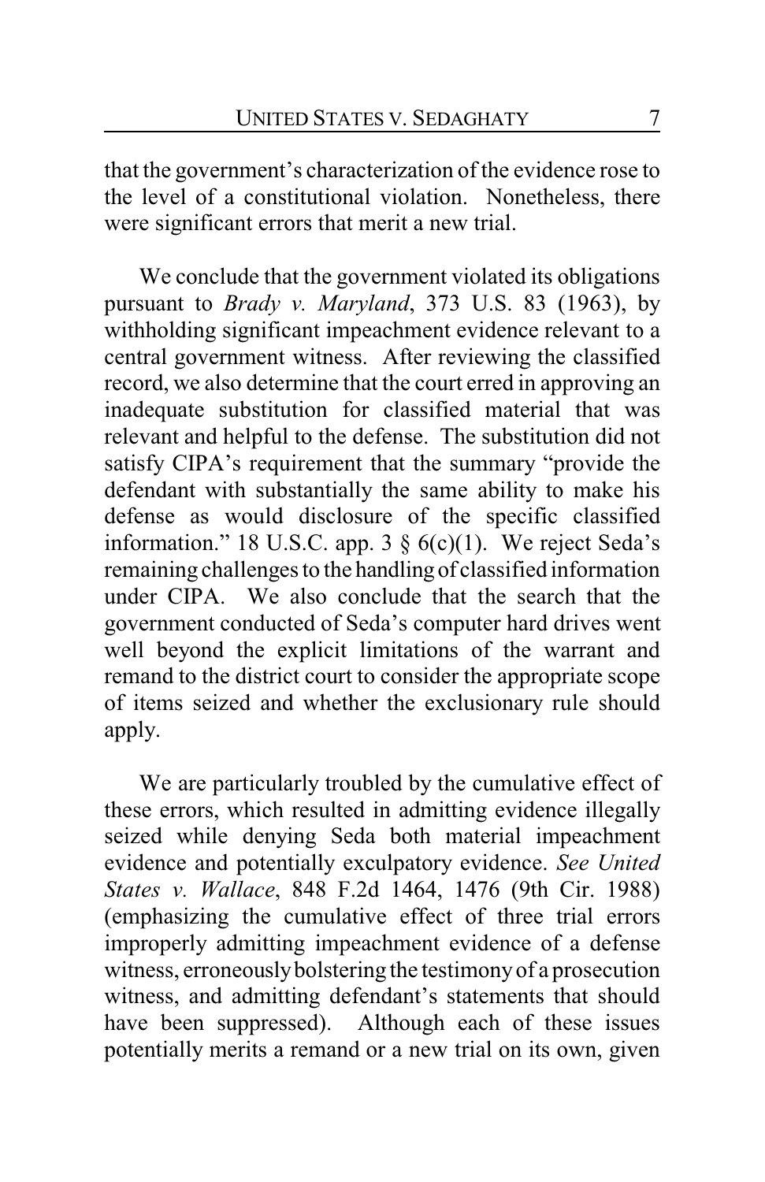that the government's characterization of the evidence rose to the level of a constitutional violation. Nonetheless, there were significant errors that merit a new trial.

We conclude that the government violated its obligations pursuant to *Brady v. Maryland*, 373 U.S. 83 (1963), by withholding significant impeachment evidence relevant to a central government witness. After reviewing the classified record, we also determine that the court erred in approving an inadequate substitution for classified material that was relevant and helpful to the defense. The substitution did not satisfy CIPA's requirement that the summary "provide the defendant with substantially the same ability to make his defense as would disclosure of the specific classified information." 18 U.S.C. app. 3 § 6(c)(1). We reject Seda's remaining challenges to the handling of classified information under CIPA. We also conclude that the search that the government conducted of Seda's computer hard drives went well beyond the explicit limitations of the warrant and remand to the district court to consider the appropriate scope of items seized and whether the exclusionary rule should apply.

We are particularly troubled by the cumulative effect of these errors, which resulted in admitting evidence illegally seized while denying Seda both material impeachment evidence and potentially exculpatory evidence. *See United States v. Wallace*, 848 F.2d 1464, 1476 (9th Cir. 1988) (emphasizing the cumulative effect of three trial errors improperly admitting impeachment evidence of a defense witness, erroneously bolstering the testimony of a prosecution witness, and admitting defendant's statements that should have been suppressed). Although each of these issues potentially merits a remand or a new trial on its own, given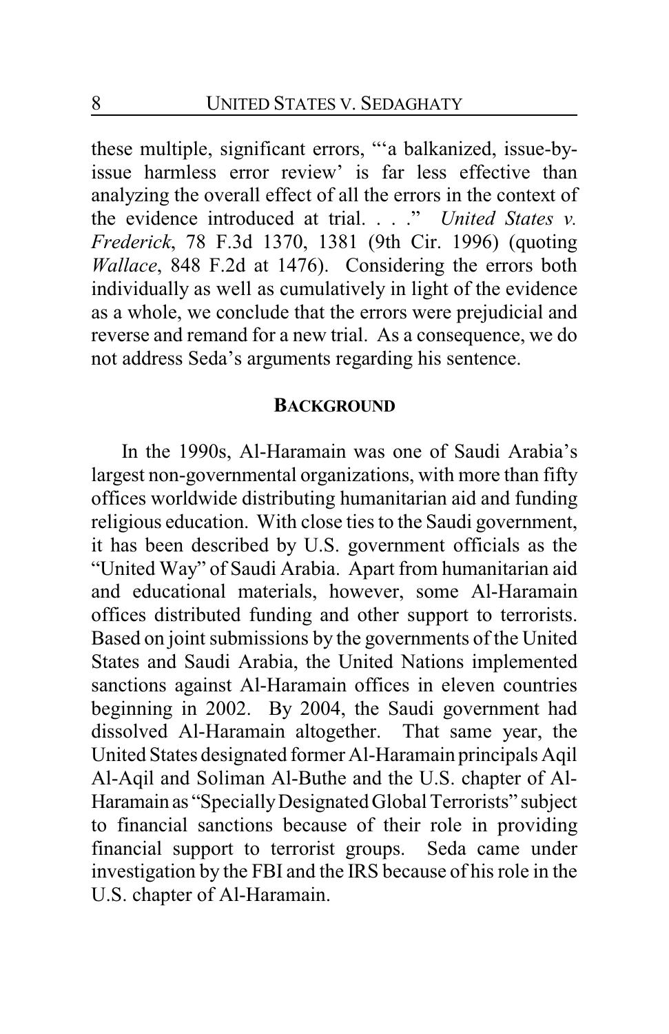these multiple, significant errors, "'a balkanized, issue-by-issue harmless error review' is far less effective than analyzing the overall effect of all the errors in the context of the evidence introduced at trial. . . ." *United States v. Frederick*, 78 F.3d 1370, 1381 (9th Cir. 1996) (quoting *Wallace*, 848 F.2d at 1476). Considering the errors both individually as well as cumulatively in light of the evidence as a whole, we conclude that the errors were prejudicial and reverse and remand for a new trial. As a consequence, we do not address Seda's arguments regarding his sentence.

## BACKGROUND

In the 1990s, Al-Haramain was one of Saudi Arabia's largest non-governmental organizations, with more than fifty offices worldwide distributing humanitarian aid and funding religious education. With close ties to the Saudi government, it has been described by U.S. government officials as the "United Way" of Saudi Arabia. Apart from humanitarian aid and educational materials, however, some Al-Haramain offices distributed funding and other support to terrorists. Based on joint submissions by the governments of the United States and Saudi Arabia, the United Nations implemented sanctions against Al-Haramain offices in eleven countries beginning in 2002. By 2004, the Saudi government had dissolved Al-Haramain altogether. That same year, the United States designated former Al-Haramain principals Aqil Al-Aqil and Soliman Al-Buthe and the U.S. chapter of Al-Haramain as "Specially Designated Global Terrorists" subject to financial sanctions because of their role in providing financial support to terrorist groups. Seda came under investigation by the FBI and the IRS because of his role in the U.S. chapter of Al-Haramain.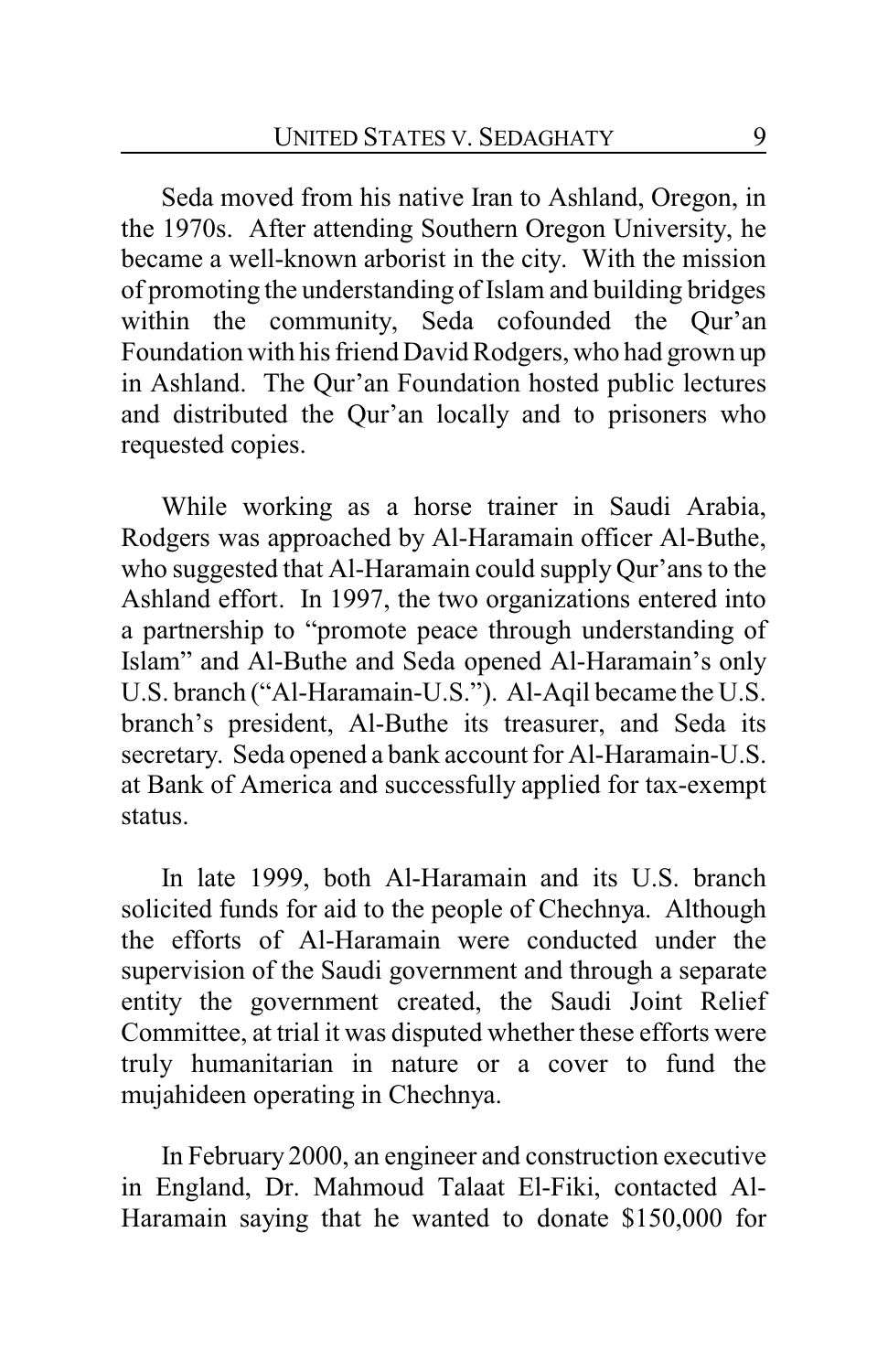Seda moved from his native Iran to Ashland, Oregon, in the 1970s. After attending Southern Oregon University, he became a well-known arborist in the city. With the mission of promoting the understanding of Islam and building bridges within the community, Seda cofounded the Qur'an Foundation with his friend David Rodgers, who had grown up in Ashland. The Qur'an Foundation hosted public lectures and distributed the Qur'an locally and to prisoners who requested copies.

While working as a horse trainer in Saudi Arabia, Rodgers was approached by Al-Haramain officer Al-Buthe, who suggested that Al-Haramain could supply Qur'ans to the Ashland effort. In 1997, the two organizations entered into a partnership to "promote peace through understanding of Islam" and Al-Buthe and Seda opened Al-Haramain's only U.S. branch ("Al-Haramain-U.S."). Al-Aqil became the U.S. branch's president, Al-Buthe its treasurer, and Seda its secretary. Seda opened a bank account for Al-Haramain-U.S. at Bank of America and successfully applied for tax-exempt status.

In late 1999, both Al-Haramain and its U.S. branch solicited funds for aid to the people of Chechnya. Although the efforts of Al-Haramain were conducted under the supervision of the Saudi government and through a separate entity the government created, the Saudi Joint Relief Committee, at trial it was disputed whether these efforts were truly humanitarian in nature or a cover to fund the mujahideen operating in Chechnya.

In February 2000, an engineer and construction executive in England, Dr. Mahmoud Talaat El-Fiki, contacted Al-Haramain saying that he wanted to donate $150,000 for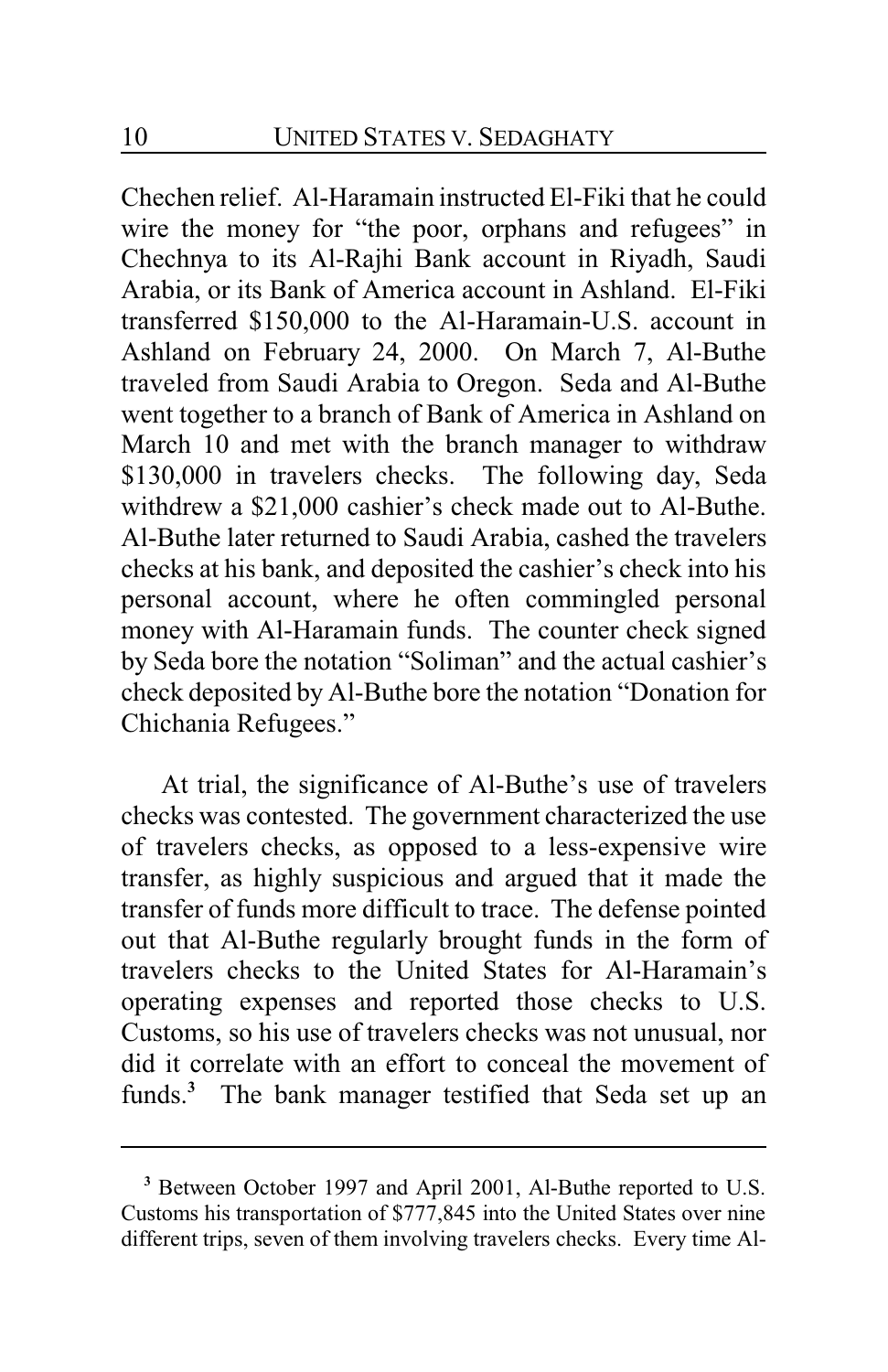Chechen relief. Al-Haramain instructed El-Fiki that he could wire the money for "the poor, orphans and refugees" in Chechnya to its Al-Rajhi Bank account in Riyadh, Saudi Arabia, or its Bank of America account in Ashland. El-Fiki transferred $150,000 to the Al-Haramain-U.S. account in Ashland on February 24, 2000. On March 7, Al-Buthe traveled from Saudi Arabia to Oregon. Seda and Al-Buthe went together to a branch of Bank of America in Ashland on March 10 and met with the branch manager to withdraw $130,000 in travelers checks. The following day, Seda withdrew a $21,000 cashier's check made out to Al-Buthe. Al-Buthe later returned to Saudi Arabia, cashed the travelers checks at his bank, and deposited the cashier's check into his personal account, where he often commingled personal money with Al-Haramain funds. The counter check signed by Seda bore the notation "Soliman" and the actual cashier's check deposited by Al-Buthe bore the notation "Donation for Chichania Refugees."

At trial, the significance of Al-Buthe's use of travelers checks was contested. The government characterized the use of travelers checks, as opposed to a less-expensive wire transfer, as highly suspicious and argued that it made the transfer of funds more difficult to trace. The defense pointed out that Al-Buthe regularly brought funds in the form of travelers checks to the United States for Al-Haramain's operating expenses and reported those checks to U.S. Customs, so his use of travelers checks was not unusual, nor did it correlate with an effort to conceal the movement of funds.[3] The bank manager testified that Seda set up an

[3] Between October 1997 and April 2001, Al-Buthe reported to U.S. Customs his transportation of $777,845 into the United States over nine different trips, seven of them involving travelers checks. Every time Al-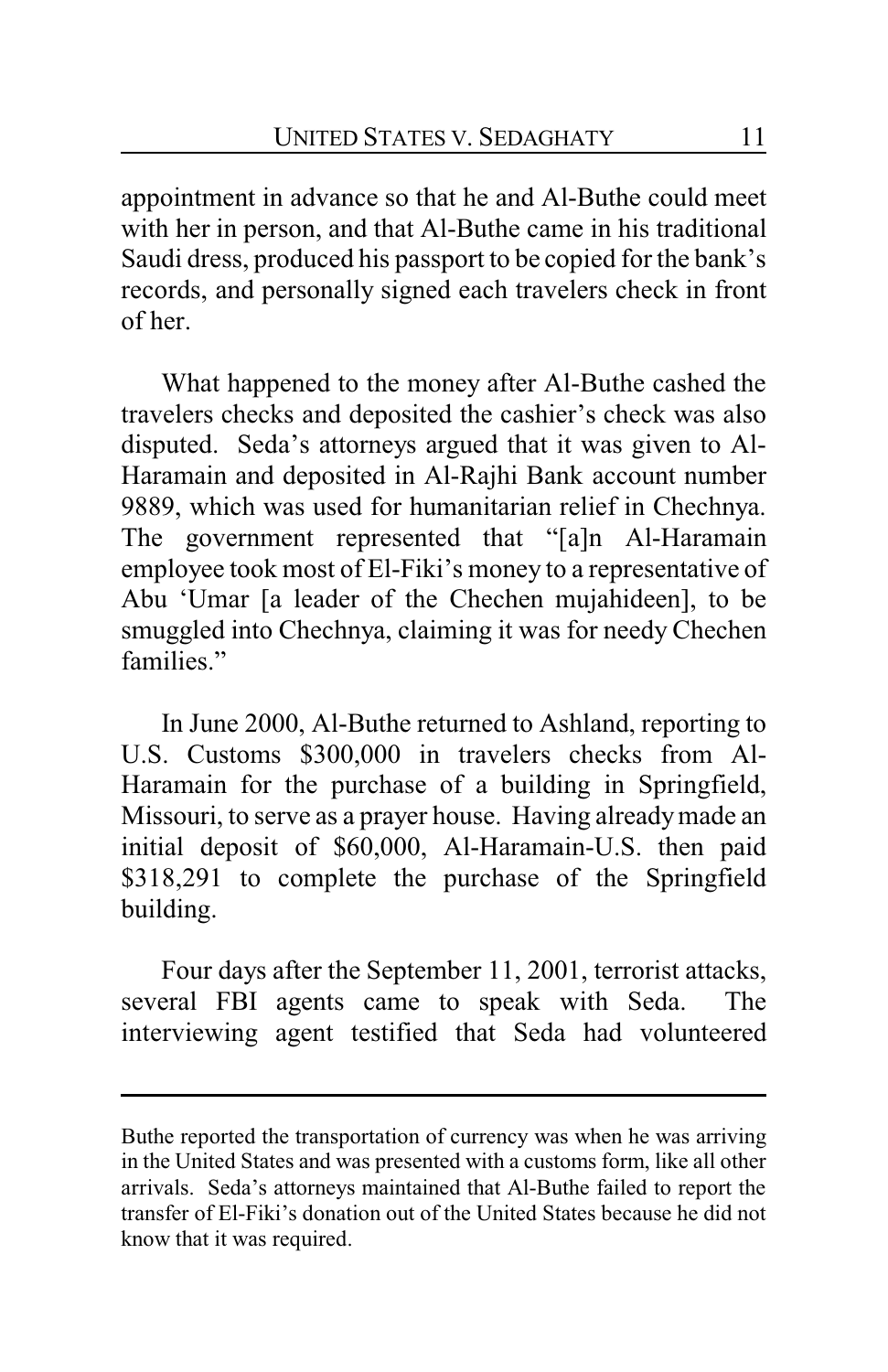appointment in advance so that he and Al-Buthe could meet with her in person, and that Al-Buthe came in his traditional Saudi dress, produced his passport to be copied for the bank's records, and personally signed each travelers check in front of her.

What happened to the money after Al-Buthe cashed the travelers checks and deposited the cashier's check was also disputed. Seda's attorneys argued that it was given to Al-Haramain and deposited in Al-Rajhi Bank account number 9889, which was used for humanitarian relief in Chechnya. The government represented that "[a]n Al-Haramain employee took most of El-Fiki's money to a representative of Abu 'Umar [a leader of the Chechen mujahideen], to be smuggled into Chechnya, claiming it was for needy Chechen families."

In June 2000, Al-Buthe returned to Ashland, reporting to U.S. Customs $300,000 in travelers checks from Al-Haramain for the purchase of a building in Springfield, Missouri, to serve as a prayer house. Having already made an initial deposit of $60,000, Al-Haramain-U.S. then paid $318,291 to complete the purchase of the Springfield building.

Four days after the September 11, 2001, terrorist attacks, several FBI agents came to speak with Seda. The interviewing agent testified that Seda had volunteered

---

Buthe reported the transportation of currency was when he was arriving in the United States and was presented with a customs form, like all other arrivals. Seda's attorneys maintained that Al-Buthe failed to report the transfer of El-Fiki's donation out of the United States because he did not know that it was required.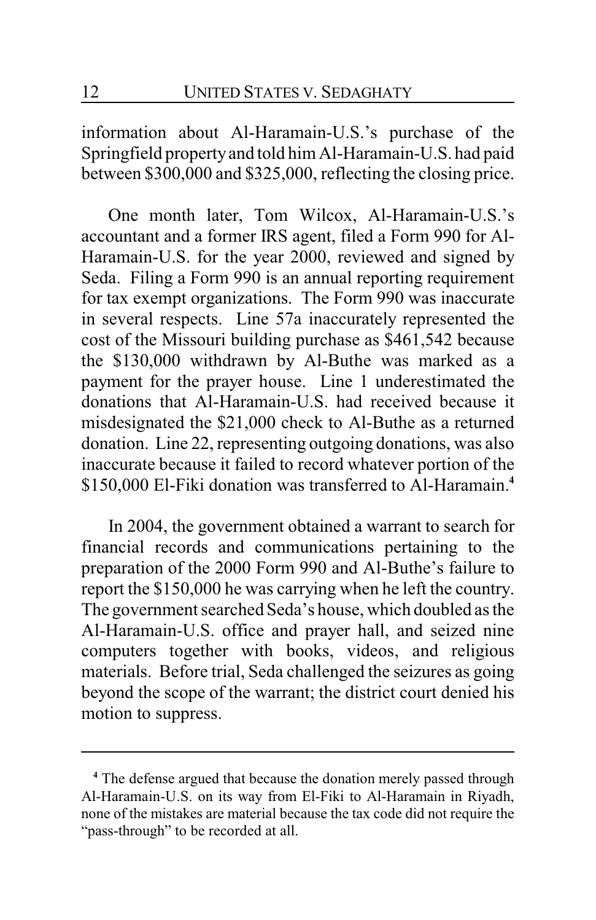information about Al-Haramain-U.S.'s purchase of the Springfield property and told him Al-Haramain-U.S. had paid between $300,000 and $325,000, reflecting the closing price.

One month later, Tom Wilcox, Al-Haramain-U.S.'s accountant and a former IRS agent, filed a Form 990 for Al-Haramain-U.S. for the year 2000, reviewed and signed by Seda. Filing a Form 990 is an annual reporting requirement for tax exempt organizations. The Form 990 was inaccurate in several respects. Line 57a inaccurately represented the cost of the Missouri building purchase as $461,542 because the $130,000 withdrawn by Al-Buthe was marked as a payment for the prayer house. Line 1 underestimated the donations that Al-Haramain-U.S. had received because it misdesignated the $21,000 check to Al-Buthe as a returned donation. Line 22, representing outgoing donations, was also inaccurate because it failed to record whatever portion of the $150,000 El-Fiki donation was transferred to Al-Haramain.[4]

In 2004, the government obtained a warrant to search for financial records and communications pertaining to the preparation of the 2000 Form 990 and Al-Buthe's failure to report the $150,000 he was carrying when he left the country. The government searched Seda's house, which doubled as the Al-Haramain-U.S. office and prayer hall, and seized nine computers together with books, videos, and religious materials. Before trial, Seda challenged the seizures as going beyond the scope of the warrant; the district court denied his motion to suppress.

---

[4] The defense argued that because the donation merely passed through Al-Haramain-U.S. on its way from El-Fiki to Al-Haramain in Riyadh, none of the mistakes are material because the tax code did not require the "pass-through" to be recorded at all.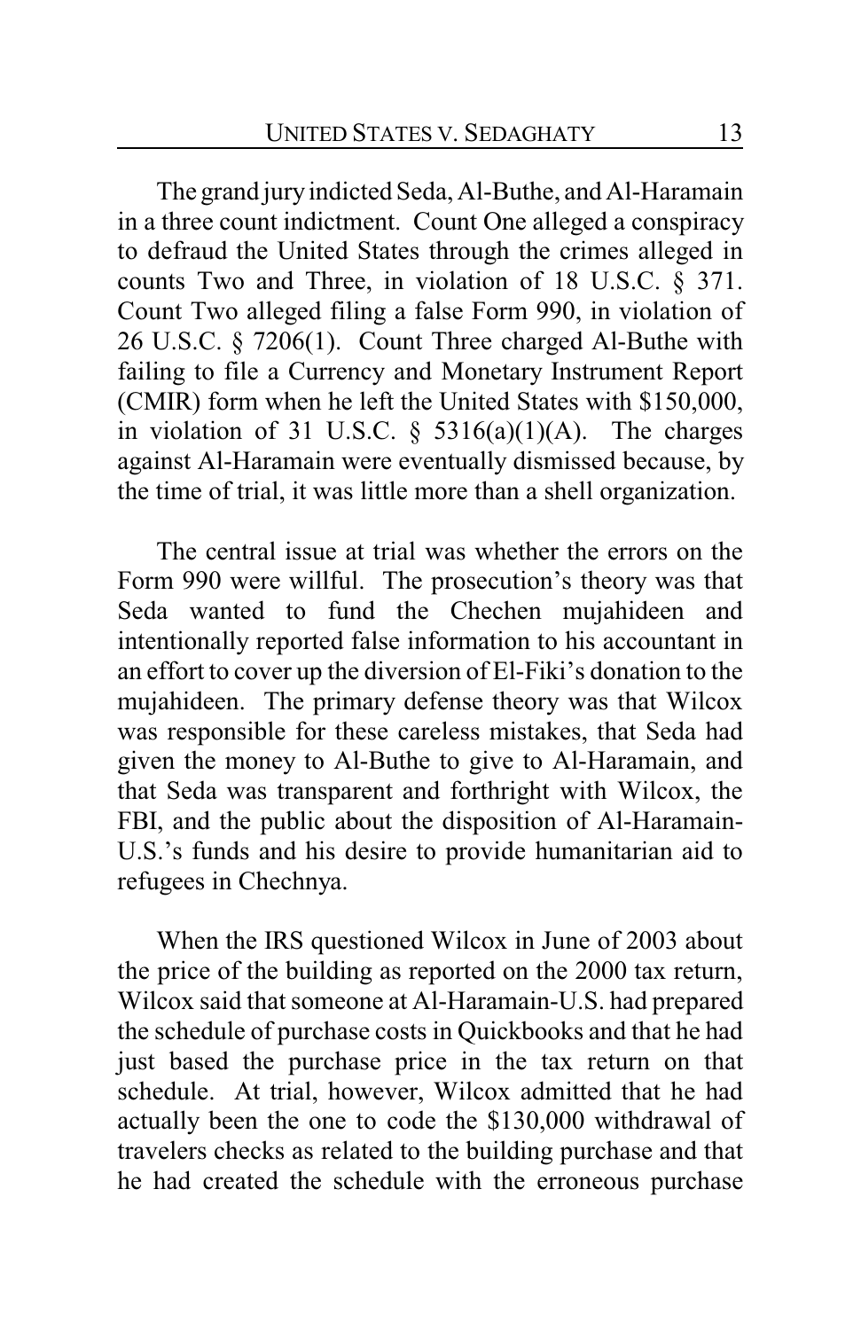The grand jury indicted Seda, Al-Buthe, and Al-Haramain in a three count indictment. Count One alleged a conspiracy to defraud the United States through the crimes alleged in counts Two and Three, in violation of 18 U.S.C. § 371. Count Two alleged filing a false Form 990, in violation of 26 U.S.C. § 7206(1). Count Three charged Al-Buthe with failing to file a Currency and Monetary Instrument Report (CMIR) form when he left the United States with $150,000, in violation of 31 U.S.C. § 5316(a)(1)(A). The charges against Al-Haramain were eventually dismissed because, by the time of trial, it was little more than a shell organization.

The central issue at trial was whether the errors on the Form 990 were willful. The prosecution's theory was that Seda wanted to fund the Chechen mujahideen and intentionally reported false information to his accountant in an effort to cover up the diversion of El-Fiki's donation to the mujahideen. The primary defense theory was that Wilcox was responsible for these careless mistakes, that Seda had given the money to Al-Buthe to give to Al-Haramain, and that Seda was transparent and forthright with Wilcox, the FBI, and the public about the disposition of Al-Haramain-U.S.'s funds and his desire to provide humanitarian aid to refugees in Chechnya.

When the IRS questioned Wilcox in June of 2003 about the price of the building as reported on the 2000 tax return, Wilcox said that someone at Al-Haramain-U.S. had prepared the schedule of purchase costs in Quickbooks and that he had just based the purchase price in the tax return on that schedule. At trial, however, Wilcox admitted that he had actually been the one to code the $130,000 withdrawal of travelers checks as related to the building purchase and that he had created the schedule with the erroneous purchase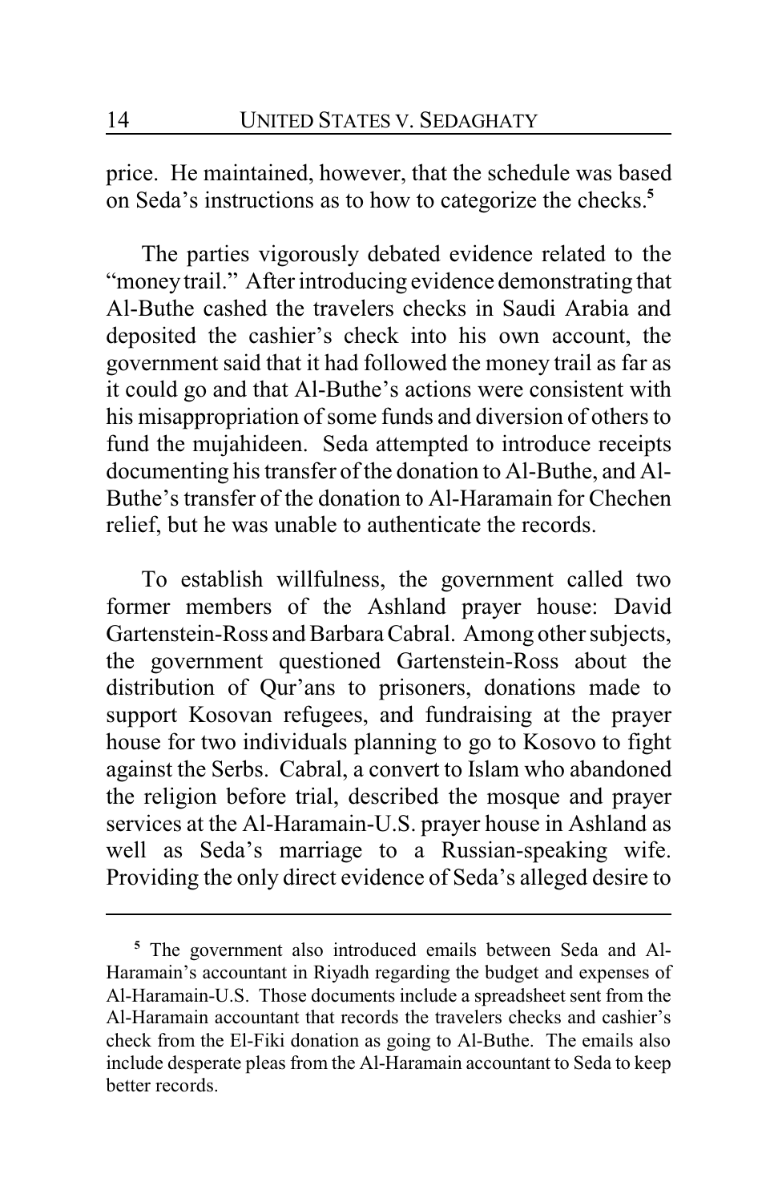price. He maintained, however, that the schedule was based on Seda's instructions as to how to categorize the checks.[5]

The parties vigorously debated evidence related to the "money trail." After introducing evidence demonstrating that Al-Buthe cashed the travelers checks in Saudi Arabia and deposited the cashier's check into his own account, the government said that it had followed the money trail as far as it could go and that Al-Buthe's actions were consistent with his misappropriation of some funds and diversion of others to fund the mujahideen. Seda attempted to introduce receipts documenting his transfer of the donation to Al-Buthe, and Al-Buthe's transfer of the donation to Al-Haramain for Chechen relief, but he was unable to authenticate the records.

To establish willfulness, the government called two former members of the Ashland prayer house: David Gartenstein-Ross and Barbara Cabral. Among other subjects, the government questioned Gartenstein-Ross about the distribution of Qur'ans to prisoners, donations made to support Kosovan refugees, and fundraising at the prayer house for two individuals planning to go to Kosovo to fight against the Serbs. Cabral, a convert to Islam who abandoned the religion before trial, described the mosque and prayer services at the Al-Haramain-U.S. prayer house in Ashland as well as Seda's marriage to a Russian-speaking wife. Providing the only direct evidence of Seda's alleged desire to

---

[5] The government also introduced emails between Seda and Al-Haramain's accountant in Riyadh regarding the budget and expenses of Al-Haramain-U.S. Those documents include a spreadsheet sent from the Al-Haramain accountant that records the travelers checks and cashier's check from the El-Fiki donation as going to Al-Buthe. The emails also include desperate pleas from the Al-Haramain accountant to Seda to keep better records.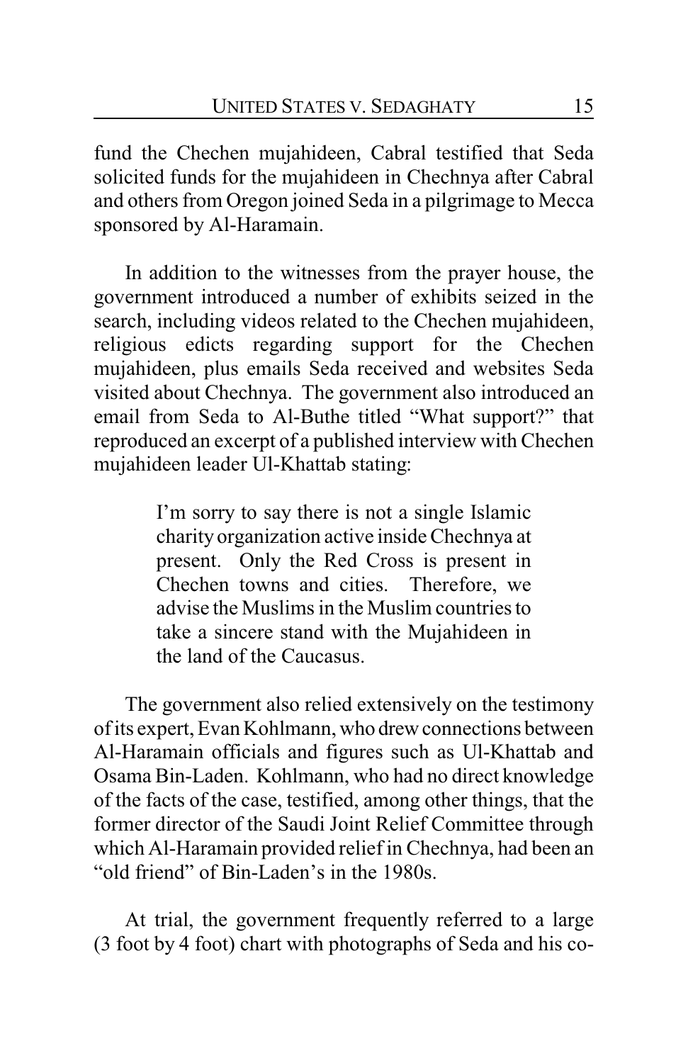fund the Chechen mujahideen, Cabral testified that Seda solicited funds for the mujahideen in Chechnya after Cabral and others from Oregon joined Seda in a pilgrimage to Mecca sponsored by Al-Haramain.

In addition to the witnesses from the prayer house, the government introduced a number of exhibits seized in the search, including videos related to the Chechen mujahideen, religious edicts regarding support for the Chechen mujahideen, plus emails Seda received and websites Seda visited about Chechnya. The government also introduced an email from Seda to Al-Buthe titled "What support?" that reproduced an excerpt of a published interview with Chechen mujahideen leader Ul-Khattab stating:

> I'm sorry to say there is not a single Islamic charity organization active inside Chechnya at present. Only the Red Cross is present in Chechen towns and cities. Therefore, we advise the Muslims in the Muslim countries to take a sincere stand with the Mujahideen in the land of the Caucasus.

The government also relied extensively on the testimony of its expert, Evan Kohlmann, who drew connections between Al-Haramain officials and figures such as Ul-Khattab and Osama Bin-Laden. Kohlmann, who had no direct knowledge of the facts of the case, testified, among other things, that the former director of the Saudi Joint Relief Committee through which Al-Haramain provided relief in Chechnya, had been an "old friend" of Bin-Laden's in the 1980s.

At trial, the government frequently referred to a large (3 foot by 4 foot) chart with photographs of Seda and his co-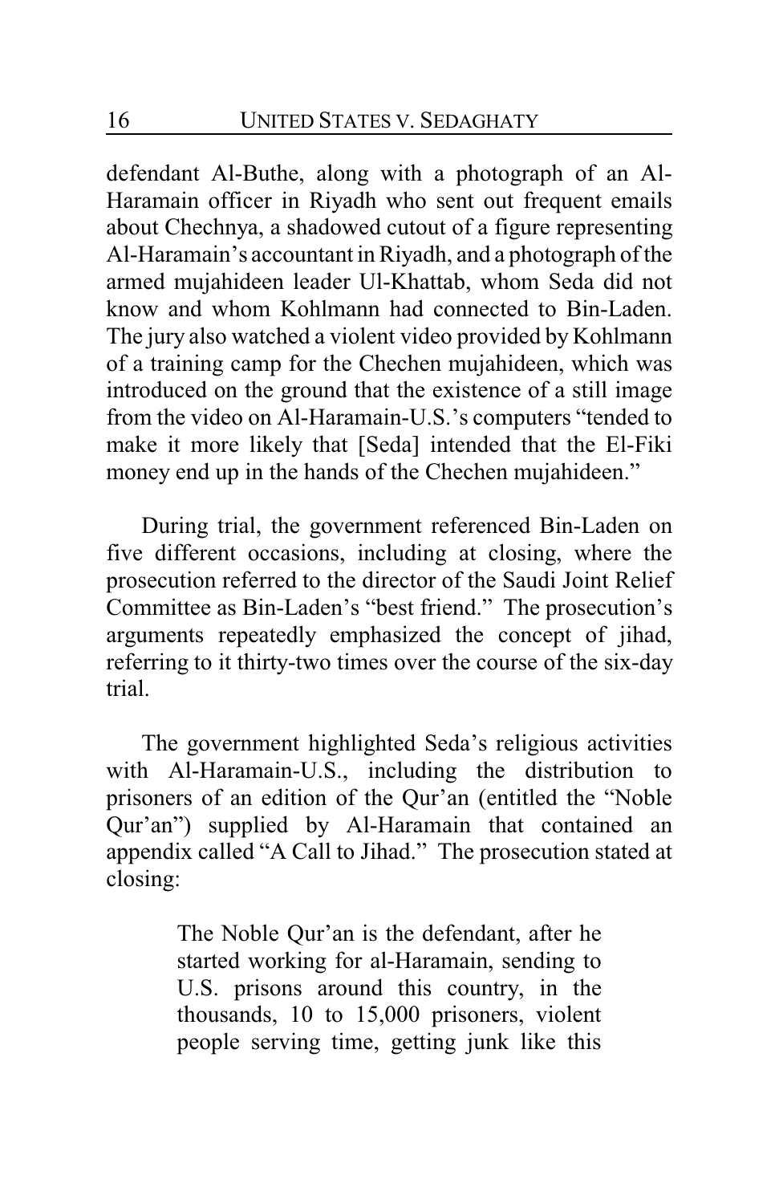defendant Al-Buthe, along with a photograph of an Al-Haramain officer in Riyadh who sent out frequent emails about Chechnya, a shadowed cutout of a figure representing Al-Haramain's accountant in Riyadh, and a photograph of the armed mujahideen leader Ul-Khattab, whom Seda did not know and whom Kohlmann had connected to Bin-Laden. The jury also watched a violent video provided by Kohlmann of a training camp for the Chechen mujahideen, which was introduced on the ground that the existence of a still image from the video on Al-Haramain-U.S.'s computers "tended to make it more likely that [Seda] intended that the El-Fiki money end up in the hands of the Chechen mujahideen."

During trial, the government referenced Bin-Laden on five different occasions, including at closing, where the prosecution referred to the director of the Saudi Joint Relief Committee as Bin-Laden's "best friend." The prosecution's arguments repeatedly emphasized the concept of jihad, referring to it thirty-two times over the course of the six-day trial.

The government highlighted Seda's religious activities with Al-Haramain-U.S., including the distribution to prisoners of an edition of the Qur'an (entitled the "Noble Qur'an") supplied by Al-Haramain that contained an appendix called "A Call to Jihad." The prosecution stated at closing:

> The Noble Qur'an is the defendant, after he started working for al-Haramain, sending to U.S. prisons around this country, in the thousands, 10 to 15,000 prisoners, violent people serving time, getting junk like this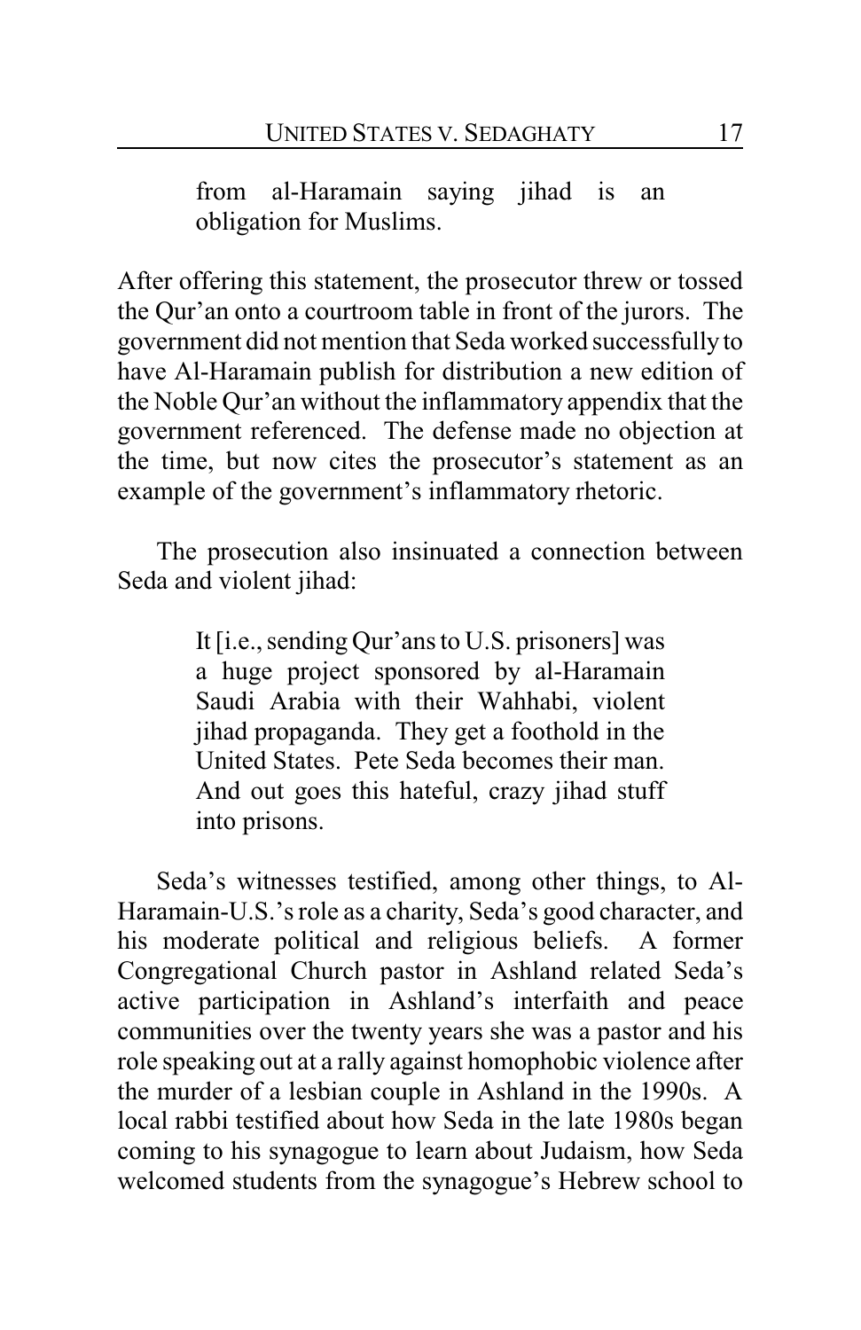> from al-Haramain saying jihad is an obligation for Muslims.

After offering this statement, the prosecutor threw or tossed the Qur'an onto a courtroom table in front of the jurors. The government did not mention that Seda worked successfully to have Al-Haramain publish for distribution a new edition of the Noble Qur'an without the inflammatory appendix that the government referenced. The defense made no objection at the time, but now cites the prosecutor's statement as an example of the government's inflammatory rhetoric.

The prosecution also insinuated a connection between Seda and violent jihad:

> It [i.e., sending Qur'ans to U.S. prisoners] was a huge project sponsored by al-Haramain Saudi Arabia with their Wahhabi, violent jihad propaganda. They get a foothold in the United States. Pete Seda becomes their man. And out goes this hateful, crazy jihad stuff into prisons.

Seda's witnesses testified, among other things, to Al-Haramain-U.S.'s role as a charity, Seda's good character, and his moderate political and religious beliefs. A former Congregational Church pastor in Ashland related Seda's active participation in Ashland's interfaith and peace communities over the twenty years she was a pastor and his role speaking out at a rally against homophobic violence after the murder of a lesbian couple in Ashland in the 1990s. A local rabbi testified about how Seda in the late 1980s began coming to his synagogue to learn about Judaism, how Seda welcomed students from the synagogue's Hebrew school to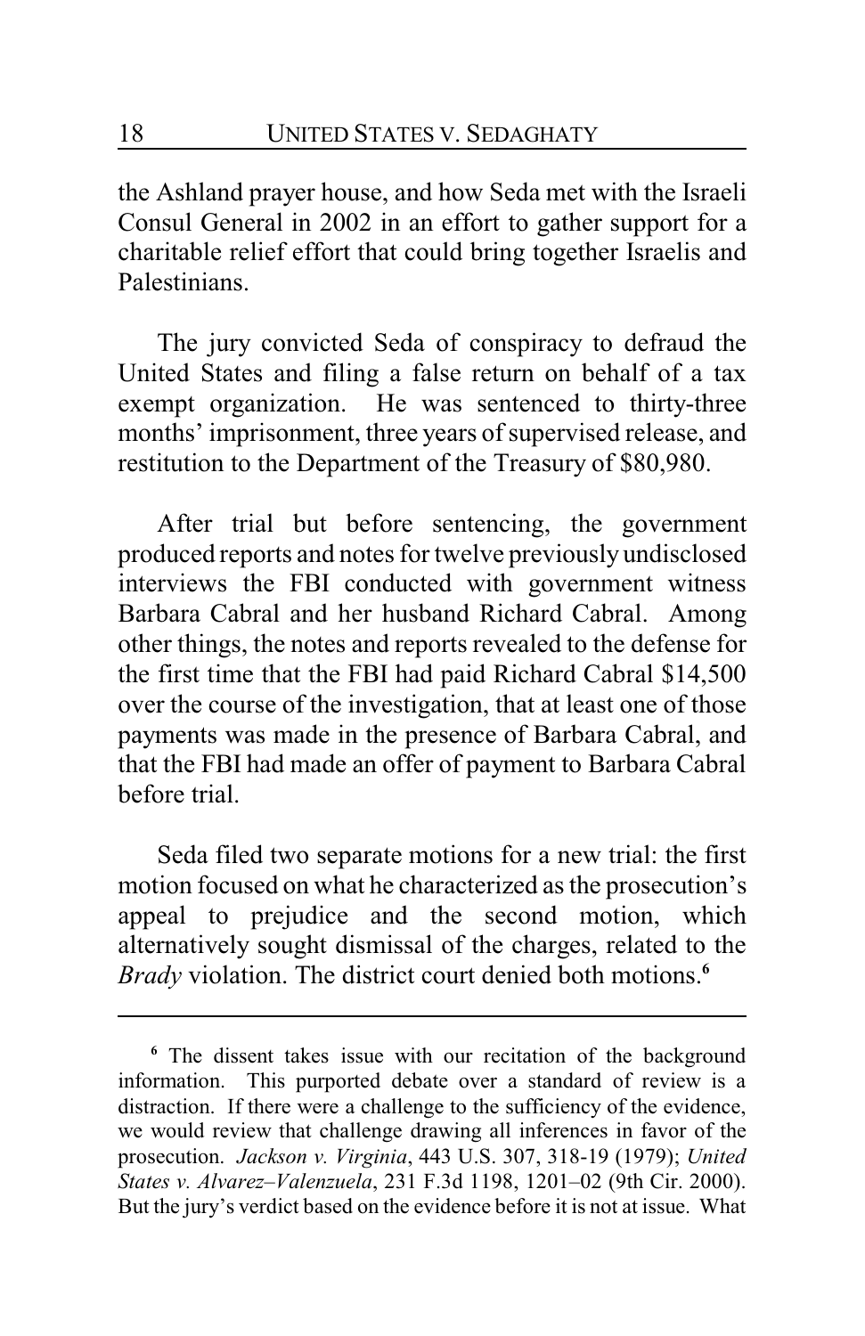the Ashland prayer house, and how Seda met with the Israeli Consul General in 2002 in an effort to gather support for a charitable relief effort that could bring together Israelis and Palestinians.

The jury convicted Seda of conspiracy to defraud the United States and filing a false return on behalf of a tax exempt organization. He was sentenced to thirty-three months' imprisonment, three years of supervised release, and restitution to the Department of the Treasury of $80,980.

After trial but before sentencing, the government produced reports and notes for twelve previously undisclosed interviews the FBI conducted with government witness Barbara Cabral and her husband Richard Cabral. Among other things, the notes and reports revealed to the defense for the first time that the FBI had paid Richard Cabral $14,500 over the course of the investigation, that at least one of those payments was made in the presence of Barbara Cabral, and that the FBI had made an offer of payment to Barbara Cabral before trial.

Seda filed two separate motions for a new trial: the first motion focused on what he characterized as the prosecution's appeal to prejudice and the second motion, which alternatively sought dismissal of the charges, related to the *Brady* violation. The district court denied both motions.[6]

---

[6] The dissent takes issue with our recitation of the background information. This purported debate over a standard of review is a distraction. If there were a challenge to the sufficiency of the evidence, we would review that challenge drawing all inferences in favor of the prosecution. *Jackson v. Virginia*, 443 U.S. 307, 318-19 (1979); *United States v. Alvarez–Valenzuela*, 231 F.3d 1198, 1201–02 (9th Cir. 2000). But the jury's verdict based on the evidence before it is not at issue. What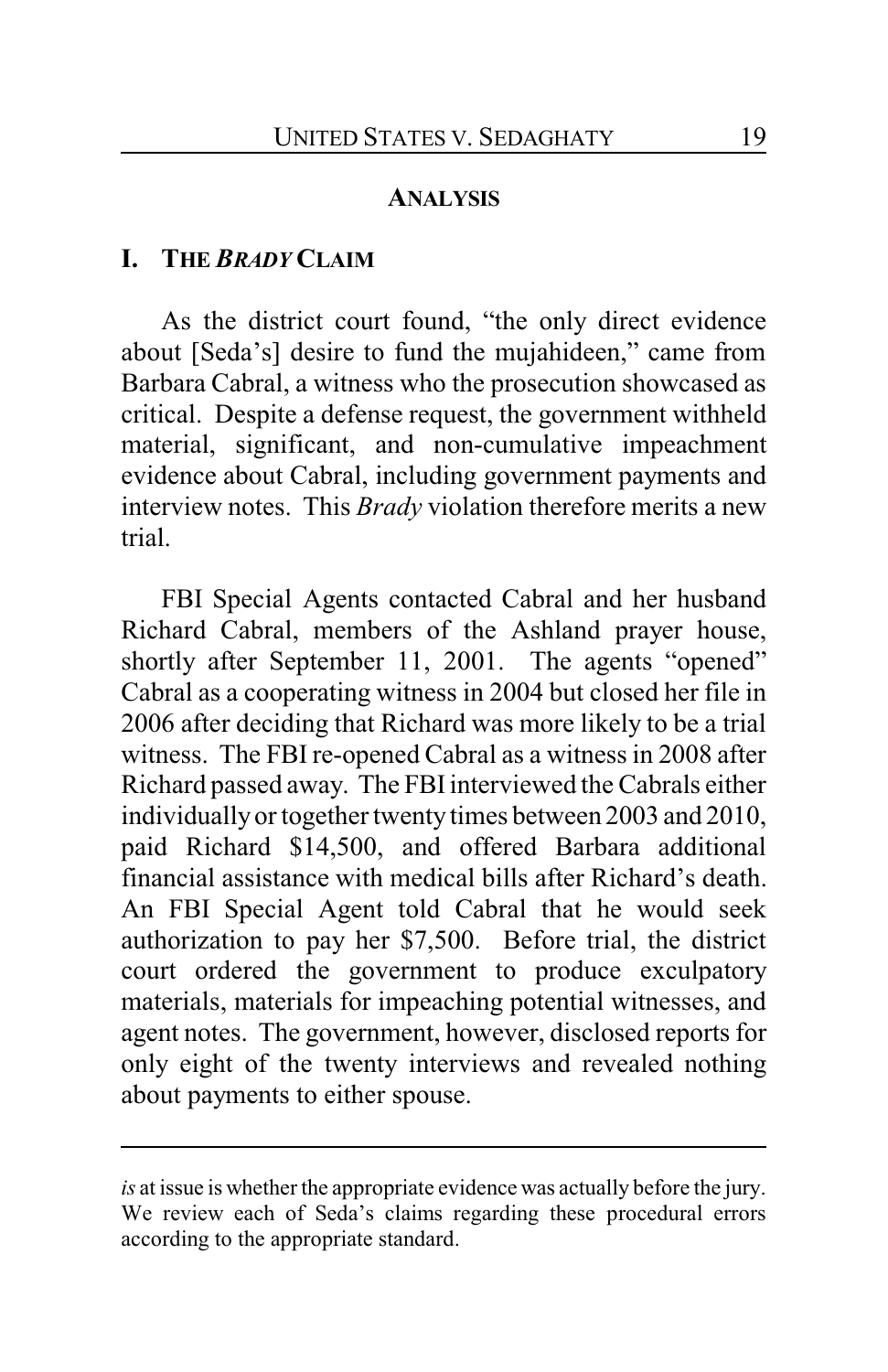## ANALYSIS

### I. THE *BRADY* CLAIM

As the district court found, "the only direct evidence about [Seda's] desire to fund the mujahideen," came from Barbara Cabral, a witness who the prosecution showcased as critical. Despite a defense request, the government withheld material, significant, and non-cumulative impeachment evidence about Cabral, including government payments and interview notes. This *Brady* violation therefore merits a new trial.

FBI Special Agents contacted Cabral and her husband Richard Cabral, members of the Ashland prayer house, shortly after September 11, 2001. The agents "opened" Cabral as a cooperating witness in 2004 but closed her file in 2006 after deciding that Richard was more likely to be a trial witness. The FBI re-opened Cabral as a witness in 2008 after Richard passed away. The FBI interviewed the Cabrals either individually or together twenty times between 2003 and 2010, paid Richard $14,500, and offered Barbara additional financial assistance with medical bills after Richard's death. An FBI Special Agent told Cabral that he would seek authorization to pay her $7,500. Before trial, the district court ordered the government to produce exculpatory materials, materials for impeaching potential witnesses, and agent notes. The government, however, disclosed reports for only eight of the twenty interviews and revealed nothing about payments to either spouse.

---

*is* at issue is whether the appropriate evidence was actually before the jury. We review each of Seda's claims regarding these procedural errors according to the appropriate standard.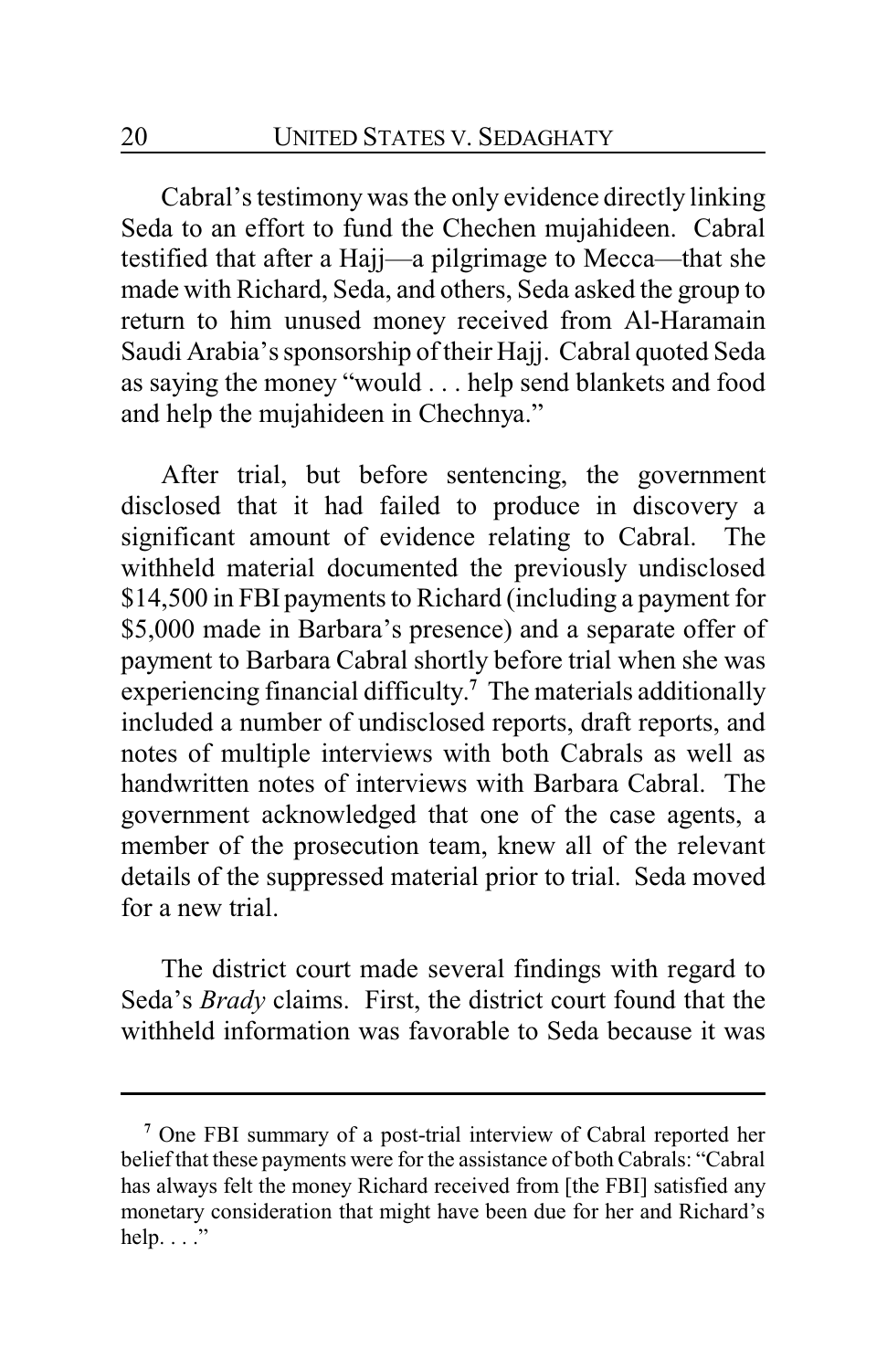Cabral's testimony was the only evidence directly linking Seda to an effort to fund the Chechen mujahideen. Cabral testified that after a Hajj—a pilgrimage to Mecca—that she made with Richard, Seda, and others, Seda asked the group to return to him unused money received from Al-Haramain Saudi Arabia's sponsorship of their Hajj. Cabral quoted Seda as saying the money "would . . . help send blankets and food and help the mujahideen in Chechnya."

After trial, but before sentencing, the government disclosed that it had failed to produce in discovery a significant amount of evidence relating to Cabral. The withheld material documented the previously undisclosed $14,500 in FBI payments to Richard (including a payment for $5,000 made in Barbara's presence) and a separate offer of payment to Barbara Cabral shortly before trial when she was experiencing financial difficulty.[7] The materials additionally included a number of undisclosed reports, draft reports, and notes of multiple interviews with both Cabrals as well as handwritten notes of interviews with Barbara Cabral. The government acknowledged that one of the case agents, a member of the prosecution team, knew all of the relevant details of the suppressed material prior to trial. Seda moved for a new trial.

The district court made several findings with regard to Seda's *Brady* claims. First, the district court found that the withheld information was favorable to Seda because it was

---

[7] One FBI summary of a post-trial interview of Cabral reported her belief that these payments were for the assistance of both Cabrals: "Cabral has always felt the money Richard received from [the FBI] satisfied any monetary consideration that might have been due for her and Richard's help. . . ."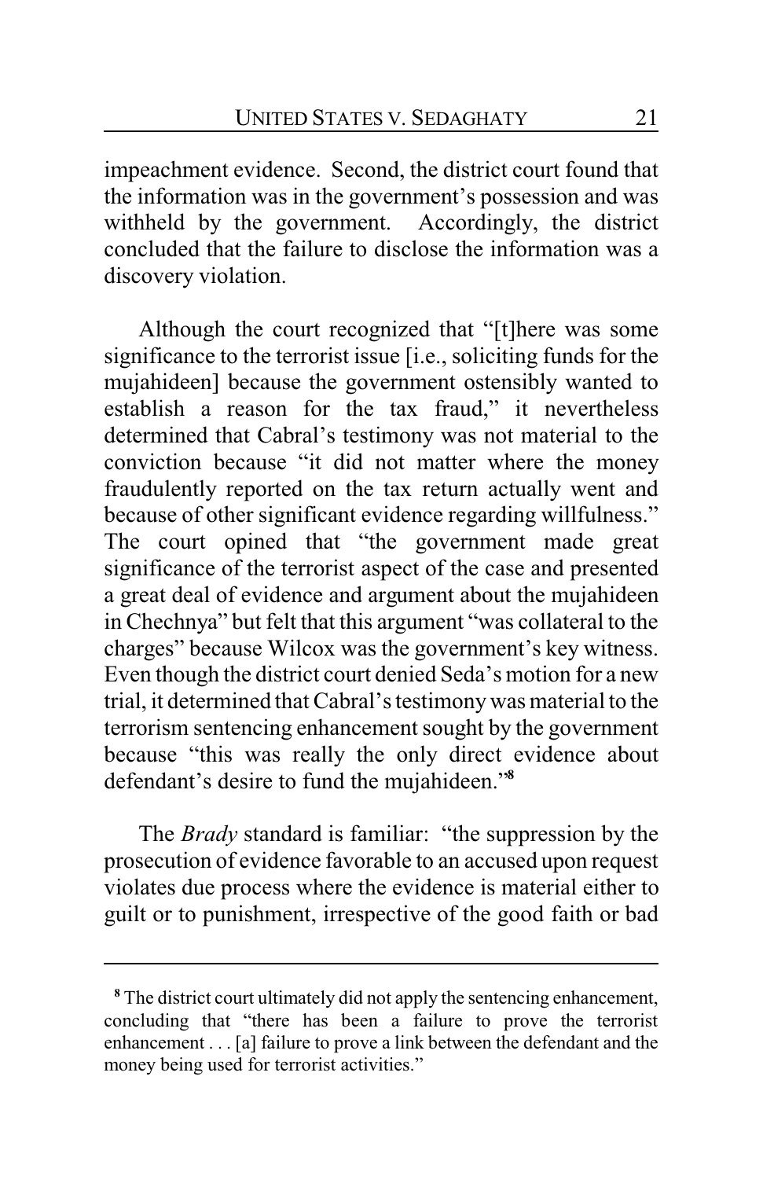impeachment evidence. Second, the district court found that the information was in the government's possession and was withheld by the government. Accordingly, the district concluded that the failure to disclose the information was a discovery violation.

Although the court recognized that "[t]here was some significance to the terrorist issue [i.e., soliciting funds for the mujahideen] because the government ostensibly wanted to establish a reason for the tax fraud," it nevertheless determined that Cabral's testimony was not material to the conviction because "it did not matter where the money fraudulently reported on the tax return actually went and because of other significant evidence regarding willfulness." The court opined that "the government made great significance of the terrorist aspect of the case and presented a great deal of evidence and argument about the mujahideen in Chechnya" but felt that this argument "was collateral to the charges" because Wilcox was the government's key witness. Even though the district court denied Seda's motion for a new trial, it determined that Cabral's testimony was material to the terrorism sentencing enhancement sought by the government because "this was really the only direct evidence about defendant's desire to fund the mujahideen."[8]

The *Brady* standard is familiar: "the suppression by the prosecution of evidence favorable to an accused upon request violates due process where the evidence is material either to guilt or to punishment, irrespective of the good faith or bad

---

[8] The district court ultimately did not apply the sentencing enhancement, concluding that "there has been a failure to prove the terrorist enhancement . . . [a] failure to prove a link between the defendant and the money being used for terrorist activities."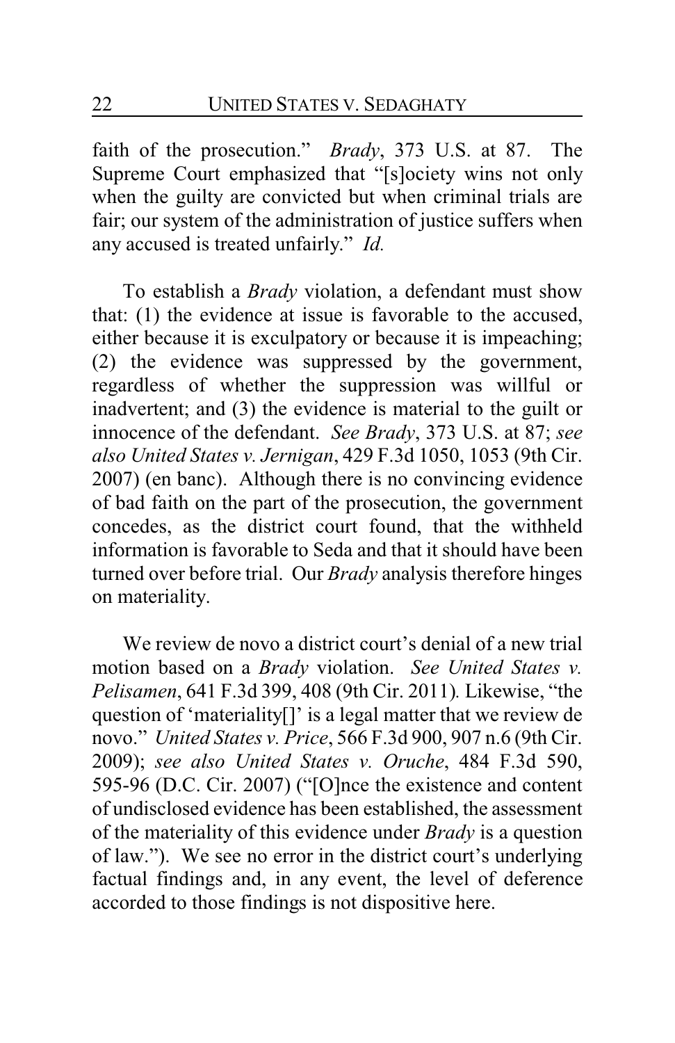faith of the prosecution." *Brady*, 373 U.S. at 87. The Supreme Court emphasized that "[s]ociety wins not only when the guilty are convicted but when criminal trials are fair; our system of the administration of justice suffers when any accused is treated unfairly." *Id.*

To establish a *Brady* violation, a defendant must show that: (1) the evidence at issue is favorable to the accused, either because it is exculpatory or because it is impeaching; (2) the evidence was suppressed by the government, regardless of whether the suppression was willful or inadvertent; and (3) the evidence is material to the guilt or innocence of the defendant. *See Brady*, 373 U.S. at 87; *see also United States v. Jernigan*, 429 F.3d 1050, 1053 (9th Cir. 2007) (en banc). Although there is no convincing evidence of bad faith on the part of the prosecution, the government concedes, as the district court found, that the withheld information is favorable to Seda and that it should have been turned over before trial. Our *Brady* analysis therefore hinges on materiality.

We review de novo a district court's denial of a new trial motion based on a *Brady* violation. *See United States v. Pelisamen*, 641 F.3d 399, 408 (9th Cir. 2011). Likewise, "the question of 'materiality[]' is a legal matter that we review de novo." *United States v. Price*, 566 F.3d 900, 907 n.6 (9th Cir. 2009); *see also United States v. Oruche*, 484 F.3d 590, 595-96 (D.C. Cir. 2007) ("[O]nce the existence and content of undisclosed evidence has been established, the assessment of the materiality of this evidence under *Brady* is a question of law."). We see no error in the district court's underlying factual findings and, in any event, the level of deference accorded to those findings is not dispositive here.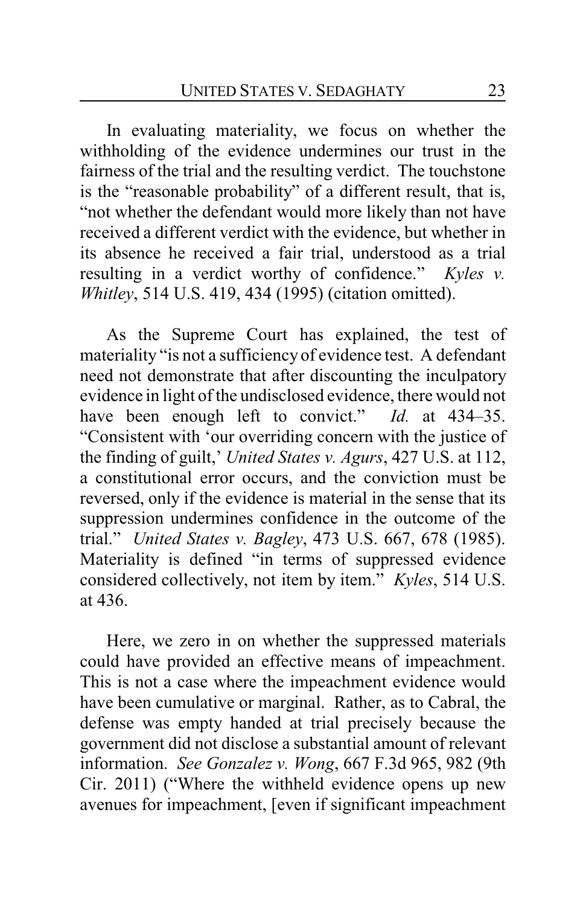In evaluating materiality, we focus on whether the withholding of the evidence undermines our trust in the fairness of the trial and the resulting verdict. The touchstone is the "reasonable probability" of a different result, that is, "not whether the defendant would more likely than not have received a different verdict with the evidence, but whether in its absence he received a fair trial, understood as a trial resulting in a verdict worthy of confidence." *Kyles v. Whitley*, 514 U.S. 419, 434 (1995) (citation omitted).

As the Supreme Court has explained, the test of materiality "is not a sufficiency of evidence test. A defendant need not demonstrate that after discounting the inculpatory evidence in light of the undisclosed evidence, there would not have been enough left to convict." *Id.* at 434–35. "Consistent with 'our overriding concern with the justice of the finding of guilt,' *United States v. Agurs*, 427 U.S. at 112, a constitutional error occurs, and the conviction must be reversed, only if the evidence is material in the sense that its suppression undermines confidence in the outcome of the trial." *United States v. Bagley*, 473 U.S. 667, 678 (1985). Materiality is defined "in terms of suppressed evidence considered collectively, not item by item." *Kyles*, 514 U.S. at 436.

Here, we zero in on whether the suppressed materials could have provided an effective means of impeachment. This is not a case where the impeachment evidence would have been cumulative or marginal. Rather, as to Cabral, the defense was empty handed at trial precisely because the government did not disclose a substantial amount of relevant information. *See Gonzalez v. Wong*, 667 F.3d 965, 982 (9th Cir. 2011) ("Where the withheld evidence opens up new avenues for impeachment, [even if significant impeachment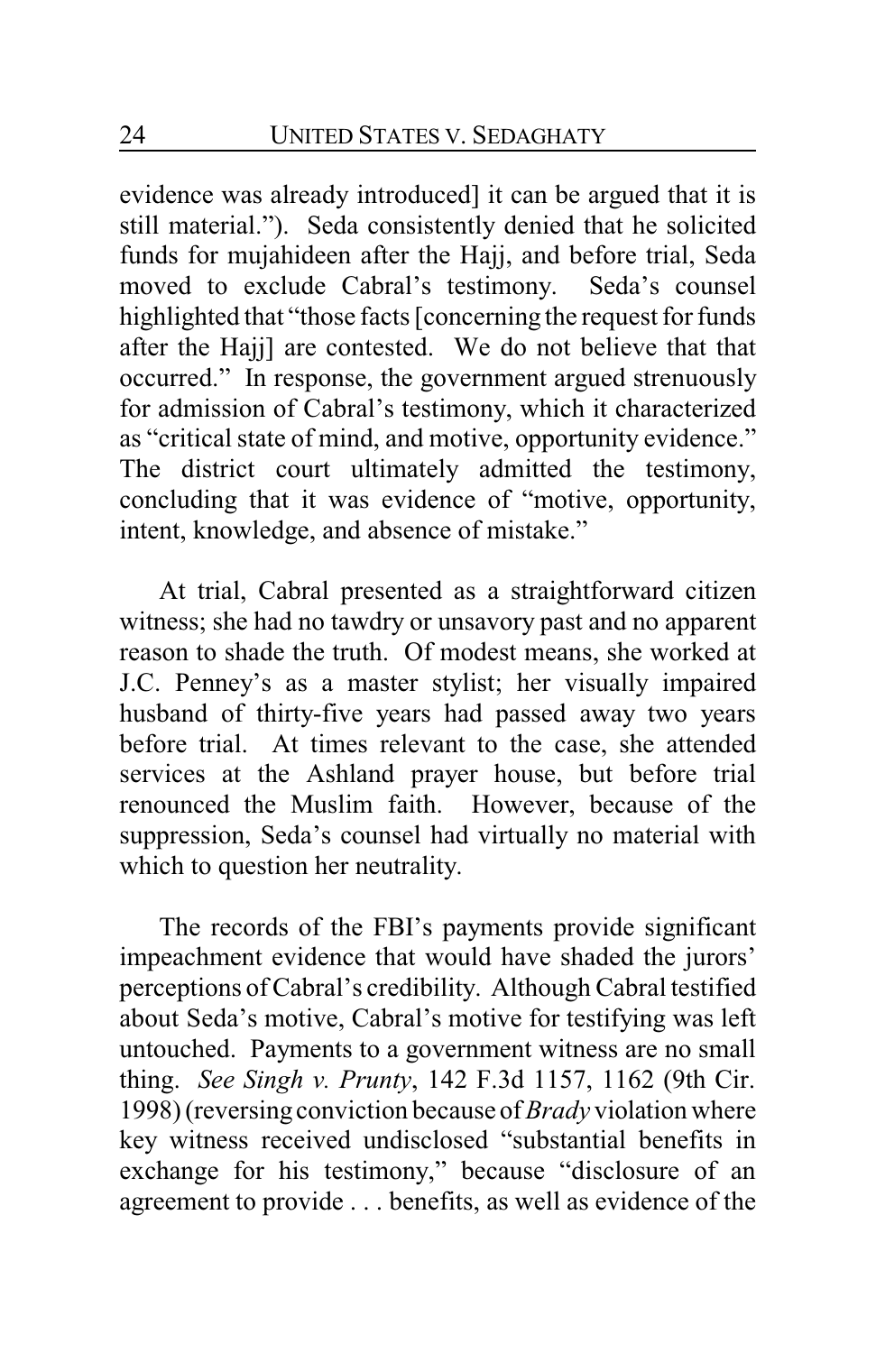evidence was already introduced] it can be argued that it is still material."). Seda consistently denied that he solicited funds for mujahideen after the Hajj, and before trial, Seda moved to exclude Cabral's testimony. Seda's counsel highlighted that "those facts [concerning the request for funds after the Hajj] are contested. We do not believe that that occurred." In response, the government argued strenuously for admission of Cabral's testimony, which it characterized as "critical state of mind, and motive, opportunity evidence." The district court ultimately admitted the testimony, concluding that it was evidence of "motive, opportunity, intent, knowledge, and absence of mistake."

At trial, Cabral presented as a straightforward citizen witness; she had no tawdry or unsavory past and no apparent reason to shade the truth. Of modest means, she worked at J.C. Penney's as a master stylist; her visually impaired husband of thirty-five years had passed away two years before trial. At times relevant to the case, she attended services at the Ashland prayer house, but before trial renounced the Muslim faith. However, because of the suppression, Seda's counsel had virtually no material with which to question her neutrality.

The records of the FBI's payments provide significant impeachment evidence that would have shaded the jurors' perceptions of Cabral's credibility. Although Cabral testified about Seda's motive, Cabral's motive for testifying was left untouched. Payments to a government witness are no small thing. *See Singh v. Prunty*, 142 F.3d 1157, 1162 (9th Cir. 1998) (reversing conviction because of *Brady* violation where key witness received undisclosed "substantial benefits in exchange for his testimony," because "disclosure of an agreement to provide . . . benefits, as well as evidence of the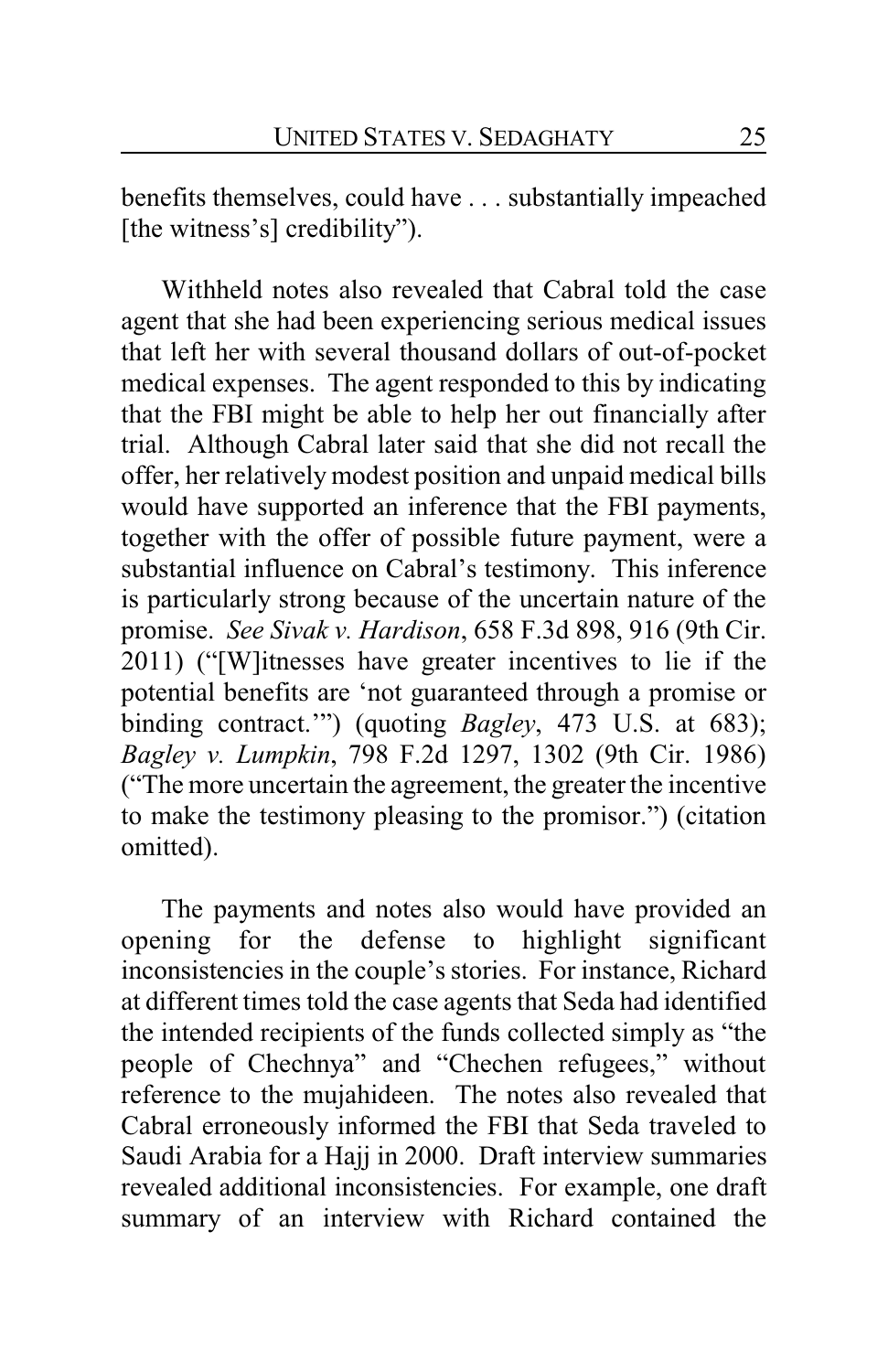benefits themselves, could have . . . substantially impeached [the witness's] credibility").

Withheld notes also revealed that Cabral told the case agent that she had been experiencing serious medical issues that left her with several thousand dollars of out-of-pocket medical expenses. The agent responded to this by indicating that the FBI might be able to help her out financially after trial. Although Cabral later said that she did not recall the offer, her relatively modest position and unpaid medical bills would have supported an inference that the FBI payments, together with the offer of possible future payment, were a substantial influence on Cabral's testimony. This inference is particularly strong because of the uncertain nature of the promise. *See Sivak v. Hardison*, 658 F.3d 898, 916 (9th Cir. 2011) ("[W]itnesses have greater incentives to lie if the potential benefits are 'not guaranteed through a promise or binding contract.'") (quoting *Bagley*, 473 U.S. at 683); *Bagley v. Lumpkin*, 798 F.2d 1297, 1302 (9th Cir. 1986) ("The more uncertain the agreement, the greater the incentive to make the testimony pleasing to the promisor.") (citation omitted).

The payments and notes also would have provided an opening for the defense to highlight significant inconsistencies in the couple's stories. For instance, Richard at different times told the case agents that Seda had identified the intended recipients of the funds collected simply as "the people of Chechnya" and "Chechen refugees," without reference to the mujahideen. The notes also revealed that Cabral erroneously informed the FBI that Seda traveled to Saudi Arabia for a Hajj in 2000. Draft interview summaries revealed additional inconsistencies. For example, one draft summary of an interview with Richard contained the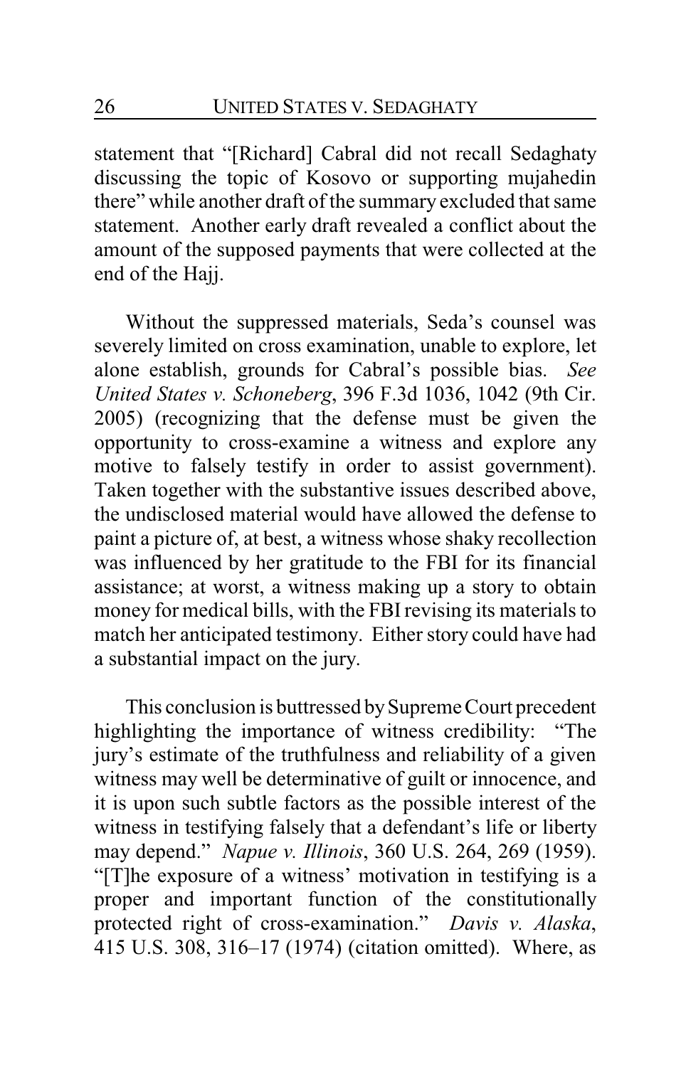statement that "[Richard] Cabral did not recall Sedaghaty discussing the topic of Kosovo or supporting mujahedin there" while another draft of the summary excluded that same statement. Another early draft revealed a conflict about the amount of the supposed payments that were collected at the end of the Hajj.

Without the suppressed materials, Seda's counsel was severely limited on cross examination, unable to explore, let alone establish, grounds for Cabral's possible bias. *See United States v. Schoneberg*, 396 F.3d 1036, 1042 (9th Cir. 2005) (recognizing that the defense must be given the opportunity to cross-examine a witness and explore any motive to falsely testify in order to assist government). Taken together with the substantive issues described above, the undisclosed material would have allowed the defense to paint a picture of, at best, a witness whose shaky recollection was influenced by her gratitude to the FBI for its financial assistance; at worst, a witness making up a story to obtain money for medical bills, with the FBI revising its materials to match her anticipated testimony. Either story could have had a substantial impact on the jury.

This conclusion is buttressed by Supreme Court precedent highlighting the importance of witness credibility: "The jury's estimate of the truthfulness and reliability of a given witness may well be determinative of guilt or innocence, and it is upon such subtle factors as the possible interest of the witness in testifying falsely that a defendant's life or liberty may depend." *Napue v. Illinois*, 360 U.S. 264, 269 (1959). "[T]he exposure of a witness' motivation in testifying is a proper and important function of the constitutionally protected right of cross-examination." *Davis v. Alaska*, 415 U.S. 308, 316–17 (1974) (citation omitted). Where, as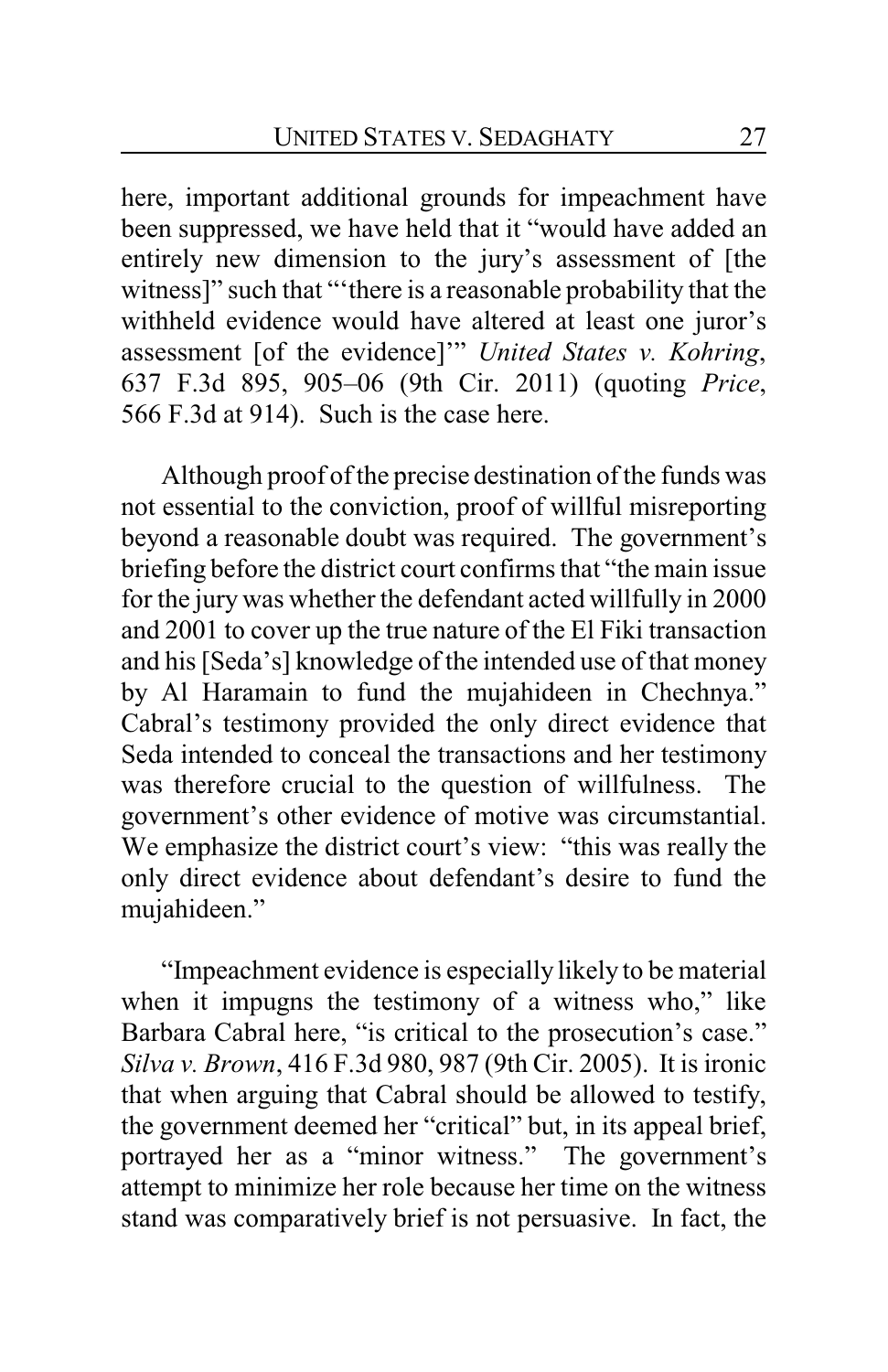here, important additional grounds for impeachment have been suppressed, we have held that it "would have added an entirely new dimension to the jury's assessment of [the witness]" such that "'there is a reasonable probability that the withheld evidence would have altered at least one juror's assessment [of the evidence]'" *United States v. Kohring*, 637 F.3d 895, 905–06 (9th Cir. 2011) (quoting *Price*, 566 F.3d at 914). Such is the case here.

Although proof of the precise destination of the funds was not essential to the conviction, proof of willful misreporting beyond a reasonable doubt was required. The government's briefing before the district court confirms that "the main issue for the jury was whether the defendant acted willfully in 2000 and 2001 to cover up the true nature of the El Fiki transaction and his [Seda's] knowledge of the intended use of that money by Al Haramain to fund the mujahideen in Chechnya." Cabral's testimony provided the only direct evidence that Seda intended to conceal the transactions and her testimony was therefore crucial to the question of willfulness. The government's other evidence of motive was circumstantial. We emphasize the district court's view: "this was really the only direct evidence about defendant's desire to fund the mujahideen."

"Impeachment evidence is especially likely to be material when it impugns the testimony of a witness who," like Barbara Cabral here, "is critical to the prosecution's case." *Silva v. Brown*, 416 F.3d 980, 987 (9th Cir. 2005). It is ironic that when arguing that Cabral should be allowed to testify, the government deemed her "critical" but, in its appeal brief, portrayed her as a "minor witness." The government's attempt to minimize her role because her time on the witness stand was comparatively brief is not persuasive. In fact, the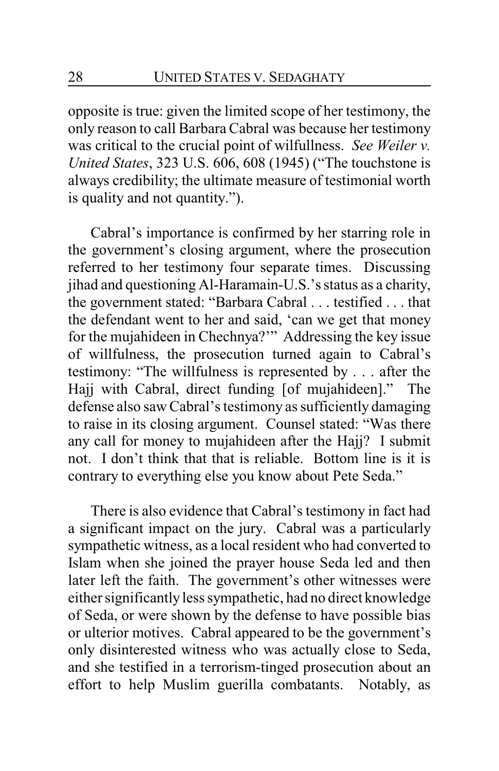opposite is true: given the limited scope of her testimony, the only reason to call Barbara Cabral was because her testimony was critical to the crucial point of wilfullness. *See Weiler v. United States*, 323 U.S. 606, 608 (1945) ("The touchstone is always credibility; the ultimate measure of testimonial worth is quality and not quantity.").

Cabral's importance is confirmed by her starring role in the government's closing argument, where the prosecution referred to her testimony four separate times. Discussing jihad and questioning Al-Haramain-U.S.'s status as a charity, the government stated: "Barbara Cabral . . . testified . . . that the defendant went to her and said, 'can we get that money for the mujahideen in Chechnya?'" Addressing the key issue of willfulness, the prosecution turned again to Cabral's testimony: "The willfulness is represented by . . . after the Hajj with Cabral, direct funding [of mujahideen]." The defense also saw Cabral's testimony as sufficiently damaging to raise in its closing argument. Counsel stated: "Was there any call for money to mujahideen after the Hajj? I submit not. I don't think that that is reliable. Bottom line is it is contrary to everything else you know about Pete Seda."

There is also evidence that Cabral's testimony in fact had a significant impact on the jury. Cabral was a particularly sympathetic witness, as a local resident who had converted to Islam when she joined the prayer house Seda led and then later left the faith. The government's other witnesses were either significantly less sympathetic, had no direct knowledge of Seda, or were shown by the defense to have possible bias or ulterior motives. Cabral appeared to be the government's only disinterested witness who was actually close to Seda, and she testified in a terrorism-tinged prosecution about an effort to help Muslim guerilla combatants. Notably, as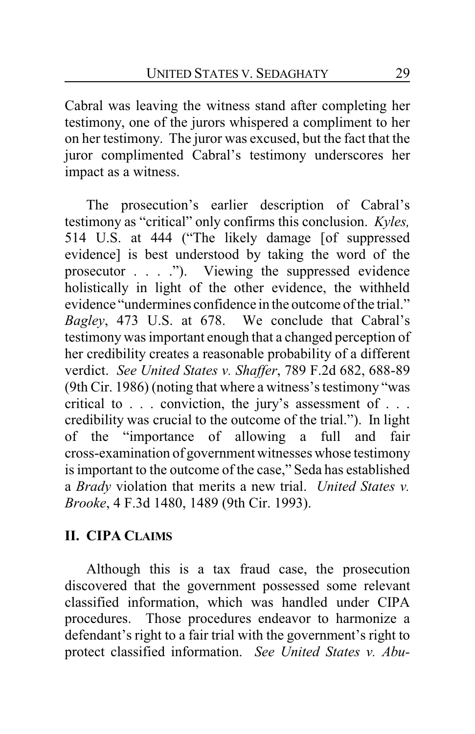Cabral was leaving the witness stand after completing her testimony, one of the jurors whispered a compliment to her on her testimony. The juror was excused, but the fact that the juror complimented Cabral's testimony underscores her impact as a witness.

The prosecution's earlier description of Cabral's testimony as "critical" only confirms this conclusion. *Kyles,* 514 U.S. at 444 ("The likely damage [of suppressed evidence] is best understood by taking the word of the prosecutor . . . ."). Viewing the suppressed evidence holistically in light of the other evidence, the withheld evidence "undermines confidence in the outcome of the trial." *Bagley*, 473 U.S. at 678. We conclude that Cabral's testimony was important enough that a changed perception of her credibility creates a reasonable probability of a different verdict. *See United States v. Shaffer*, 789 F.2d 682, 688-89 (9th Cir. 1986) (noting that where a witness's testimony "was critical to . . . conviction, the jury's assessment of . . . credibility was crucial to the outcome of the trial."). In light of the "importance of allowing a full and fair cross-examination of government witnesses whose testimony is important to the outcome of the case," Seda has established a *Brady* violation that merits a new trial. *United States v. Brooke*, 4 F.3d 1480, 1489 (9th Cir. 1993).

## II. CIPA CLAIMS

Although this is a tax fraud case, the prosecution discovered that the government possessed some relevant classified information, which was handled under CIPA procedures. Those procedures endeavor to harmonize a defendant's right to a fair trial with the government's right to protect classified information. *See United States v. Abu-*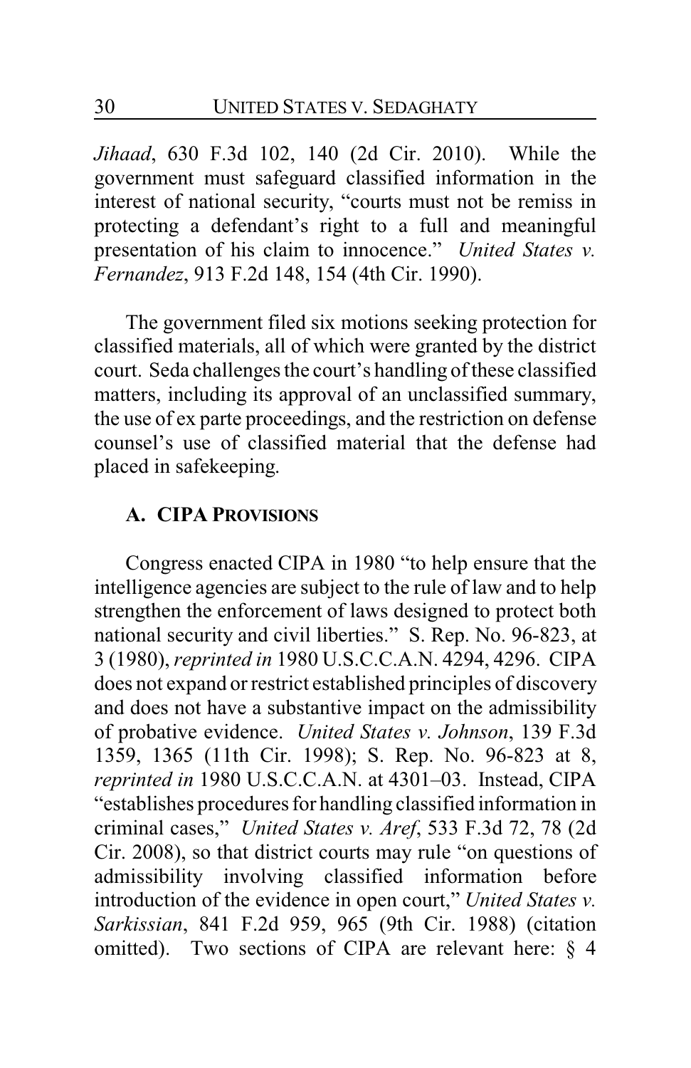*Jihaad*, 630 F.3d 102, 140 (2d Cir. 2010). While the government must safeguard classified information in the interest of national security, "courts must not be remiss in protecting a defendant's right to a full and meaningful presentation of his claim to innocence." *United States v. Fernandez*, 913 F.2d 148, 154 (4th Cir. 1990).

The government filed six motions seeking protection for classified materials, all of which were granted by the district court. Seda challenges the court's handling of these classified matters, including its approval of an unclassified summary, the use of ex parte proceedings, and the restriction on defense counsel's use of classified material that the defense had placed in safekeeping.

### A. CIPA PROVISIONS

Congress enacted CIPA in 1980 "to help ensure that the intelligence agencies are subject to the rule of law and to help strengthen the enforcement of laws designed to protect both national security and civil liberties." S. Rep. No. 96-823, at 3 (1980), *reprinted in* 1980 U.S.C.C.A.N. 4294, 4296. CIPA does not expand or restrict established principles of discovery and does not have a substantive impact on the admissibility of probative evidence. *United States v. Johnson*, 139 F.3d 1359, 1365 (11th Cir. 1998); S. Rep. No. 96-823 at 8, *reprinted in* 1980 U.S.C.C.A.N. at 4301–03. Instead, CIPA "establishes procedures for handling classified information in criminal cases," *United States v. Aref*, 533 F.3d 72, 78 (2d Cir. 2008), so that district courts may rule "on questions of admissibility involving classified information before introduction of the evidence in open court," *United States v. Sarkissian*, 841 F.2d 959, 965 (9th Cir. 1988) (citation omitted). Two sections of CIPA are relevant here: § 4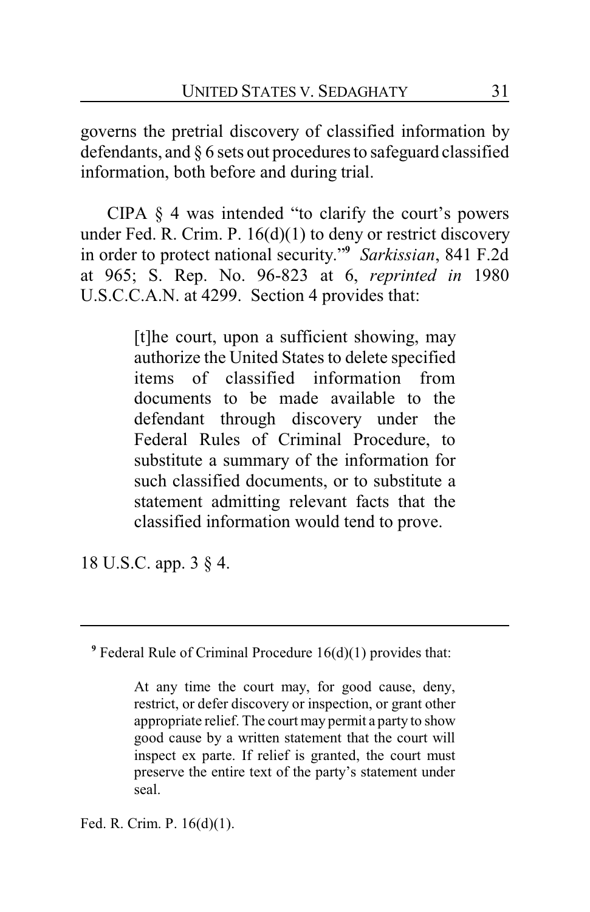governs the pretrial discovery of classified information by defendants, and § 6 sets out procedures to safeguard classified information, both before and during trial.

CIPA § 4 was intended "to clarify the court's powers under Fed. R. Crim. P. 16(d)(1) to deny or restrict discovery in order to protect national security."[9] *Sarkissian*, 841 F.2d at 965; S. Rep. No. 96-823 at 6, *reprinted in* 1980 U.S.C.C.A.N. at 4299. Section 4 provides that:

> [t]he court, upon a sufficient showing, may authorize the United States to delete specified items of classified information from documents to be made available to the defendant through discovery under the Federal Rules of Criminal Procedure, to substitute a summary of the information for such classified documents, or to substitute a statement admitting relevant facts that the classified information would tend to prove.

18 U.S.C. app. 3 § 4.

---

[9] Federal Rule of Criminal Procedure 16(d)(1) provides that:

> At any time the court may, for good cause, deny, restrict, or defer discovery or inspection, or grant other appropriate relief. The court may permit a party to show good cause by a written statement that the court will inspect ex parte. If relief is granted, the court must preserve the entire text of the party's statement under seal.

Fed. R. Crim. P. 16(d)(1).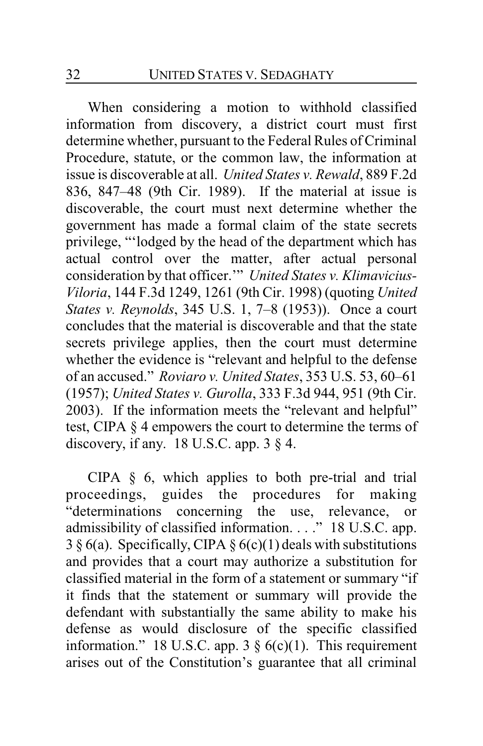When considering a motion to withhold classified information from discovery, a district court must first determine whether, pursuant to the Federal Rules of Criminal Procedure, statute, or the common law, the information at issue is discoverable at all. *United States v. Rewald*, 889 F.2d 836, 847–48 (9th Cir. 1989). If the material at issue is discoverable, the court must next determine whether the government has made a formal claim of the state secrets privilege, "'lodged by the head of the department which has actual control over the matter, after actual personal consideration by that officer.'" *United States v. Klimavicius-Viloria*, 144 F.3d 1249, 1261 (9th Cir. 1998) (quoting *United States v. Reynolds*, 345 U.S. 1, 7–8 (1953)). Once a court concludes that the material is discoverable and that the state secrets privilege applies, then the court must determine whether the evidence is "relevant and helpful to the defense of an accused." *Roviaro v. United States*, 353 U.S. 53, 60–61 (1957); *United States v. Gurolla*, 333 F.3d 944, 951 (9th Cir. 2003). If the information meets the "relevant and helpful" test, CIPA § 4 empowers the court to determine the terms of discovery, if any. 18 U.S.C. app. 3 § 4.

CIPA § 6, which applies to both pre-trial and trial proceedings, guides the procedures for making "determinations concerning the use, relevance, or admissibility of classified information. . . ." 18 U.S.C. app. 3 § 6(a). Specifically, CIPA § 6(c)(1) deals with substitutions and provides that a court may authorize a substitution for classified material in the form of a statement or summary "if it finds that the statement or summary will provide the defendant with substantially the same ability to make his defense as would disclosure of the specific classified information." 18 U.S.C. app. 3 § 6(c)(1). This requirement arises out of the Constitution's guarantee that all criminal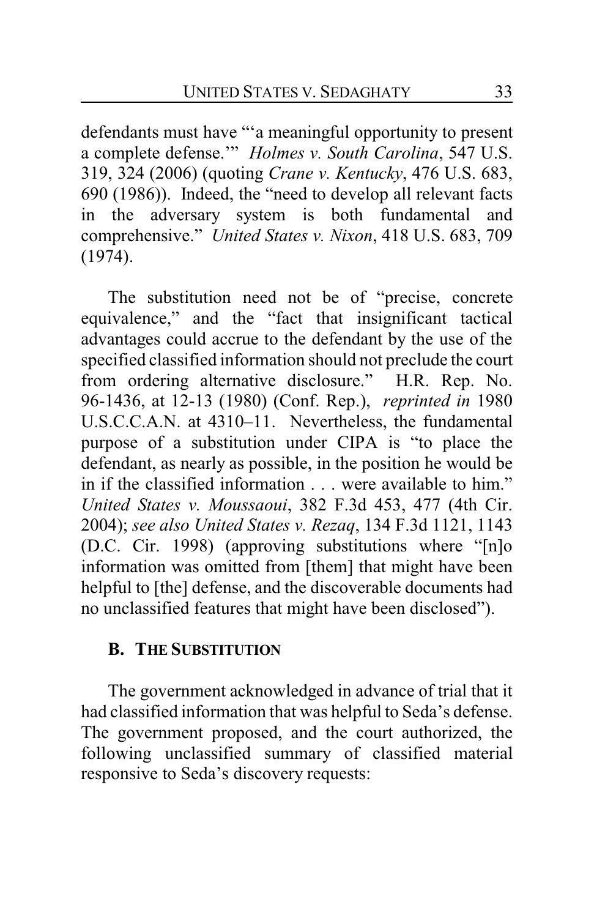defendants must have "'a meaningful opportunity to present a complete defense.'" *Holmes v. South Carolina*, 547 U.S. 319, 324 (2006) (quoting *Crane v. Kentucky*, 476 U.S. 683, 690 (1986)). Indeed, the "need to develop all relevant facts in the adversary system is both fundamental and comprehensive." *United States v. Nixon*, 418 U.S. 683, 709 (1974).

The substitution need not be of "precise, concrete equivalence," and the "fact that insignificant tactical advantages could accrue to the defendant by the use of the specified classified information should not preclude the court from ordering alternative disclosure." H.R. Rep. No. 96-1436, at 12-13 (1980) (Conf. Rep.), *reprinted in* 1980 U.S.C.C.A.N. at 4310–11. Nevertheless, the fundamental purpose of a substitution under CIPA is "to place the defendant, as nearly as possible, in the position he would be in if the classified information . . . were available to him." *United States v. Moussaoui*, 382 F.3d 453, 477 (4th Cir. 2004); *see also United States v. Rezaq*, 134 F.3d 1121, 1143 (D.C. Cir. 1998) (approving substitutions where "[n]o information was omitted from [them] that might have been helpful to [the] defense, and the discoverable documents had no unclassified features that might have been disclosed").

### B. The Substitution

The government acknowledged in advance of trial that it had classified information that was helpful to Seda's defense. The government proposed, and the court authorized, the following unclassified summary of classified material responsive to Seda's discovery requests: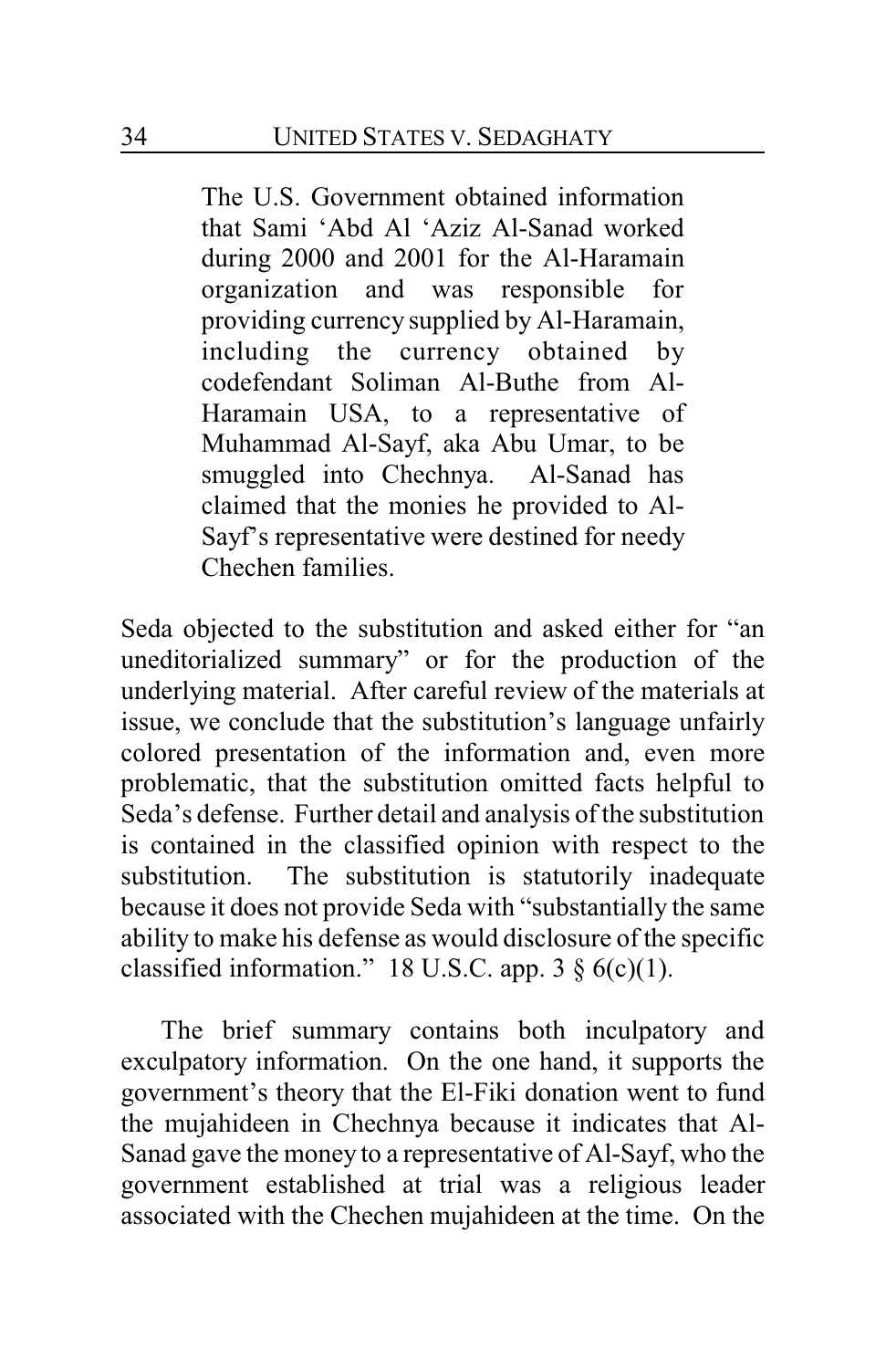> The U.S. Government obtained information that Sami 'Abd Al 'Aziz Al-Sanad worked during 2000 and 2001 for the Al-Haramain organization and was responsible for providing currency supplied by Al-Haramain, including the currency obtained by codefendant Soliman Al-Buthe from Al-Haramain USA, to a representative of Muhammad Al-Sayf, aka Abu Umar, to be smuggled into Chechnya. Al-Sanad has claimed that the monies he provided to Al-Sayf's representative were destined for needy Chechen families.

Seda objected to the substitution and asked either for "an uneditorialized summary" or for the production of the underlying material. After careful review of the materials at issue, we conclude that the substitution's language unfairly colored presentation of the information and, even more problematic, that the substitution omitted facts helpful to Seda's defense. Further detail and analysis of the substitution is contained in the classified opinion with respect to the substitution. The substitution is statutorily inadequate because it does not provide Seda with "substantially the same ability to make his defense as would disclosure of the specific classified information." 18 U.S.C. app. 3 § 6(c)(1).

The brief summary contains both inculpatory and exculpatory information. On the one hand, it supports the government's theory that the El-Fiki donation went to fund the mujahideen in Chechnya because it indicates that Al-Sanad gave the money to a representative of Al-Sayf, who the government established at trial was a religious leader associated with the Chechen mujahideen at the time. On the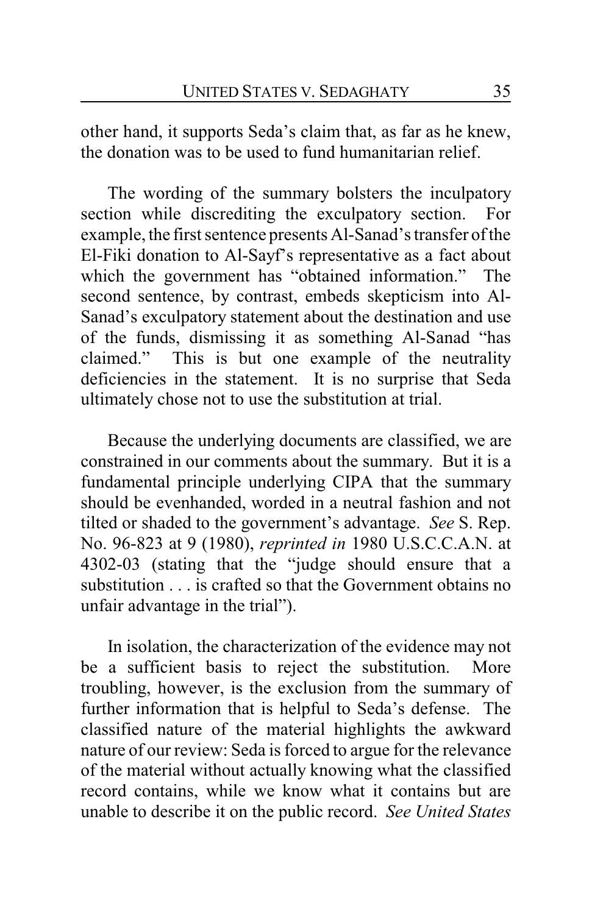other hand, it supports Seda's claim that, as far as he knew, the donation was to be used to fund humanitarian relief.

The wording of the summary bolsters the inculpatory section while discrediting the exculpatory section. For example, the first sentence presents Al-Sanad's transfer of the El-Fiki donation to Al-Sayf's representative as a fact about which the government has "obtained information." The second sentence, by contrast, embeds skepticism into Al-Sanad's exculpatory statement about the destination and use of the funds, dismissing it as something Al-Sanad "has claimed." This is but one example of the neutrality deficiencies in the statement. It is no surprise that Seda ultimately chose not to use the substitution at trial.

Because the underlying documents are classified, we are constrained in our comments about the summary. But it is a fundamental principle underlying CIPA that the summary should be evenhanded, worded in a neutral fashion and not tilted or shaded to the government's advantage. *See* S. Rep. No. 96-823 at 9 (1980), *reprinted in* 1980 U.S.C.C.A.N. at 4302-03 (stating that the "judge should ensure that a substitution . . . is crafted so that the Government obtains no unfair advantage in the trial").

In isolation, the characterization of the evidence may not be a sufficient basis to reject the substitution. More troubling, however, is the exclusion from the summary of further information that is helpful to Seda's defense. The classified nature of the material highlights the awkward nature of our review: Seda is forced to argue for the relevance of the material without actually knowing what the classified record contains, while we know what it contains but are unable to describe it on the public record. *See United States*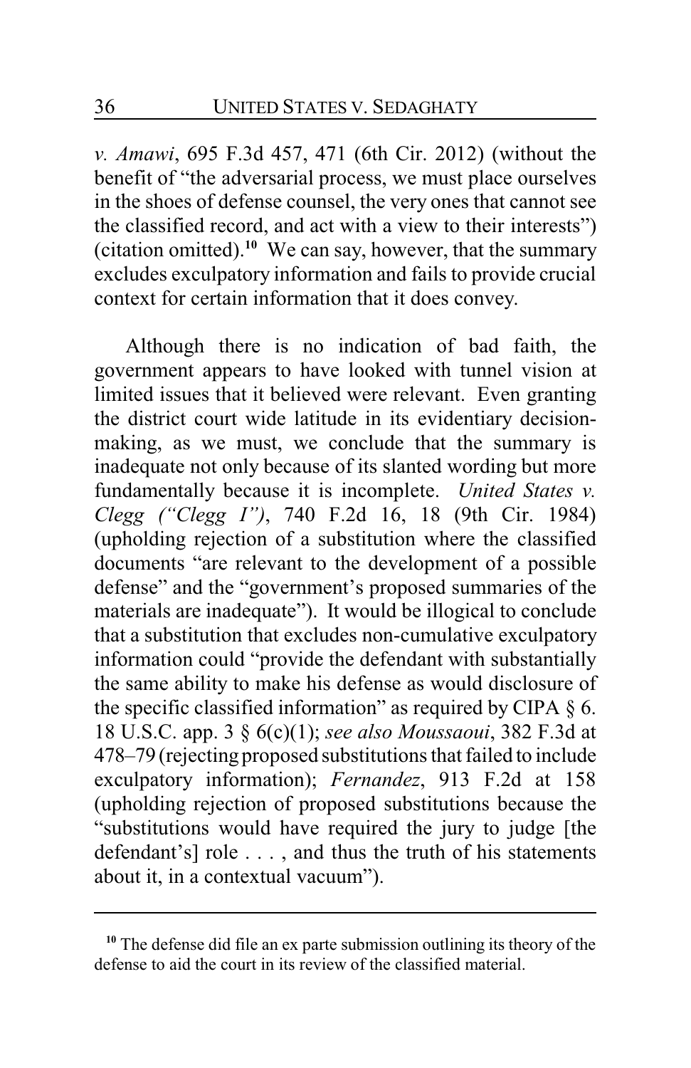*v. Amawi*, 695 F.3d 457, 471 (6th Cir. 2012) (without the benefit of "the adversarial process, we must place ourselves in the shoes of defense counsel, the very ones that cannot see the classified record, and act with a view to their interests") (citation omitted).[10] We can say, however, that the summary excludes exculpatory information and fails to provide crucial context for certain information that it does convey.

Although there is no indication of bad faith, the government appears to have looked with tunnel vision at limited issues that it believed were relevant. Even granting the district court wide latitude in its evidentiary decision-making, as we must, we conclude that the summary is inadequate not only because of its slanted wording but more fundamentally because it is incomplete. *United States v. Clegg ("Clegg I")*, 740 F.2d 16, 18 (9th Cir. 1984) (upholding rejection of a substitution where the classified documents "are relevant to the development of a possible defense" and the "government's proposed summaries of the materials are inadequate"). It would be illogical to conclude that a substitution that excludes non-cumulative exculpatory information could "provide the defendant with substantially the same ability to make his defense as would disclosure of the specific classified information" as required by CIPA § 6. 18 U.S.C. app. 3 § 6(c)(1); *see also Moussaoui*, 382 F.3d at 478–79 (rejecting proposed substitutions that failed to include exculpatory information); *Fernandez*, 913 F.2d at 158 (upholding rejection of proposed substitutions because the "substitutions would have required the jury to judge [the defendant's] role . . . , and thus the truth of his statements about it, in a contextual vacuum").

[10] The defense did file an ex parte submission outlining its theory of the defense to aid the court in its review of the classified material.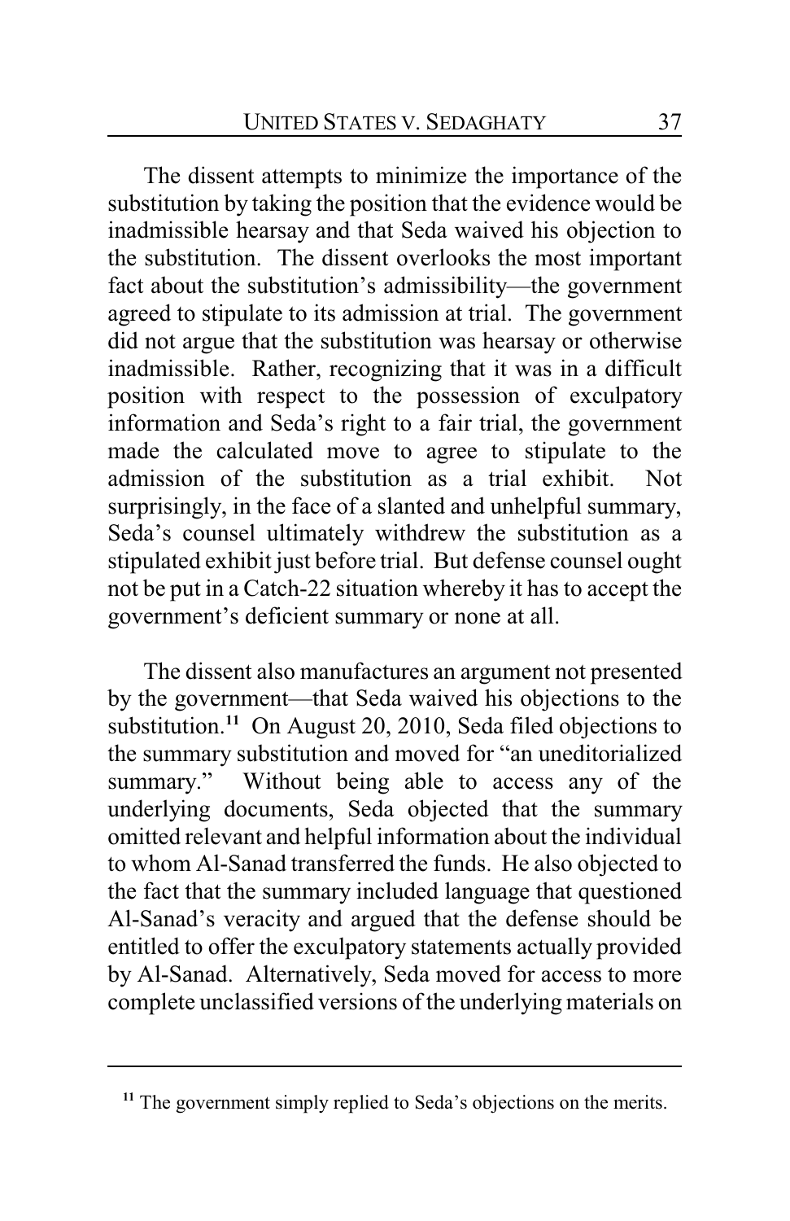The dissent attempts to minimize the importance of the substitution by taking the position that the evidence would be inadmissible hearsay and that Seda waived his objection to the substitution. The dissent overlooks the most important fact about the substitution's admissibility—the government agreed to stipulate to its admission at trial. The government did not argue that the substitution was hearsay or otherwise inadmissible. Rather, recognizing that it was in a difficult position with respect to the possession of exculpatory information and Seda's right to a fair trial, the government made the calculated move to agree to stipulate to the admission of the substitution as a trial exhibit. Not surprisingly, in the face of a slanted and unhelpful summary, Seda's counsel ultimately withdrew the substitution as a stipulated exhibit just before trial. But defense counsel ought not be put in a Catch-22 situation whereby it has to accept the government's deficient summary or none at all.

The dissent also manufactures an argument not presented by the government—that Seda waived his objections to the substitution.[11] On August 20, 2010, Seda filed objections to the summary substitution and moved for "an uneditorialized summary." Without being able to access any of the underlying documents, Seda objected that the summary omitted relevant and helpful information about the individual to whom Al-Sanad transferred the funds. He also objected to the fact that the summary included language that questioned Al-Sanad's veracity and argued that the defense should be entitled to offer the exculpatory statements actually provided by Al-Sanad. Alternatively, Seda moved for access to more complete unclassified versions of the underlying materials on

[11] The government simply replied to Seda's objections on the merits.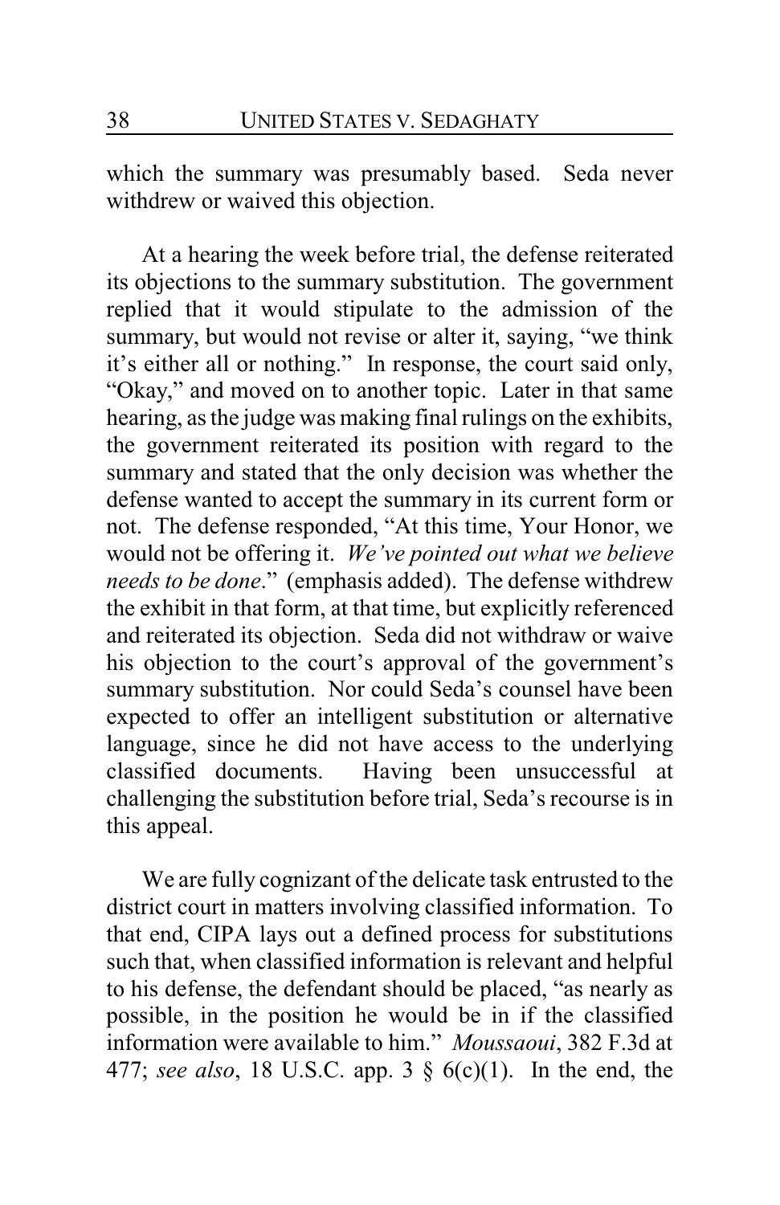which the summary was presumably based. Seda never withdrew or waived this objection.

At a hearing the week before trial, the defense reiterated its objections to the summary substitution. The government replied that it would stipulate to the admission of the summary, but would not revise or alter it, saying, "we think it's either all or nothing." In response, the court said only, "Okay," and moved on to another topic. Later in that same hearing, as the judge was making final rulings on the exhibits, the government reiterated its position with regard to the summary and stated that the only decision was whether the defense wanted to accept the summary in its current form or not. The defense responded, "At this time, Your Honor, we would not be offering it. *We've pointed out what we believe needs to be done*." (emphasis added). The defense withdrew the exhibit in that form, at that time, but explicitly referenced and reiterated its objection. Seda did not withdraw or waive his objection to the court's approval of the government's summary substitution. Nor could Seda's counsel have been expected to offer an intelligent substitution or alternative language, since he did not have access to the underlying classified documents. Having been unsuccessful at challenging the substitution before trial, Seda's recourse is in this appeal.

We are fully cognizant of the delicate task entrusted to the district court in matters involving classified information. To that end, CIPA lays out a defined process for substitutions such that, when classified information is relevant and helpful to his defense, the defendant should be placed, "as nearly as possible, in the position he would be in if the classified information were available to him." *Moussaoui*, 382 F.3d at 477; *see also*, 18 U.S.C. app. 3 § 6(c)(1). In the end, the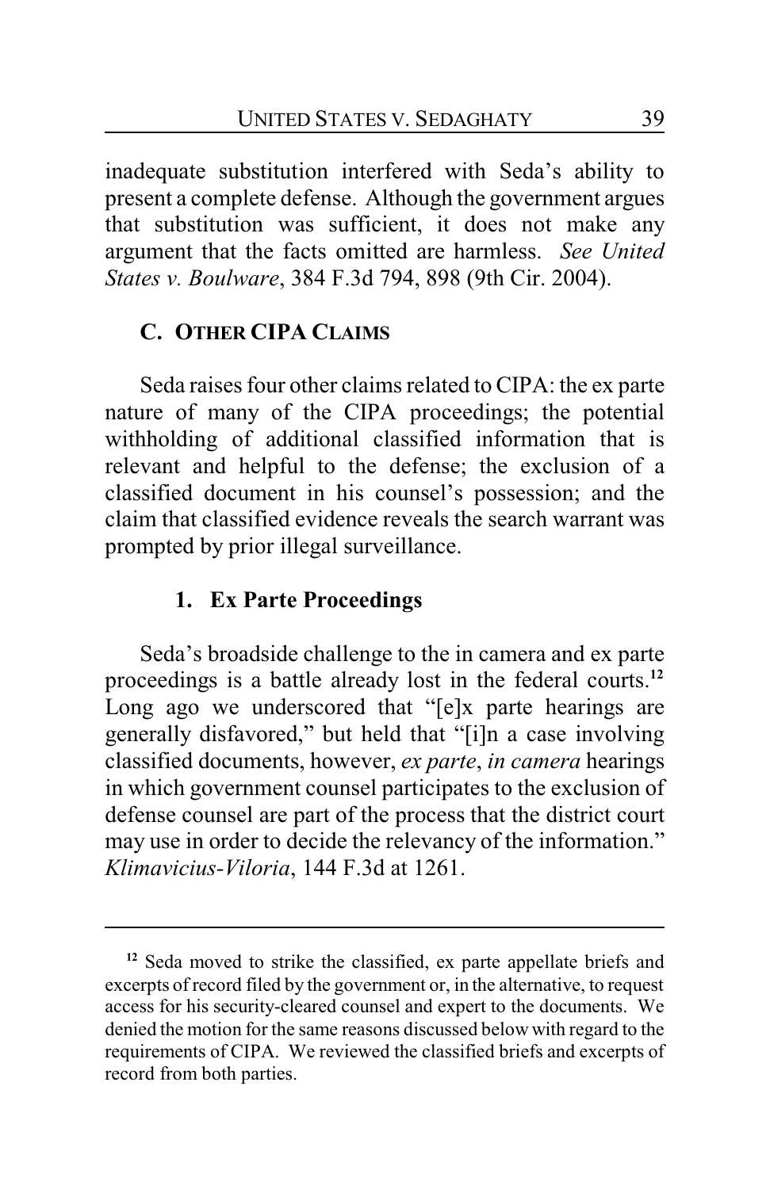inadequate substitution interfered with Seda's ability to present a complete defense. Although the government argues that substitution was sufficient, it does not make any argument that the facts omitted are harmless. *See United States v. Boulware*, 384 F.3d 794, 898 (9th Cir. 2004).

## C. OTHER CIPA CLAIMS

Seda raises four other claims related to CIPA: the ex parte nature of many of the CIPA proceedings; the potential withholding of additional classified information that is relevant and helpful to the defense; the exclusion of a classified document in his counsel's possession; and the claim that classified evidence reveals the search warrant was prompted by prior illegal surveillance.

### 1. Ex Parte Proceedings

Seda's broadside challenge to the in camera and ex parte proceedings is a battle already lost in the federal courts.[12] Long ago we underscored that "[e]x parte hearings are generally disfavored," but held that "[i]n a case involving classified documents, however, *ex parte*, *in camera* hearings in which government counsel participates to the exclusion of defense counsel are part of the process that the district court may use in order to decide the relevancy of the information." *Klimavicius-Viloria*, 144 F.3d at 1261.

---

[12] Seda moved to strike the classified, ex parte appellate briefs and excerpts of record filed by the government or, in the alternative, to request access for his security-cleared counsel and expert to the documents. We denied the motion for the same reasons discussed below with regard to the requirements of CIPA. We reviewed the classified briefs and excerpts of record from both parties.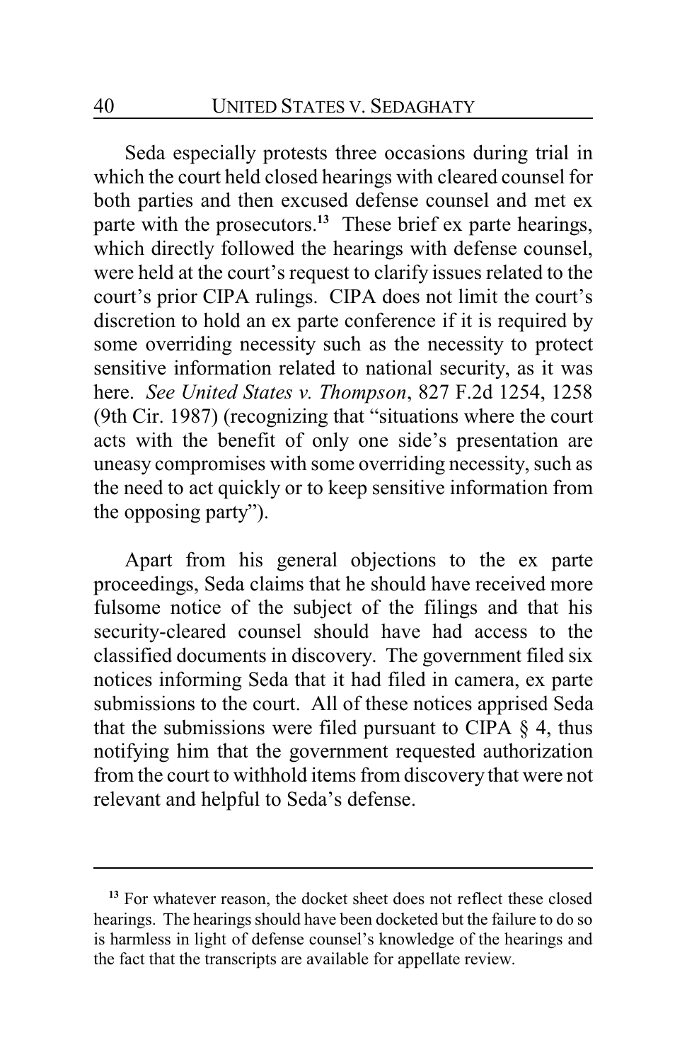Seda especially protests three occasions during trial in which the court held closed hearings with cleared counsel for both parties and then excused defense counsel and met ex parte with the prosecutors.[13] These brief ex parte hearings, which directly followed the hearings with defense counsel, were held at the court's request to clarify issues related to the court's prior CIPA rulings. CIPA does not limit the court's discretion to hold an ex parte conference if it is required by some overriding necessity such as the necessity to protect sensitive information related to national security, as it was here. *See United States v. Thompson*, 827 F.2d 1254, 1258 (9th Cir. 1987) (recognizing that "situations where the court acts with the benefit of only one side's presentation are uneasy compromises with some overriding necessity, such as the need to act quickly or to keep sensitive information from the opposing party").

Apart from his general objections to the ex parte proceedings, Seda claims that he should have received more fulsome notice of the subject of the filings and that his security-cleared counsel should have had access to the classified documents in discovery. The government filed six notices informing Seda that it had filed in camera, ex parte submissions to the court. All of these notices apprised Seda that the submissions were filed pursuant to CIPA § 4, thus notifying him that the government requested authorization from the court to withhold items from discovery that were not relevant and helpful to Seda's defense.

---

[13] For whatever reason, the docket sheet does not reflect these closed hearings. The hearings should have been docketed but the failure to do so is harmless in light of defense counsel's knowledge of the hearings and the fact that the transcripts are available for appellate review.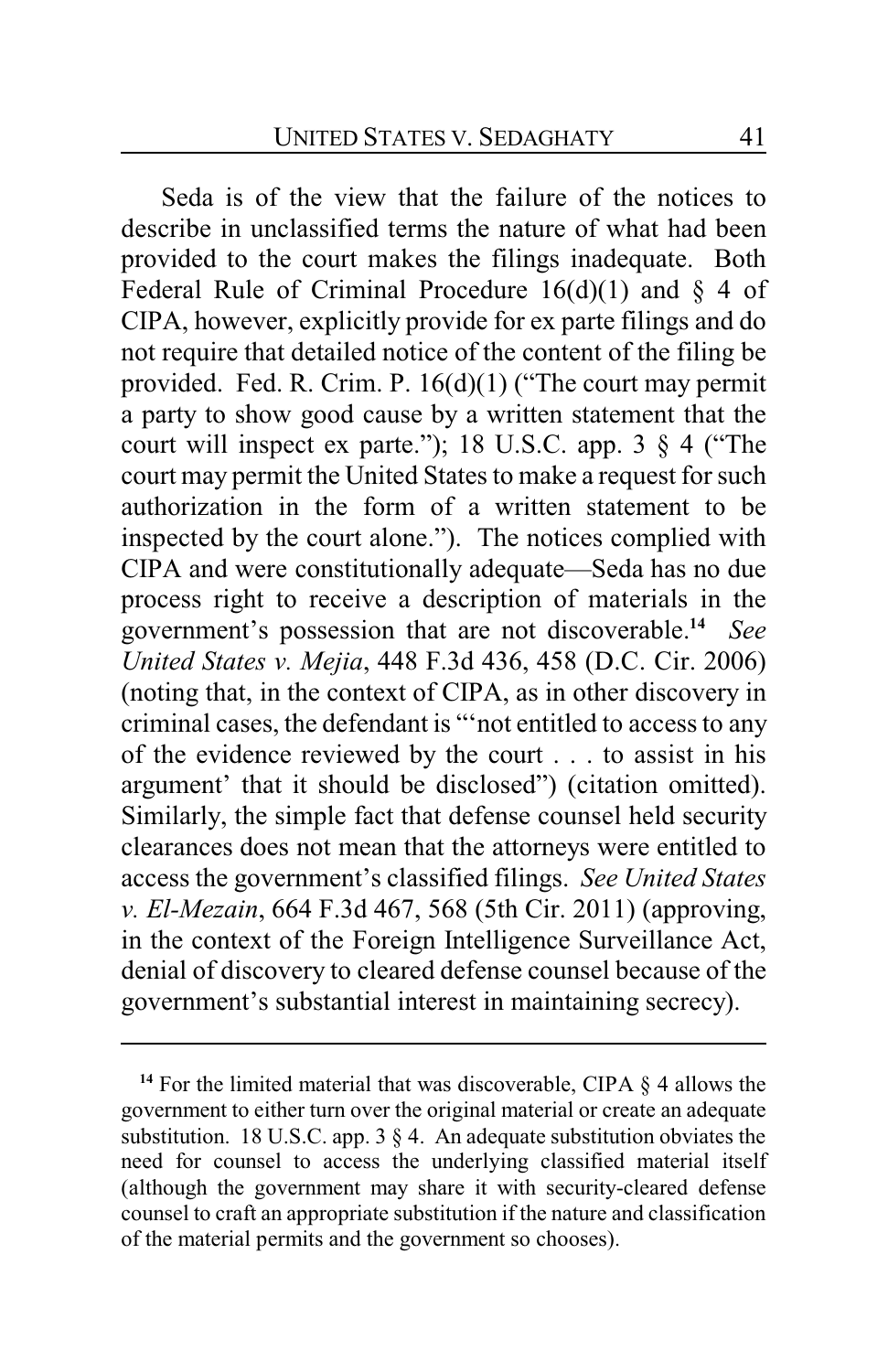Seda is of the view that the failure of the notices to describe in unclassified terms the nature of what had been provided to the court makes the filings inadequate. Both Federal Rule of Criminal Procedure 16(d)(1) and § 4 of CIPA, however, explicitly provide for ex parte filings and do not require that detailed notice of the content of the filing be provided. Fed. R. Crim. P. 16(d)(1) ("The court may permit a party to show good cause by a written statement that the court will inspect ex parte."); 18 U.S.C. app. 3 § 4 ("The court may permit the United States to make a request for such authorization in the form of a written statement to be inspected by the court alone."). The notices complied with CIPA and were constitutionally adequate—Seda has no due process right to receive a description of materials in the government's possession that are not discoverable.[14] *See United States v. Mejia*, 448 F.3d 436, 458 (D.C. Cir. 2006) (noting that, in the context of CIPA, as in other discovery in criminal cases, the defendant is "'not entitled to access to any of the evidence reviewed by the court . . . to assist in his argument' that it should be disclosed") (citation omitted). Similarly, the simple fact that defense counsel held security clearances does not mean that the attorneys were entitled to access the government's classified filings. *See United States v. El-Mezain*, 664 F.3d 467, 568 (5th Cir. 2011) (approving, in the context of the Foreign Intelligence Surveillance Act, denial of discovery to cleared defense counsel because of the government's substantial interest in maintaining secrecy).

---

[14] For the limited material that was discoverable, CIPA § 4 allows the government to either turn over the original material or create an adequate substitution. 18 U.S.C. app. 3 § 4. An adequate substitution obviates the need for counsel to access the underlying classified material itself (although the government may share it with security-cleared defense counsel to craft an appropriate substitution if the nature and classification of the material permits and the government so chooses).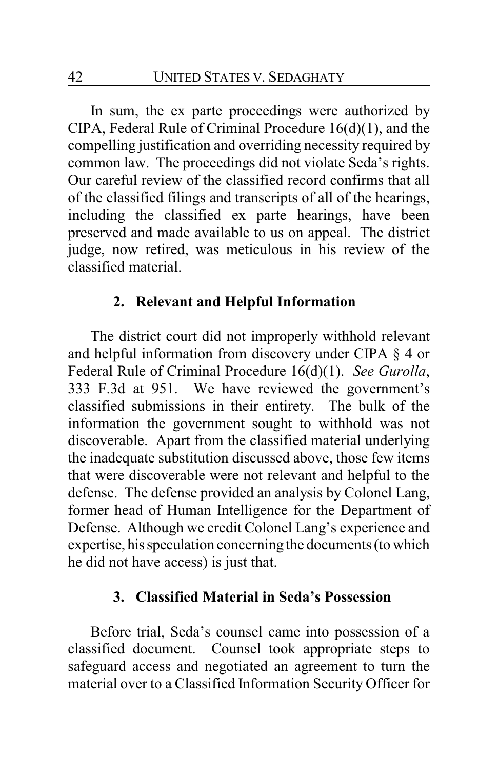In sum, the ex parte proceedings were authorized by CIPA, Federal Rule of Criminal Procedure 16(d)(1), and the compelling justification and overriding necessity required by common law. The proceedings did not violate Seda's rights. Our careful review of the classified record confirms that all of the classified filings and transcripts of all of the hearings, including the classified ex parte hearings, have been preserved and made available to us on appeal. The district judge, now retired, was meticulous in his review of the classified material.

### 2. Relevant and Helpful Information

The district court did not improperly withhold relevant and helpful information from discovery under CIPA § 4 or Federal Rule of Criminal Procedure 16(d)(1). *See Gurolla*, 333 F.3d at 951. We have reviewed the government's classified submissions in their entirety. The bulk of the information the government sought to withhold was not discoverable. Apart from the classified material underlying the inadequate substitution discussed above, those few items that were discoverable were not relevant and helpful to the defense. The defense provided an analysis by Colonel Lang, former head of Human Intelligence for the Department of Defense. Although we credit Colonel Lang's experience and expertise, his speculation concerning the documents (to which he did not have access) is just that.

### 3. Classified Material in Seda's Possession

Before trial, Seda's counsel came into possession of a classified document. Counsel took appropriate steps to safeguard access and negotiated an agreement to turn the material over to a Classified Information Security Officer for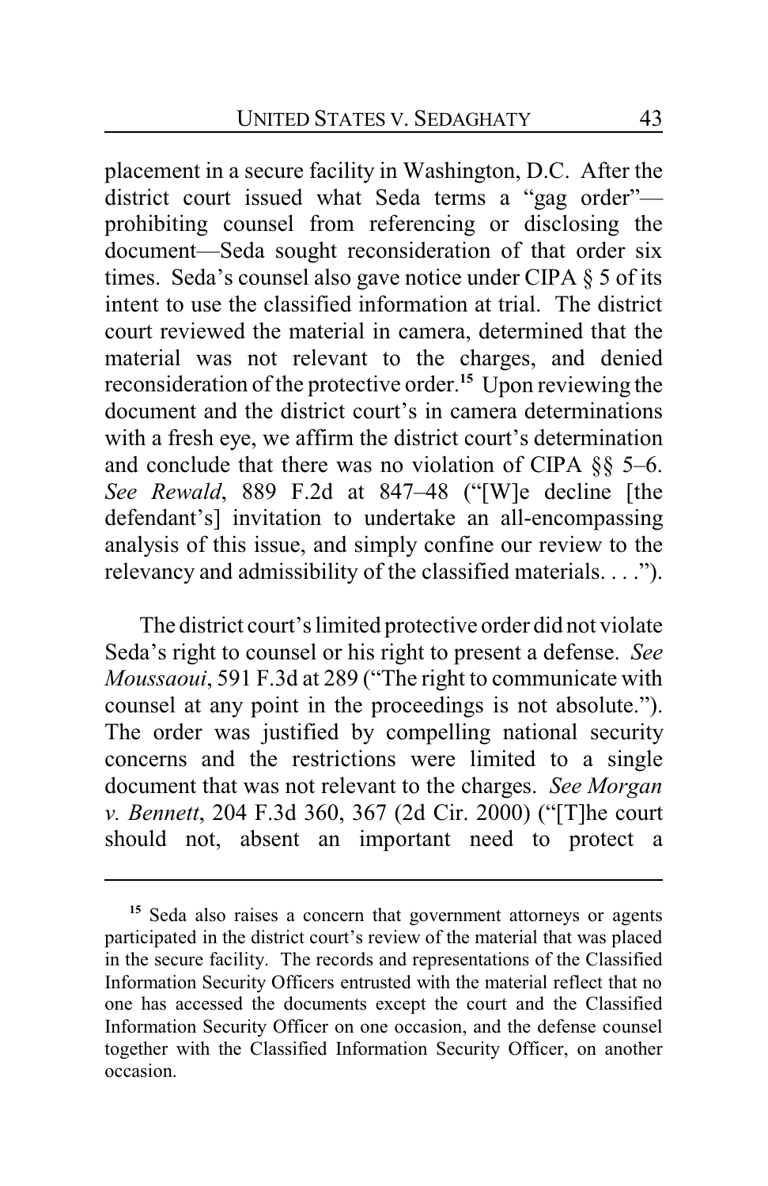placement in a secure facility in Washington, D.C. After the district court issued what Seda terms a "gag order"—prohibiting counsel from referencing or disclosing the document—Seda sought reconsideration of that order six times. Seda's counsel also gave notice under CIPA § 5 of its intent to use the classified information at trial. The district court reviewed the material in camera, determined that the material was not relevant to the charges, and denied reconsideration of the protective order.[15] Upon reviewing the document and the district court's in camera determinations with a fresh eye, we affirm the district court's determination and conclude that there was no violation of CIPA §§ 5–6. *See Rewald*, 889 F.2d at 847–48 ("[W]e decline [the defendant's] invitation to undertake an all-encompassing analysis of this issue, and simply confine our review to the relevancy and admissibility of the classified materials. . . .").

The district court's limited protective order did not violate Seda's right to counsel or his right to present a defense. *See Moussaoui*, 591 F.3d at 289 ("The right to communicate with counsel at any point in the proceedings is not absolute."). The order was justified by compelling national security concerns and the restrictions were limited to a single document that was not relevant to the charges. *See Morgan v. Bennett*, 204 F.3d 360, 367 (2d Cir. 2000) ("[T]he court should not, absent an important need to protect a

---

[15] Seda also raises a concern that government attorneys or agents participated in the district court's review of the material that was placed in the secure facility. The records and representations of the Classified Information Security Officers entrusted with the material reflect that no one has accessed the documents except the court and the Classified Information Security Officer on one occasion, and the defense counsel together with the Classified Information Security Officer, on another occasion.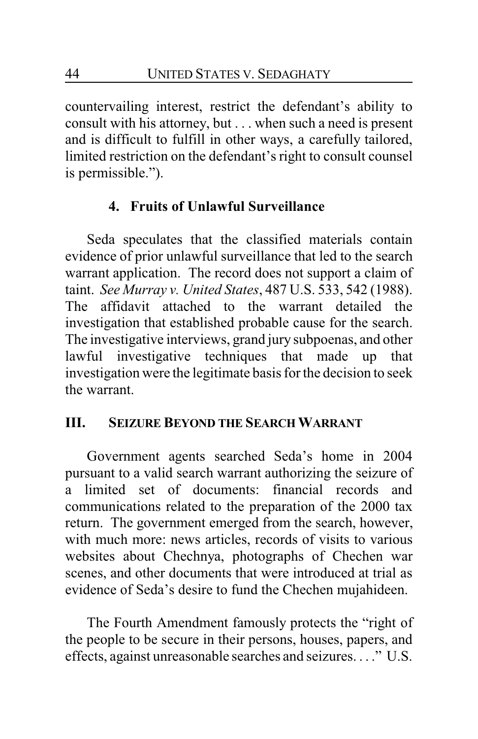countervailing interest, restrict the defendant's ability to consult with his attorney, but . . . when such a need is present and is difficult to fulfill in other ways, a carefully tailored, limited restriction on the defendant's right to consult counsel is permissible.").

### 4. Fruits of Unlawful Surveillance

Seda speculates that the classified materials contain evidence of prior unlawful surveillance that led to the search warrant application. The record does not support a claim of taint. *See Murray v. United States*, 487 U.S. 533, 542 (1988). The affidavit attached to the warrant detailed the investigation that established probable cause for the search. The investigative interviews, grand jury subpoenas, and other lawful investigative techniques that made up that investigation were the legitimate basis for the decision to seek the warrant.

## III. SEIZURE BEYOND THE SEARCH WARRANT

Government agents searched Seda's home in 2004 pursuant to a valid search warrant authorizing the seizure of a limited set of documents: financial records and communications related to the preparation of the 2000 tax return. The government emerged from the search, however, with much more: news articles, records of visits to various websites about Chechnya, photographs of Chechen war scenes, and other documents that were introduced at trial as evidence of Seda's desire to fund the Chechen mujahideen.

The Fourth Amendment famously protects the "right of the people to be secure in their persons, houses, papers, and effects, against unreasonable searches and seizures. . . ." U.S.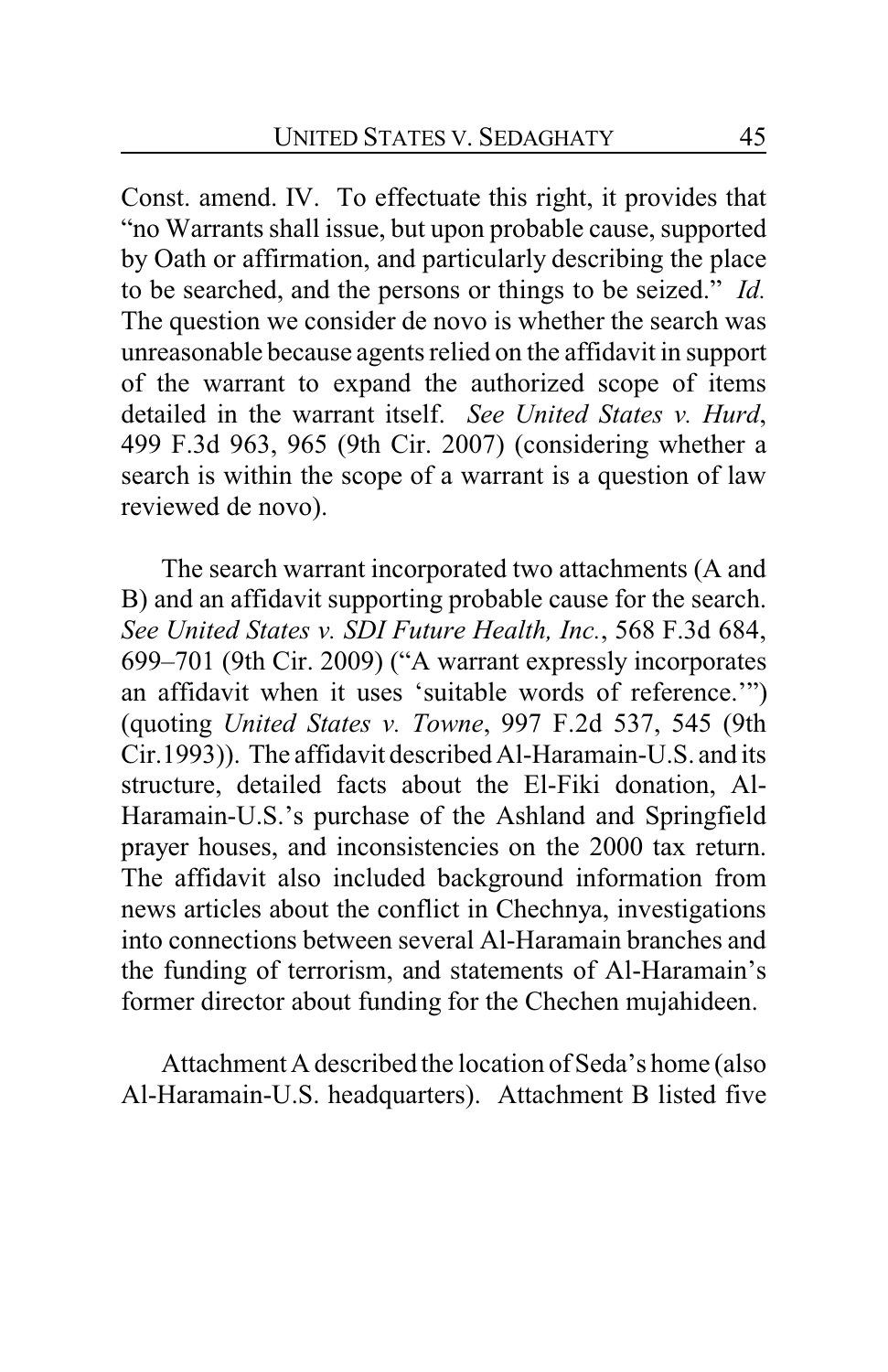Const. amend. IV. To effectuate this right, it provides that "no Warrants shall issue, but upon probable cause, supported by Oath or affirmation, and particularly describing the place to be searched, and the persons or things to be seized." *Id.* The question we consider de novo is whether the search was unreasonable because agents relied on the affidavit in support of the warrant to expand the authorized scope of items detailed in the warrant itself. *See United States v. Hurd*, 499 F.3d 963, 965 (9th Cir. 2007) (considering whether a search is within the scope of a warrant is a question of law reviewed de novo).

The search warrant incorporated two attachments (A and B) and an affidavit supporting probable cause for the search. *See United States v. SDI Future Health, Inc.*, 568 F.3d 684, 699–701 (9th Cir. 2009) ("A warrant expressly incorporates an affidavit when it uses 'suitable words of reference.'") (quoting *United States v. Towne*, 997 F.2d 537, 545 (9th Cir.1993)). The affidavit described Al-Haramain-U.S. and its structure, detailed facts about the El-Fiki donation, Al-Haramain-U.S.'s purchase of the Ashland and Springfield prayer houses, and inconsistencies on the 2000 tax return. The affidavit also included background information from news articles about the conflict in Chechnya, investigations into connections between several Al-Haramain branches and the funding of terrorism, and statements of Al-Haramain's former director about funding for the Chechen mujahideen.

Attachment A described the location of Seda's home (also Al-Haramain-U.S. headquarters). Attachment B listed five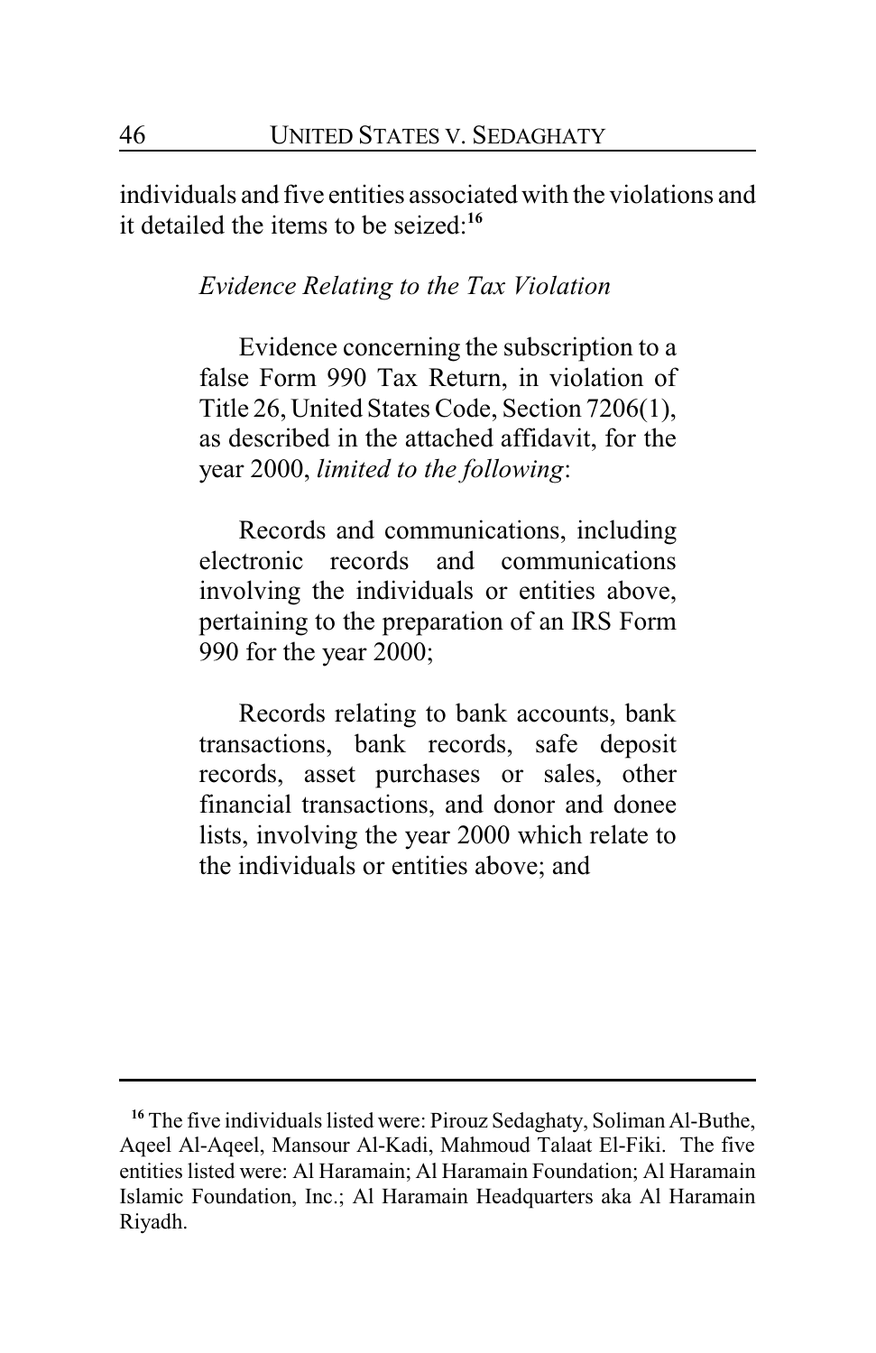individuals and five entities associated with the violations and it detailed the items to be seized:[16]

> *Evidence Relating to the Tax Violation*
>
> Evidence concerning the subscription to a false Form 990 Tax Return, in violation of Title 26, United States Code, Section 7206(1), as described in the attached affidavit, for the year 2000, *limited to the following*:
>
> Records and communications, including electronic records and communications involving the individuals or entities above, pertaining to the preparation of an IRS Form 990 for the year 2000;
>
> Records relating to bank accounts, bank transactions, bank records, safe deposit records, asset purchases or sales, other financial transactions, and donor and donee lists, involving the year 2000 which relate to the individuals or entities above; and

---

[16] The five individuals listed were: Pirouz Sedaghaty, Soliman Al-Buthe, Aqeel Al-Aqeel, Mansour Al-Kadi, Mahmoud Talaat El-Fiki. The five entities listed were: Al Haramain; Al Haramain Foundation; Al Haramain Islamic Foundation, Inc.; Al Haramain Headquarters aka Al Haramain Riyadh.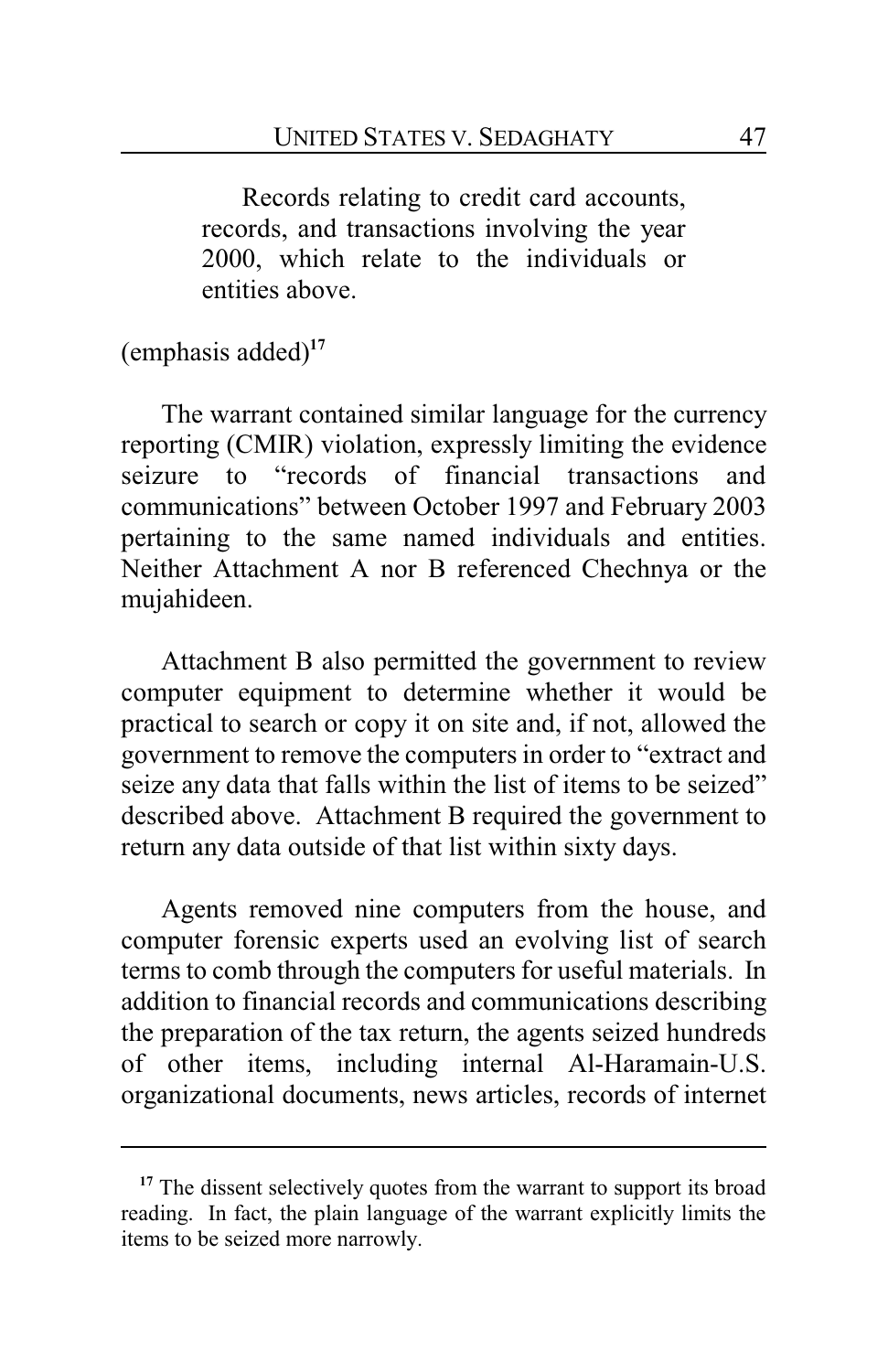> Records relating to credit card accounts, records, and transactions involving the year 2000, which relate to the individuals or entities above.

(emphasis added)[17]

The warrant contained similar language for the currency reporting (CMIR) violation, expressly limiting the evidence seizure to "records of financial transactions and communications" between October 1997 and February 2003 pertaining to the same named individuals and entities. Neither Attachment A nor B referenced Chechnya or the mujahideen.

Attachment B also permitted the government to review computer equipment to determine whether it would be practical to search or copy it on site and, if not, allowed the government to remove the computers in order to "extract and seize any data that falls within the list of items to be seized" described above. Attachment B required the government to return any data outside of that list within sixty days.

Agents removed nine computers from the house, and computer forensic experts used an evolving list of search terms to comb through the computers for useful materials. In addition to financial records and communications describing the preparation of the tax return, the agents seized hundreds of other items, including internal Al-Haramain-U.S. organizational documents, news articles, records of internet

---

[17] The dissent selectively quotes from the warrant to support its broad reading. In fact, the plain language of the warrant explicitly limits the items to be seized more narrowly.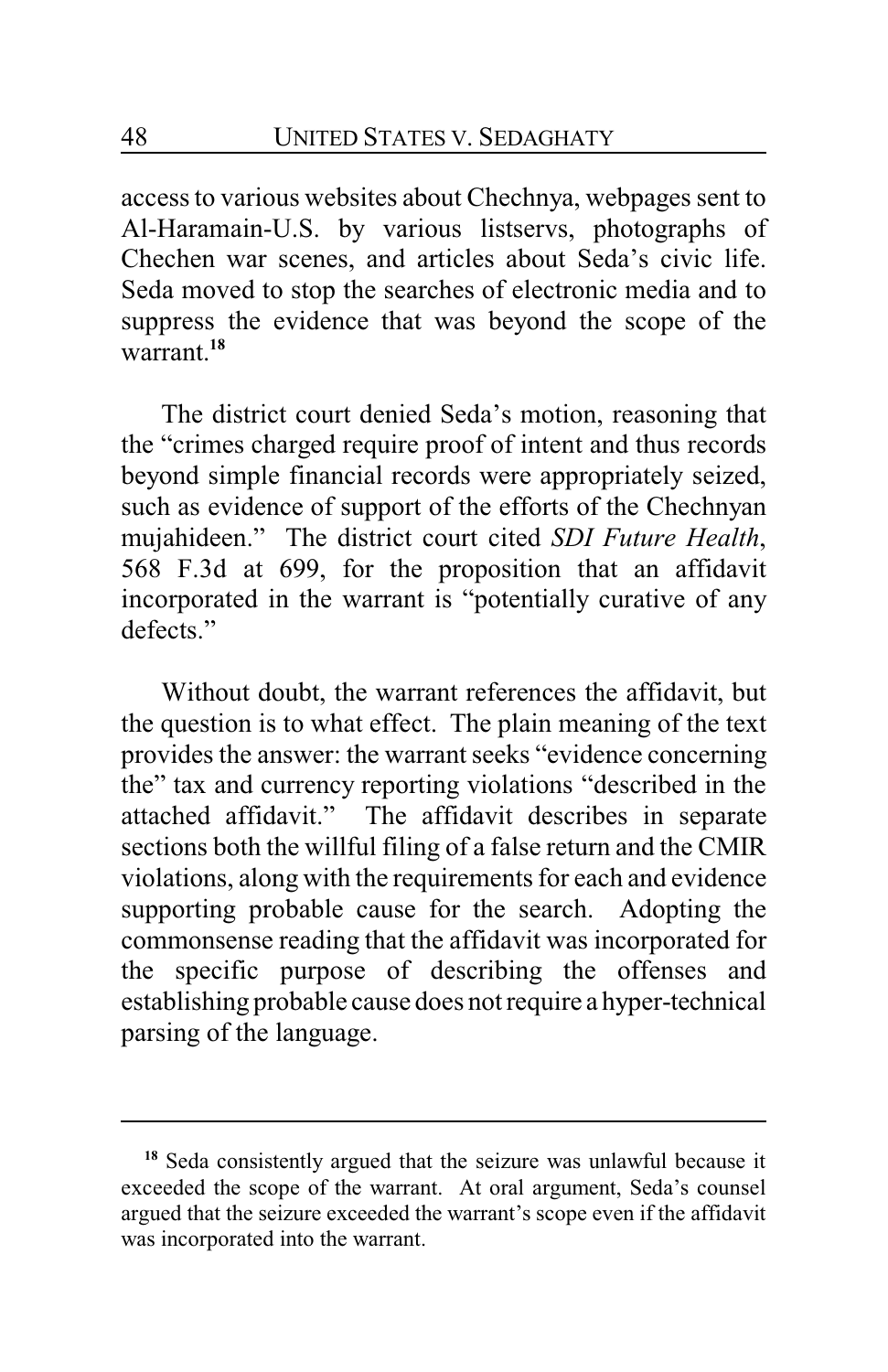access to various websites about Chechnya, webpages sent to Al-Haramain-U.S. by various listservs, photographs of Chechen war scenes, and articles about Seda's civic life. Seda moved to stop the searches of electronic media and to suppress the evidence that was beyond the scope of the warrant.[18]

The district court denied Seda's motion, reasoning that the "crimes charged require proof of intent and thus records beyond simple financial records were appropriately seized, such as evidence of support of the efforts of the Chechnyan mujahideen." The district court cited *SDI Future Health*, 568 F.3d at 699, for the proposition that an affidavit incorporated in the warrant is "potentially curative of any defects."

Without doubt, the warrant references the affidavit, but the question is to what effect. The plain meaning of the text provides the answer: the warrant seeks "evidence concerning the" tax and currency reporting violations "described in the attached affidavit." The affidavit describes in separate sections both the willful filing of a false return and the CMIR violations, along with the requirements for each and evidence supporting probable cause for the search. Adopting the commonsense reading that the affidavit was incorporated for the specific purpose of describing the offenses and establishing probable cause does not require a hyper-technical parsing of the language.

---

[18] Seda consistently argued that the seizure was unlawful because it exceeded the scope of the warrant. At oral argument, Seda's counsel argued that the seizure exceeded the warrant's scope even if the affidavit was incorporated into the warrant.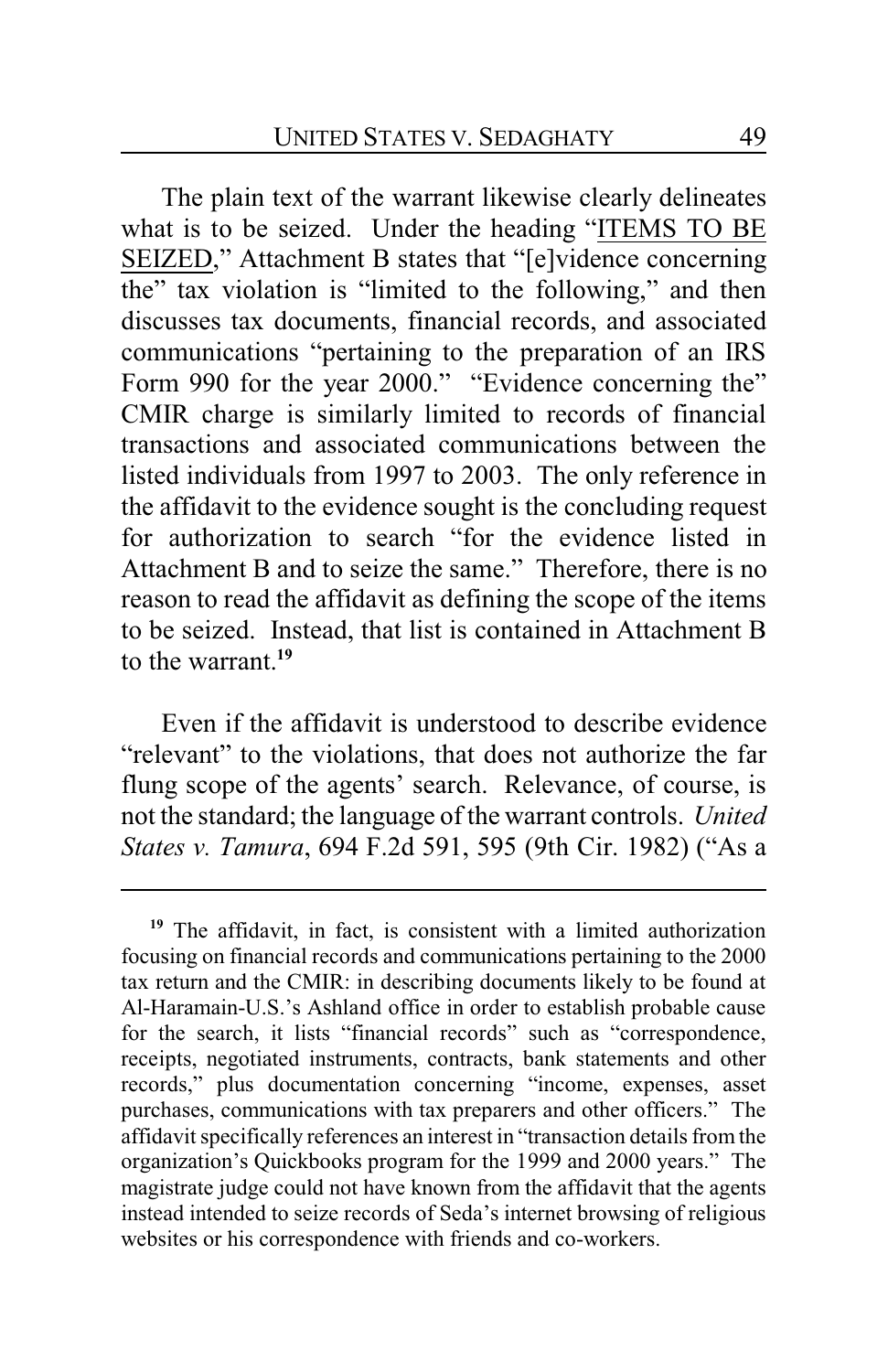The plain text of the warrant likewise clearly delineates what is to be seized. Under the heading "ITEMS TO BE SEIZED," Attachment B states that "[e]vidence concerning the" tax violation is "limited to the following," and then discusses tax documents, financial records, and associated communications "pertaining to the preparation of an IRS Form 990 for the year 2000." "Evidence concerning the" CMIR charge is similarly limited to records of financial transactions and associated communications between the listed individuals from 1997 to 2003. The only reference in the affidavit to the evidence sought is the concluding request for authorization to search "for the evidence listed in Attachment B and to seize the same." Therefore, there is no reason to read the affidavit as defining the scope of the items to be seized. Instead, that list is contained in Attachment B to the warrant.[19]

Even if the affidavit is understood to describe evidence "relevant" to the violations, that does not authorize the far flung scope of the agents' search. Relevance, of course, is not the standard; the language of the warrant controls. *United States v. Tamura*, 694 F.2d 591, 595 (9th Cir. 1982) ("As a

---

[19] The affidavit, in fact, is consistent with a limited authorization focusing on financial records and communications pertaining to the 2000 tax return and the CMIR: in describing documents likely to be found at Al-Haramain-U.S.'s Ashland office in order to establish probable cause for the search, it lists "financial records" such as "correspondence, receipts, negotiated instruments, contracts, bank statements and other records," plus documentation concerning "income, expenses, asset purchases, communications with tax preparers and other officers." The affidavit specifically references an interest in "transaction details from the organization's Quickbooks program for the 1999 and 2000 years." The magistrate judge could not have known from the affidavit that the agents instead intended to seize records of Seda's internet browsing of religious websites or his correspondence with friends and co-workers.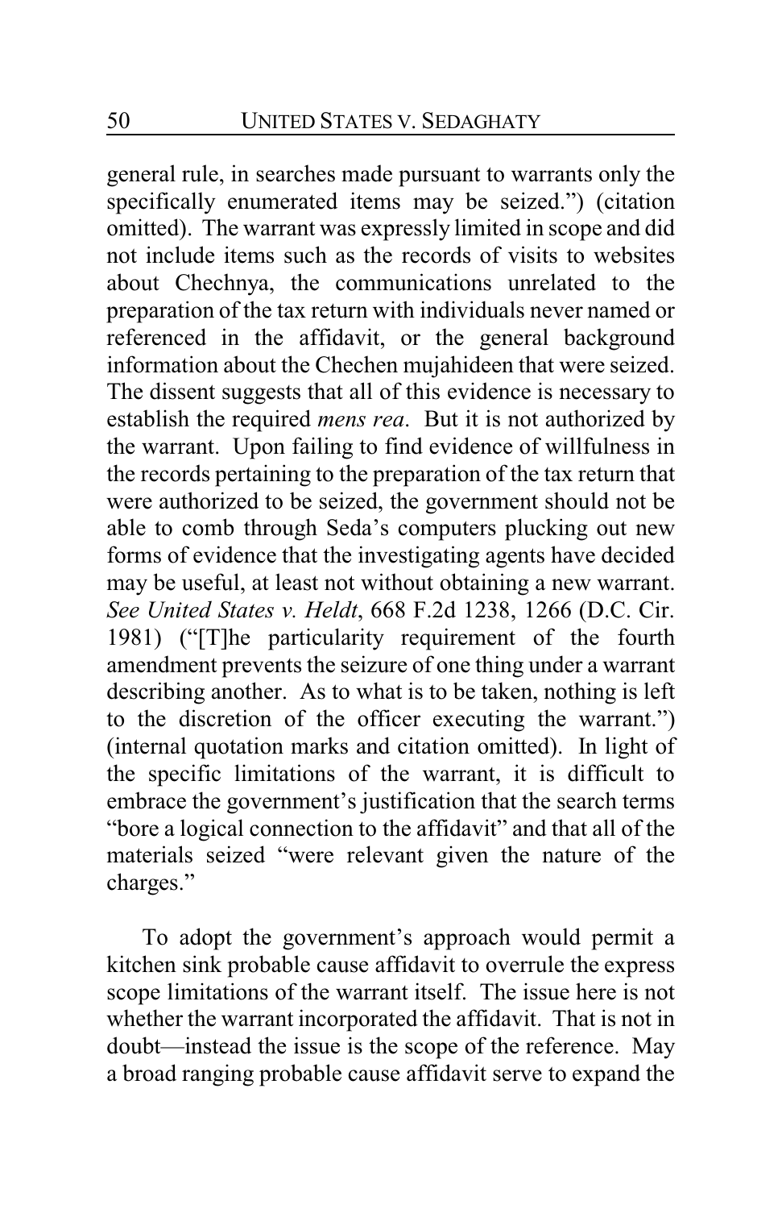general rule, in searches made pursuant to warrants only the specifically enumerated items may be seized.") (citation omitted). The warrant was expressly limited in scope and did not include items such as the records of visits to websites about Chechnya, the communications unrelated to the preparation of the tax return with individuals never named or referenced in the affidavit, or the general background information about the Chechen mujahideen that were seized. The dissent suggests that all of this evidence is necessary to establish the required *mens rea*. But it is not authorized by the warrant. Upon failing to find evidence of willfulness in the records pertaining to the preparation of the tax return that were authorized to be seized, the government should not be able to comb through Seda's computers plucking out new forms of evidence that the investigating agents have decided may be useful, at least not without obtaining a new warrant. *See United States v. Heldt*, 668 F.2d 1238, 1266 (D.C. Cir. 1981) ("[T]he particularity requirement of the fourth amendment prevents the seizure of one thing under a warrant describing another. As to what is to be taken, nothing is left to the discretion of the officer executing the warrant.") (internal quotation marks and citation omitted). In light of the specific limitations of the warrant, it is difficult to embrace the government's justification that the search terms "bore a logical connection to the affidavit" and that all of the materials seized "were relevant given the nature of the charges."

To adopt the government's approach would permit a kitchen sink probable cause affidavit to overrule the express scope limitations of the warrant itself. The issue here is not whether the warrant incorporated the affidavit. That is not in doubt—instead the issue is the scope of the reference. May a broad ranging probable cause affidavit serve to expand the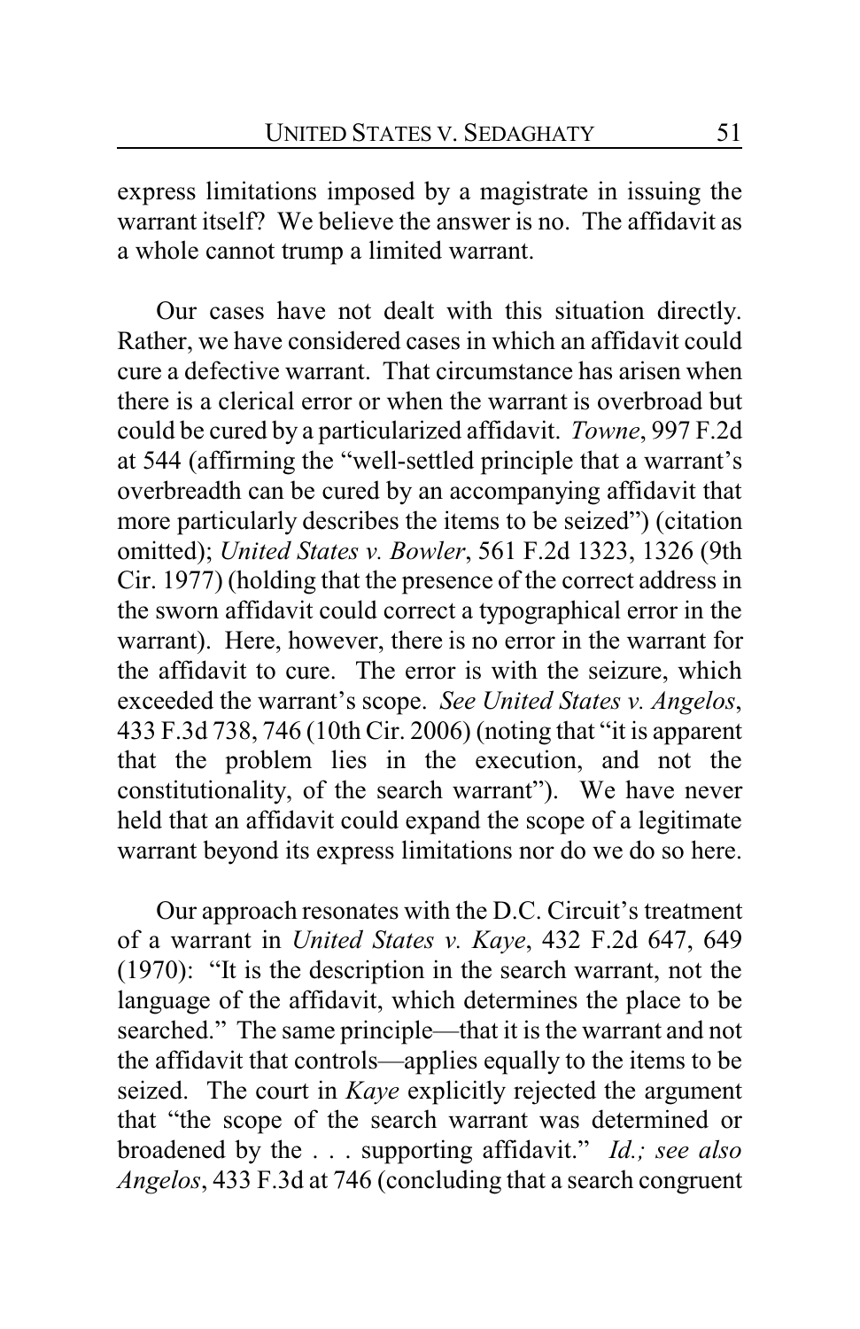express limitations imposed by a magistrate in issuing the warrant itself? We believe the answer is no. The affidavit as a whole cannot trump a limited warrant.

Our cases have not dealt with this situation directly. Rather, we have considered cases in which an affidavit could cure a defective warrant. That circumstance has arisen when there is a clerical error or when the warrant is overbroad but could be cured by a particularized affidavit. *Towne*, 997 F.2d at 544 (affirming the "well-settled principle that a warrant's overbreadth can be cured by an accompanying affidavit that more particularly describes the items to be seized") (citation omitted); *United States v. Bowler*, 561 F.2d 1323, 1326 (9th Cir. 1977) (holding that the presence of the correct address in the sworn affidavit could correct a typographical error in the warrant). Here, however, there is no error in the warrant for the affidavit to cure. The error is with the seizure, which exceeded the warrant's scope. *See United States v. Angelos*, 433 F.3d 738, 746 (10th Cir. 2006) (noting that "it is apparent that the problem lies in the execution, and not the constitutionality, of the search warrant"). We have never held that an affidavit could expand the scope of a legitimate warrant beyond its express limitations nor do we do so here.

Our approach resonates with the D.C. Circuit's treatment of a warrant in *United States v. Kaye*, 432 F.2d 647, 649 (1970): "It is the description in the search warrant, not the language of the affidavit, which determines the place to be searched." The same principle—that it is the warrant and not the affidavit that controls—applies equally to the items to be seized. The court in *Kaye* explicitly rejected the argument that "the scope of the search warrant was determined or broadened by the . . . supporting affidavit." *Id.; see also Angelos*, 433 F.3d at 746 (concluding that a search congruent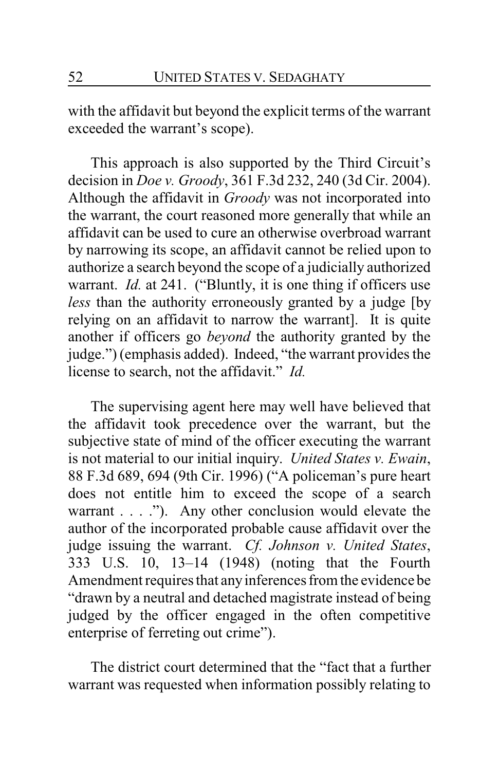with the affidavit but beyond the explicit terms of the warrant exceeded the warrant's scope).

This approach is also supported by the Third Circuit's decision in *Doe v. Groody*, 361 F.3d 232, 240 (3d Cir. 2004). Although the affidavit in *Groody* was not incorporated into the warrant, the court reasoned more generally that while an affidavit can be used to cure an otherwise overbroad warrant by narrowing its scope, an affidavit cannot be relied upon to authorize a search beyond the scope of a judicially authorized warrant. *Id.* at 241. ("Bluntly, it is one thing if officers use *less* than the authority erroneously granted by a judge [by relying on an affidavit to narrow the warrant]. It is quite another if officers go *beyond* the authority granted by the judge.") (emphasis added). Indeed, "the warrant provides the license to search, not the affidavit." *Id.*

The supervising agent here may well have believed that the affidavit took precedence over the warrant, but the subjective state of mind of the officer executing the warrant is not material to our initial inquiry. *United States v. Ewain*, 88 F.3d 689, 694 (9th Cir. 1996) ("A policeman's pure heart does not entitle him to exceed the scope of a search warrant . . . ."). Any other conclusion would elevate the author of the incorporated probable cause affidavit over the judge issuing the warrant. *Cf. Johnson v. United States*, 333 U.S. 10, 13–14 (1948) (noting that the Fourth Amendment requires that any inferences from the evidence be "drawn by a neutral and detached magistrate instead of being judged by the officer engaged in the often competitive enterprise of ferreting out crime").

The district court determined that the "fact that a further warrant was requested when information possibly relating to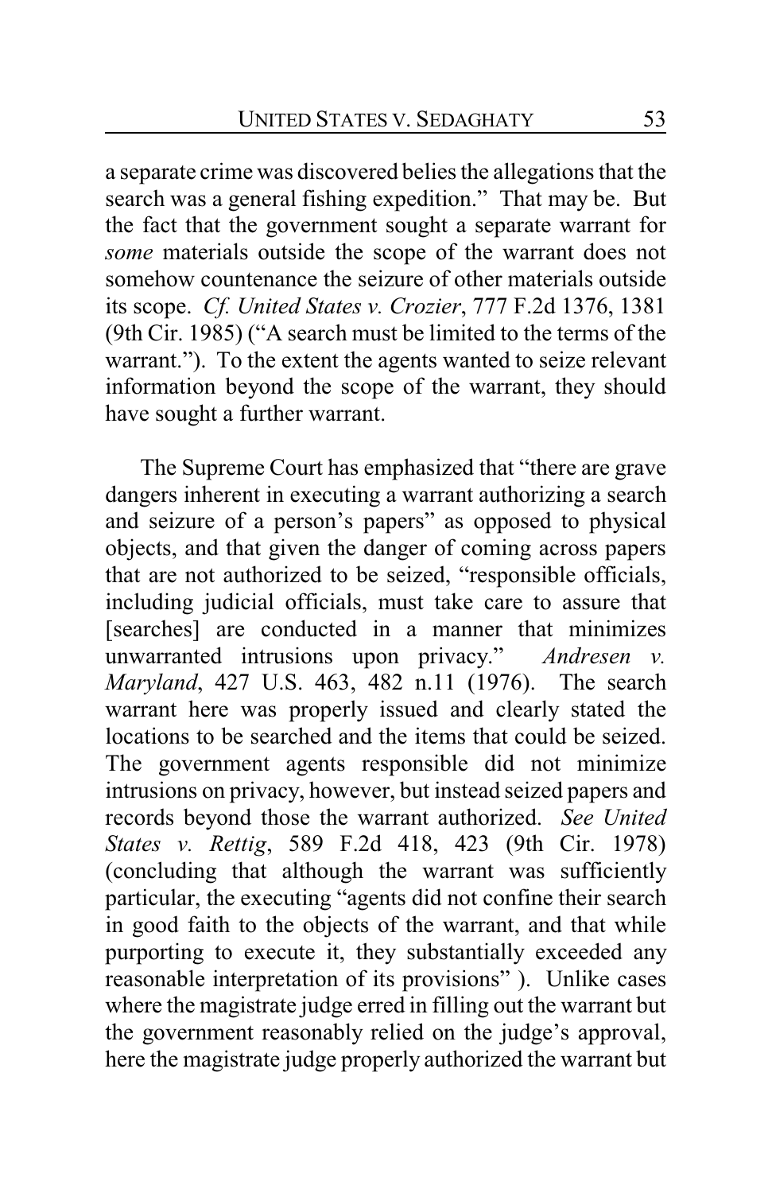a separate crime was discovered belies the allegations that the search was a general fishing expedition." That may be. But the fact that the government sought a separate warrant for *some* materials outside the scope of the warrant does not somehow countenance the seizure of other materials outside its scope. *Cf. United States v. Crozier*, 777 F.2d 1376, 1381 (9th Cir. 1985) ("A search must be limited to the terms of the warrant."). To the extent the agents wanted to seize relevant information beyond the scope of the warrant, they should have sought a further warrant.

The Supreme Court has emphasized that "there are grave dangers inherent in executing a warrant authorizing a search and seizure of a person's papers" as opposed to physical objects, and that given the danger of coming across papers that are not authorized to be seized, "responsible officials, including judicial officials, must take care to assure that [searches] are conducted in a manner that minimizes unwarranted intrusions upon privacy." *Andresen v. Maryland*, 427 U.S. 463, 482 n.11 (1976). The search warrant here was properly issued and clearly stated the locations to be searched and the items that could be seized. The government agents responsible did not minimize intrusions on privacy, however, but instead seized papers and records beyond those the warrant authorized. *See United States v. Rettig*, 589 F.2d 418, 423 (9th Cir. 1978) (concluding that although the warrant was sufficiently particular, the executing "agents did not confine their search in good faith to the objects of the warrant, and that while purporting to execute it, they substantially exceeded any reasonable interpretation of its provisions" ). Unlike cases where the magistrate judge erred in filling out the warrant but the government reasonably relied on the judge's approval, here the magistrate judge properly authorized the warrant but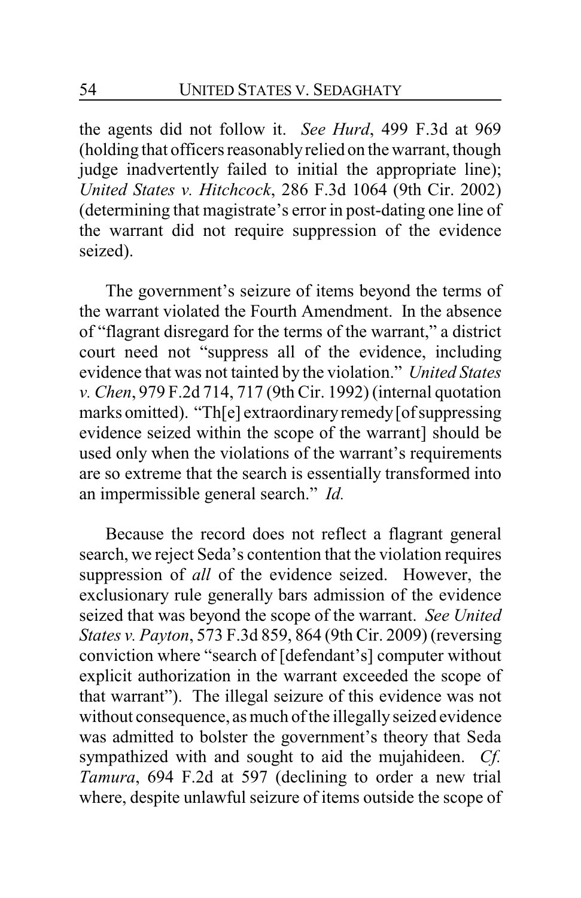the agents did not follow it. *See Hurd*, 499 F.3d at 969 (holding that officers reasonably relied on the warrant, though judge inadvertently failed to initial the appropriate line); *United States v. Hitchcock*, 286 F.3d 1064 (9th Cir. 2002) (determining that magistrate's error in post-dating one line of the warrant did not require suppression of the evidence seized).

The government's seizure of items beyond the terms of the warrant violated the Fourth Amendment. In the absence of "flagrant disregard for the terms of the warrant," a district court need not "suppress all of the evidence, including evidence that was not tainted by the violation." *United States v. Chen*, 979 F.2d 714, 717 (9th Cir. 1992) (internal quotation marks omitted). "Th[e] extraordinary remedy [of suppressing evidence seized within the scope of the warrant] should be used only when the violations of the warrant's requirements are so extreme that the search is essentially transformed into an impermissible general search." *Id.*

Because the record does not reflect a flagrant general search, we reject Seda's contention that the violation requires suppression of *all* of the evidence seized. However, the exclusionary rule generally bars admission of the evidence seized that was beyond the scope of the warrant. *See United States v. Payton*, 573 F.3d 859, 864 (9th Cir. 2009) (reversing conviction where "search of [defendant's] computer without explicit authorization in the warrant exceeded the scope of that warrant"). The illegal seizure of this evidence was not without consequence, as much of the illegally seized evidence was admitted to bolster the government's theory that Seda sympathized with and sought to aid the mujahideen. *Cf. Tamura*, 694 F.2d at 597 (declining to order a new trial where, despite unlawful seizure of items outside the scope of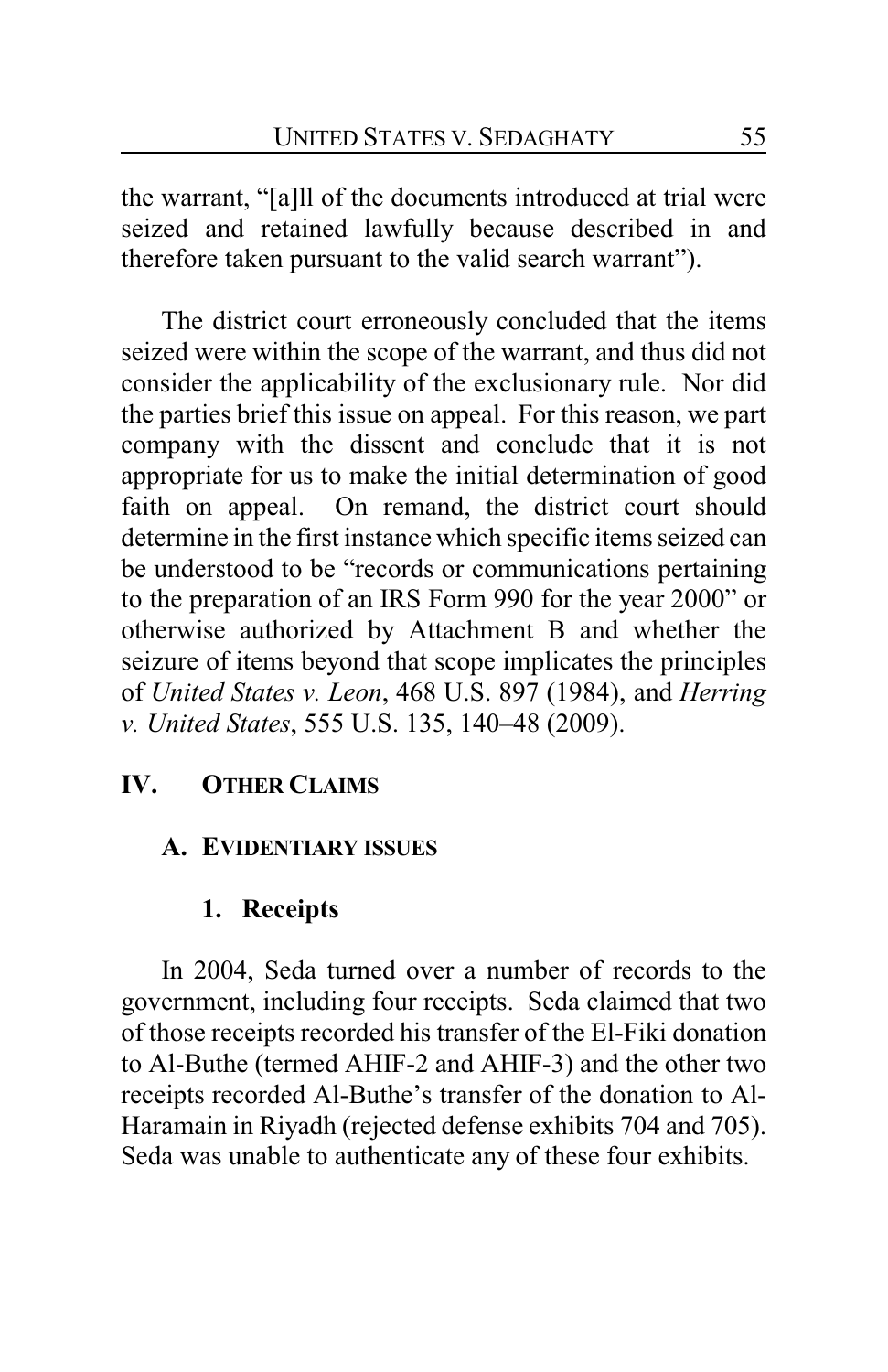the warrant, "[a]ll of the documents introduced at trial were seized and retained lawfully because described in and therefore taken pursuant to the valid search warrant").

The district court erroneously concluded that the items seized were within the scope of the warrant, and thus did not consider the applicability of the exclusionary rule. Nor did the parties brief this issue on appeal. For this reason, we part company with the dissent and conclude that it is not appropriate for us to make the initial determination of good faith on appeal. On remand, the district court should determine in the first instance which specific items seized can be understood to be "records or communications pertaining to the preparation of an IRS Form 990 for the year 2000" or otherwise authorized by Attachment B and whether the seizure of items beyond that scope implicates the principles of *United States v. Leon*, 468 U.S. 897 (1984), and *Herring v. United States*, 555 U.S. 135, 140–48 (2009).

## IV. OTHER CLAIMS

### A. EVIDENTIARY ISSUES

#### 1. Receipts

In 2004, Seda turned over a number of records to the government, including four receipts. Seda claimed that two of those receipts recorded his transfer of the El-Fiki donation to Al-Buthe (termed AHIF-2 and AHIF-3) and the other two receipts recorded Al-Buthe's transfer of the donation to Al-Haramain in Riyadh (rejected defense exhibits 704 and 705). Seda was unable to authenticate any of these four exhibits.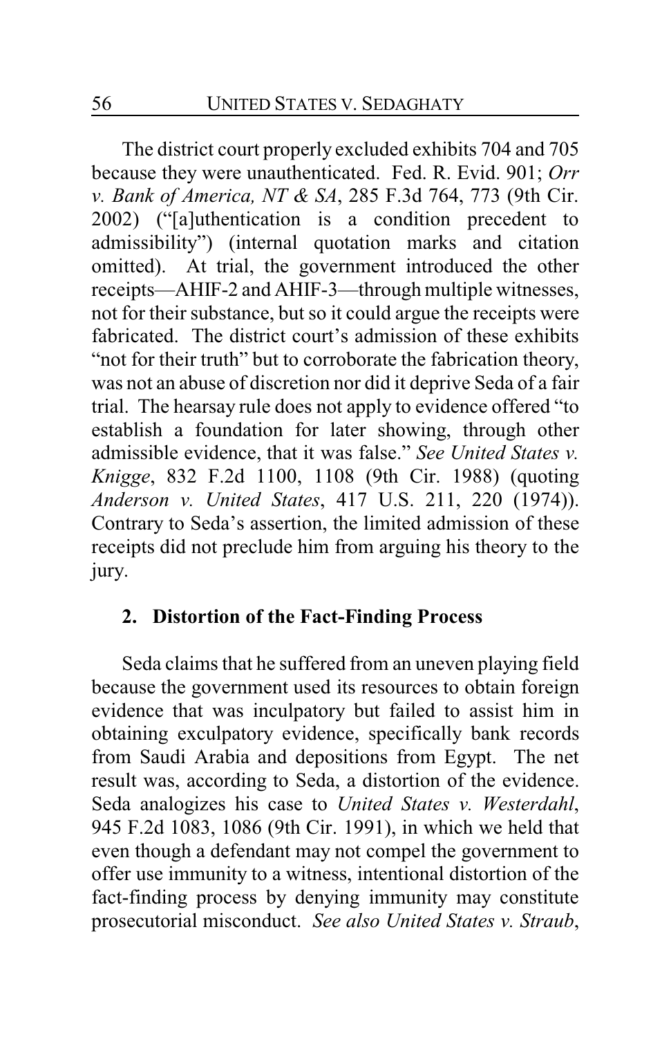The district court properly excluded exhibits 704 and 705 because they were unauthenticated. Fed. R. Evid. 901; *Orr v. Bank of America, NT & SA*, 285 F.3d 764, 773 (9th Cir. 2002) ("[a]uthentication is a condition precedent to admissibility") (internal quotation marks and citation omitted). At trial, the government introduced the other receipts—AHIF-2 and AHIF-3—through multiple witnesses, not for their substance, but so it could argue the receipts were fabricated. The district court's admission of these exhibits "not for their truth" but to corroborate the fabrication theory, was not an abuse of discretion nor did it deprive Seda of a fair trial. The hearsay rule does not apply to evidence offered "to establish a foundation for later showing, through other admissible evidence, that it was false." *See United States v. Knigge*, 832 F.2d 1100, 1108 (9th Cir. 1988) (quoting *Anderson v. United States*, 417 U.S. 211, 220 (1974)). Contrary to Seda's assertion, the limited admission of these receipts did not preclude him from arguing his theory to the jury.

### 2. Distortion of the Fact-Finding Process

Seda claims that he suffered from an uneven playing field because the government used its resources to obtain foreign evidence that was inculpatory but failed to assist him in obtaining exculpatory evidence, specifically bank records from Saudi Arabia and depositions from Egypt. The net result was, according to Seda, a distortion of the evidence. Seda analogizes his case to *United States v. Westerdahl*, 945 F.2d 1083, 1086 (9th Cir. 1991), in which we held that even though a defendant may not compel the government to offer use immunity to a witness, intentional distortion of the fact-finding process by denying immunity may constitute prosecutorial misconduct. *See also United States v. Straub*,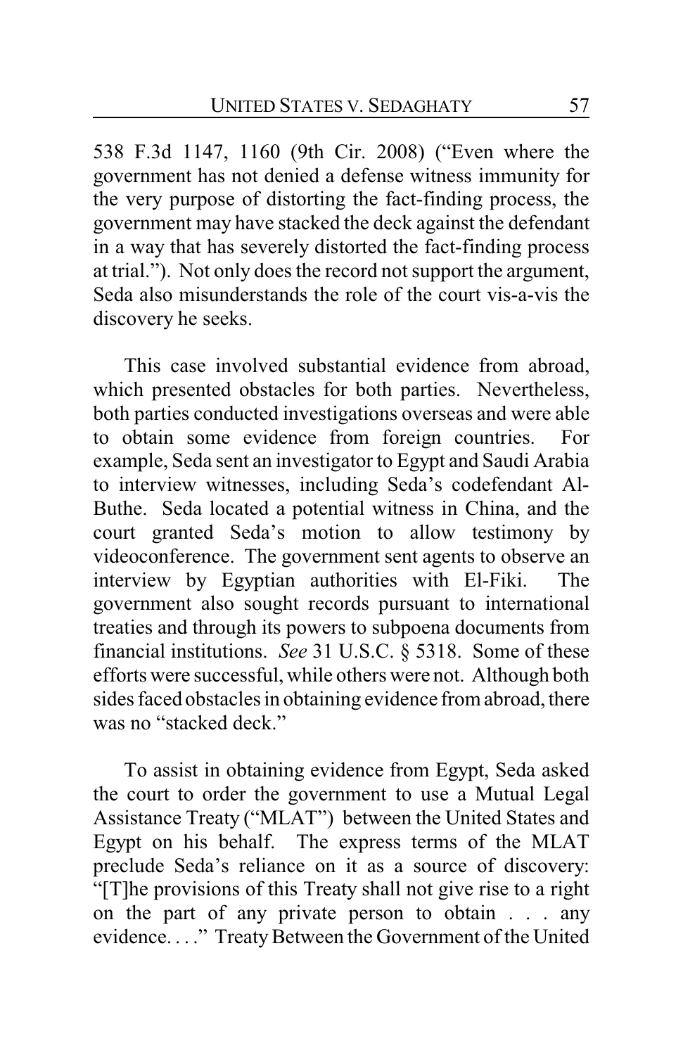538 F.3d 1147, 1160 (9th Cir. 2008) ("Even where the government has not denied a defense witness immunity for the very purpose of distorting the fact-finding process, the government may have stacked the deck against the defendant in a way that has severely distorted the fact-finding process at trial."). Not only does the record not support the argument, Seda also misunderstands the role of the court vis-a-vis the discovery he seeks.

This case involved substantial evidence from abroad, which presented obstacles for both parties. Nevertheless, both parties conducted investigations overseas and were able to obtain some evidence from foreign countries. For example, Seda sent an investigator to Egypt and Saudi Arabia to interview witnesses, including Seda's codefendant Al-Buthe. Seda located a potential witness in China, and the court granted Seda's motion to allow testimony by videoconference. The government sent agents to observe an interview by Egyptian authorities with El-Fiki. The government also sought records pursuant to international treaties and through its powers to subpoena documents from financial institutions. *See* 31 U.S.C. § 5318. Some of these efforts were successful, while others were not. Although both sides faced obstacles in obtaining evidence from abroad, there was no "stacked deck."

To assist in obtaining evidence from Egypt, Seda asked the court to order the government to use a Mutual Legal Assistance Treaty ("MLAT") between the United States and Egypt on his behalf. The express terms of the MLAT preclude Seda's reliance on it as a source of discovery: "[T]he provisions of this Treaty shall not give rise to a right on the part of any private person to obtain . . . any evidence. . . ." Treaty Between the Government of the United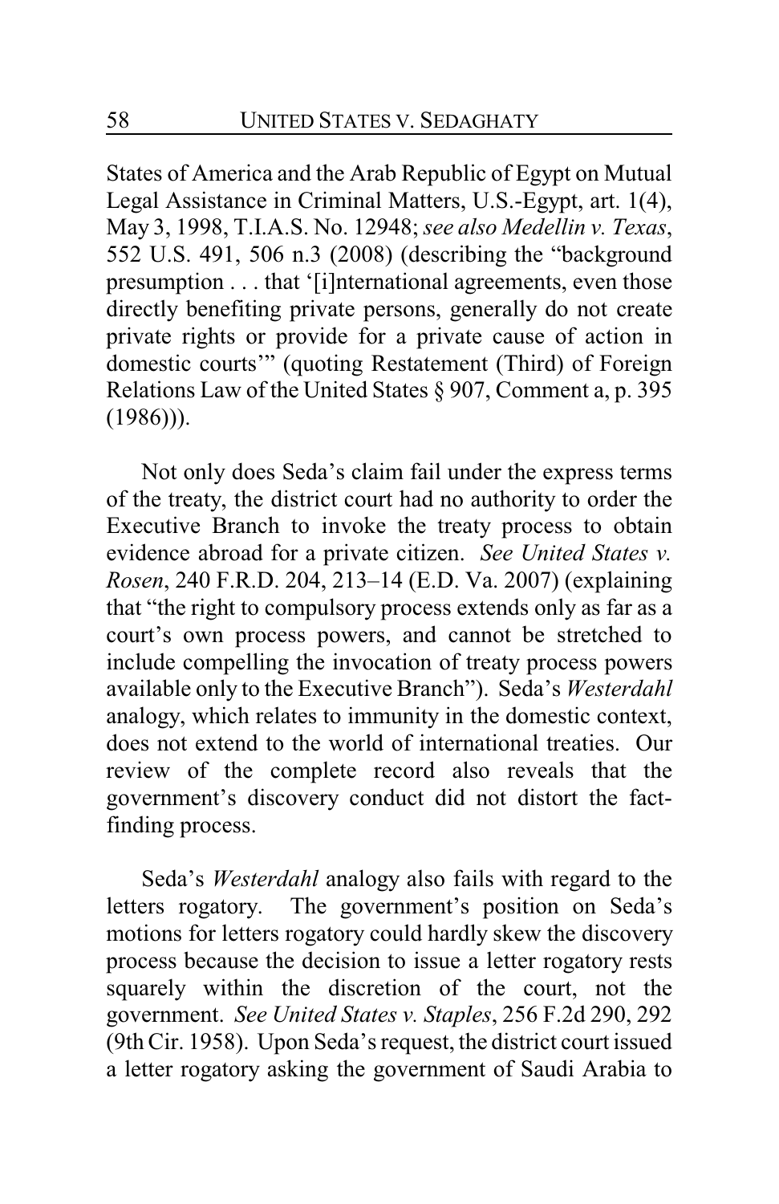States of America and the Arab Republic of Egypt on Mutual Legal Assistance in Criminal Matters, U.S.-Egypt, art. 1(4), May 3, 1998, T.I.A.S. No. 12948; *see also Medellin v. Texas*, 552 U.S. 491, 506 n.3 (2008) (describing the "background presumption . . . that '[i]nternational agreements, even those directly benefiting private persons, generally do not create private rights or provide for a private cause of action in domestic courts'" (quoting Restatement (Third) of Foreign Relations Law of the United States § 907, Comment a, p. 395 (1986))).

Not only does Seda's claim fail under the express terms of the treaty, the district court had no authority to order the Executive Branch to invoke the treaty process to obtain evidence abroad for a private citizen. *See United States v. Rosen*, 240 F.R.D. 204, 213–14 (E.D. Va. 2007) (explaining that "the right to compulsory process extends only as far as a court's own process powers, and cannot be stretched to include compelling the invocation of treaty process powers available only to the Executive Branch"). Seda's *Westerdahl* analogy, which relates to immunity in the domestic context, does not extend to the world of international treaties. Our review of the complete record also reveals that the government's discovery conduct did not distort the fact-finding process.

Seda's *Westerdahl* analogy also fails with regard to the letters rogatory. The government's position on Seda's motions for letters rogatory could hardly skew the discovery process because the decision to issue a letter rogatory rests squarely within the discretion of the court, not the government. *See United States v. Staples*, 256 F.2d 290, 292 (9th Cir. 1958). Upon Seda's request, the district court issued a letter rogatory asking the government of Saudi Arabia to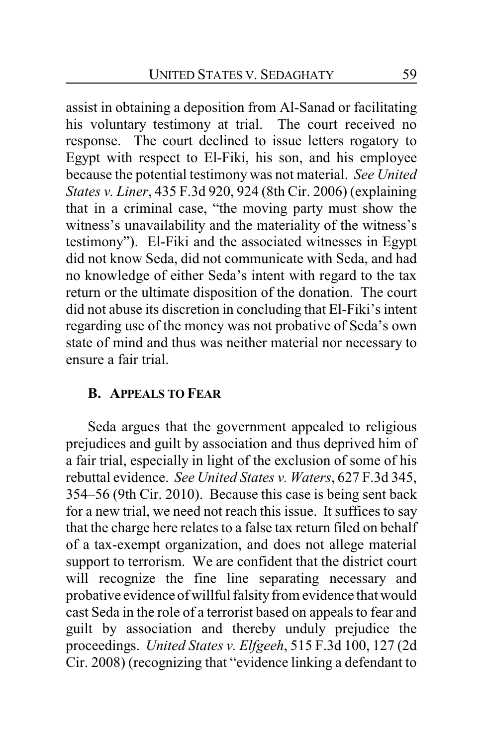assist in obtaining a deposition from Al-Sanad or facilitating his voluntary testimony at trial. The court received no response. The court declined to issue letters rogatory to Egypt with respect to El-Fiki, his son, and his employee because the potential testimony was not material. *See United States v. Liner*, 435 F.3d 920, 924 (8th Cir. 2006) (explaining that in a criminal case, "the moving party must show the witness's unavailability and the materiality of the witness's testimony"). El-Fiki and the associated witnesses in Egypt did not know Seda, did not communicate with Seda, and had no knowledge of either Seda's intent with regard to the tax return or the ultimate disposition of the donation. The court did not abuse its discretion in concluding that El-Fiki's intent regarding use of the money was not probative of Seda's own state of mind and thus was neither material nor necessary to ensure a fair trial.

### B. Appeals to Fear

Seda argues that the government appealed to religious prejudices and guilt by association and thus deprived him of a fair trial, especially in light of the exclusion of some of his rebuttal evidence. *See United States v. Waters*, 627 F.3d 345, 354–56 (9th Cir. 2010). Because this case is being sent back for a new trial, we need not reach this issue. It suffices to say that the charge here relates to a false tax return filed on behalf of a tax-exempt organization, and does not allege material support to terrorism. We are confident that the district court will recognize the fine line separating necessary and probative evidence of willful falsity from evidence that would cast Seda in the role of a terrorist based on appeals to fear and guilt by association and thereby unduly prejudice the proceedings. *United States v. Elfgeeh*, 515 F.3d 100, 127 (2d Cir. 2008) (recognizing that "evidence linking a defendant to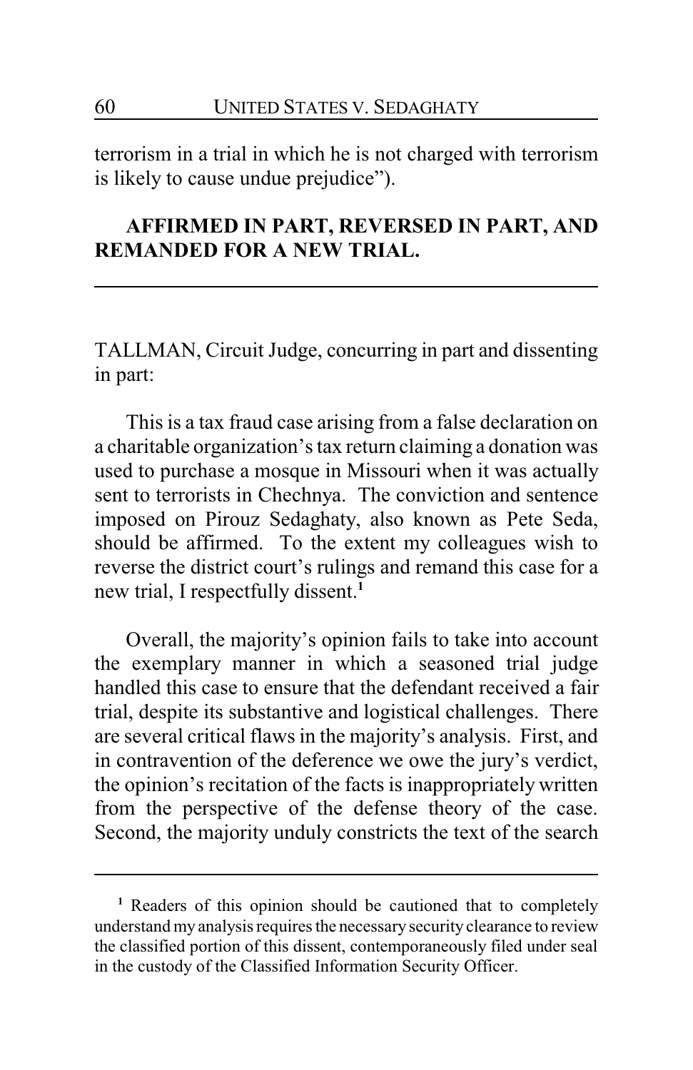terrorism in a trial in which he is not charged with terrorism is likely to cause undue prejudice").

**AFFIRMED IN PART, REVERSED IN PART, AND REMANDED FOR A NEW TRIAL.**

---

TALLMAN, Circuit Judge, concurring in part and dissenting in part:

This is a tax fraud case arising from a false declaration on a charitable organization's tax return claiming a donation was used to purchase a mosque in Missouri when it was actually sent to terrorists in Chechnya. The conviction and sentence imposed on Pirouz Sedaghaty, also known as Pete Seda, should be affirmed. To the extent my colleagues wish to reverse the district court's rulings and remand this case for a new trial, I respectfully dissent.[1]

Overall, the majority's opinion fails to take into account the exemplary manner in which a seasoned trial judge handled this case to ensure that the defendant received a fair trial, despite its substantive and logistical challenges. There are several critical flaws in the majority's analysis. First, and in contravention of the deference we owe the jury's verdict, the opinion's recitation of the facts is inappropriately written from the perspective of the defense theory of the case. Second, the majority unduly constricts the text of the search

---

[1] Readers of this opinion should be cautioned that to completely understand my analysis requires the necessary security clearance to review the classified portion of this dissent, contemporaneously filed under seal in the custody of the Classified Information Security Officer.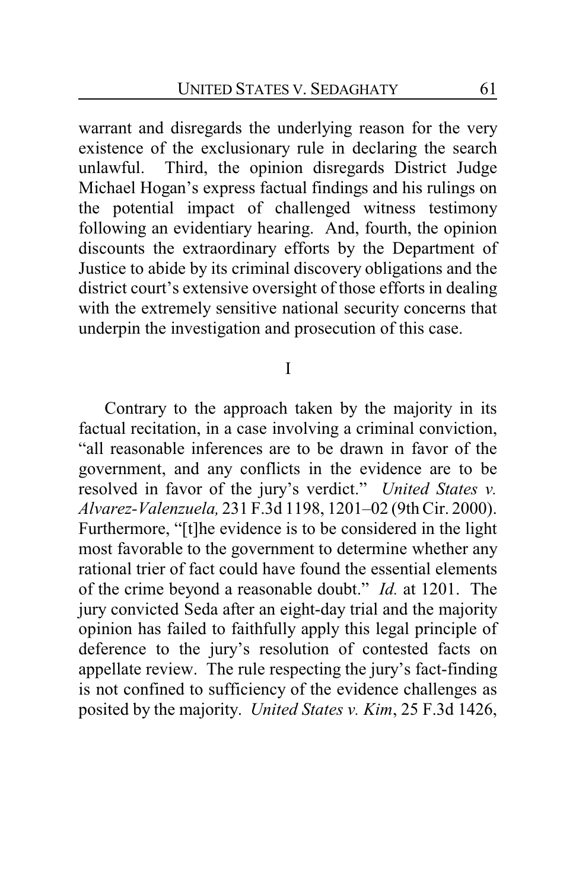warrant and disregards the underlying reason for the very existence of the exclusionary rule in declaring the search unlawful. Third, the opinion disregards District Judge Michael Hogan's express factual findings and his rulings on the potential impact of challenged witness testimony following an evidentiary hearing. And, fourth, the opinion discounts the extraordinary efforts by the Department of Justice to abide by its criminal discovery obligations and the district court's extensive oversight of those efforts in dealing with the extremely sensitive national security concerns that underpin the investigation and prosecution of this case.

## I

Contrary to the approach taken by the majority in its factual recitation, in a case involving a criminal conviction, "all reasonable inferences are to be drawn in favor of the government, and any conflicts in the evidence are to be resolved in favor of the jury's verdict." *United States v. Alvarez-Valenzuela,* 231 F.3d 1198, 1201–02 (9th Cir. 2000). Furthermore, "[t]he evidence is to be considered in the light most favorable to the government to determine whether any rational trier of fact could have found the essential elements of the crime beyond a reasonable doubt." *Id.* at 1201. The jury convicted Seda after an eight-day trial and the majority opinion has failed to faithfully apply this legal principle of deference to the jury's resolution of contested facts on appellate review. The rule respecting the jury's fact-finding is not confined to sufficiency of the evidence challenges as posited by the majority. *United States v. Kim*, 25 F.3d 1426,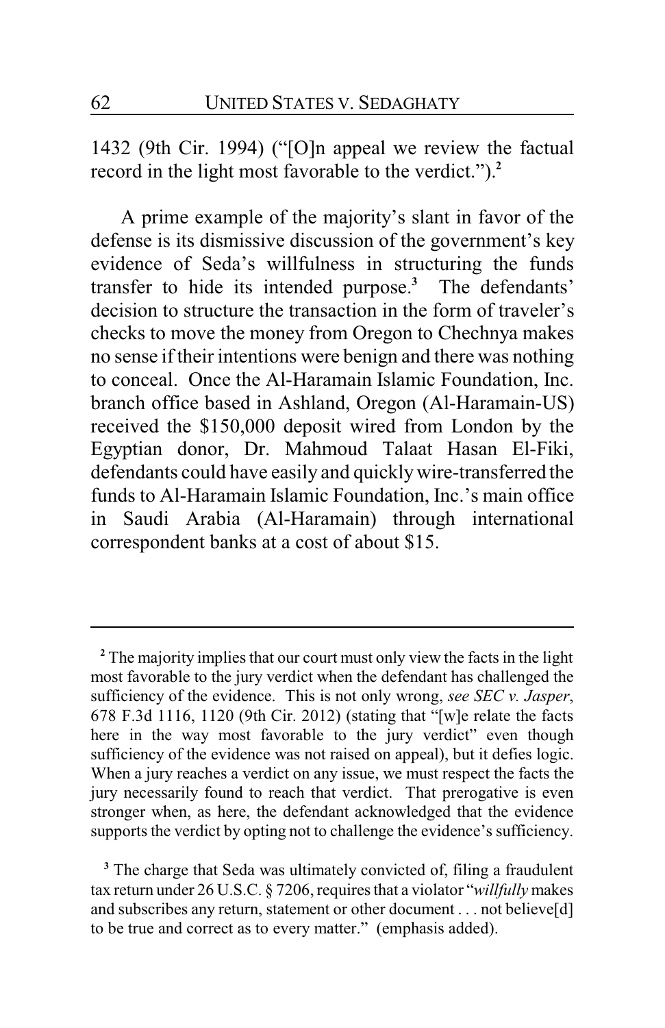1432 (9th Cir. 1994) ("[O]n appeal we review the factual record in the light most favorable to the verdict.").[2]

A prime example of the majority's slant in favor of the defense is its dismissive discussion of the government's key evidence of Seda's willfulness in structuring the funds transfer to hide its intended purpose.[3] The defendants' decision to structure the transaction in the form of traveler's checks to move the money from Oregon to Chechnya makes no sense if their intentions were benign and there was nothing to conceal. Once the Al-Haramain Islamic Foundation, Inc. branch office based in Ashland, Oregon (Al-Haramain-US) received the $150,000 deposit wired from London by the Egyptian donor, Dr. Mahmoud Talaat Hasan El-Fiki, defendants could have easily and quickly wire-transferred the funds to Al-Haramain Islamic Foundation, Inc.'s main office in Saudi Arabia (Al-Haramain) through international correspondent banks at a cost of about $15.

---

[2] The majority implies that our court must only view the facts in the light most favorable to the jury verdict when the defendant has challenged the sufficiency of the evidence. This is not only wrong, *see SEC v. Jasper*, 678 F.3d 1116, 1120 (9th Cir. 2012) (stating that "[w]e relate the facts here in the way most favorable to the jury verdict" even though sufficiency of the evidence was not raised on appeal), but it defies logic. When a jury reaches a verdict on any issue, we must respect the facts the jury necessarily found to reach that verdict. That prerogative is even stronger when, as here, the defendant acknowledged that the evidence supports the verdict by opting not to challenge the evidence's sufficiency.

[3] The charge that Seda was ultimately convicted of, filing a fraudulent tax return under 26 U.S.C. § 7206, requires that a violator "*willfully* makes and subscribes any return, statement or other document . . . not believe[d] to be true and correct as to every matter." (emphasis added).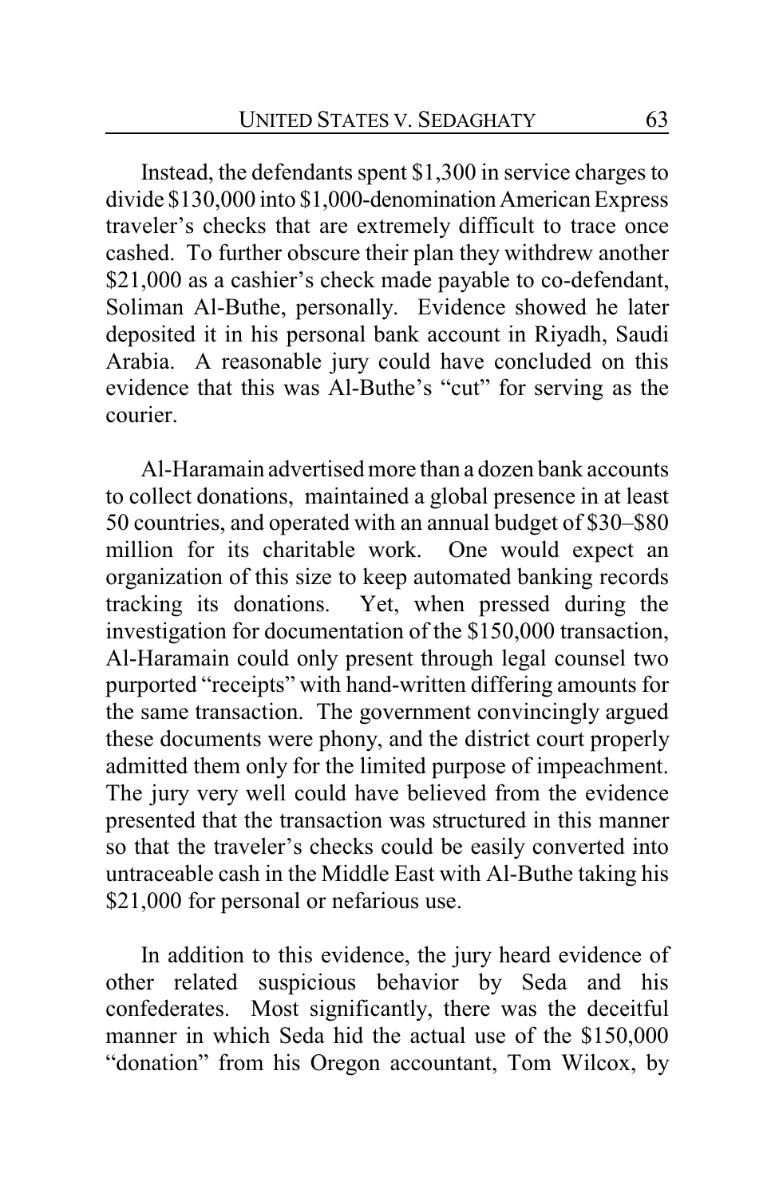Instead, the defendants spent $1,300 in service charges to divide $130,000 into $1,000-denomination American Express traveler's checks that are extremely difficult to trace once cashed. To further obscure their plan they withdrew another $21,000 as a cashier's check made payable to co-defendant, Soliman Al-Buthe, personally. Evidence showed he later deposited it in his personal bank account in Riyadh, Saudi Arabia. A reasonable jury could have concluded on this evidence that this was Al-Buthe's "cut" for serving as the courier.

Al-Haramain advertised more than a dozen bank accounts to collect donations, maintained a global presence in at least 50 countries, and operated with an annual budget of $30–$80 million for its charitable work. One would expect an organization of this size to keep automated banking records tracking its donations. Yet, when pressed during the investigation for documentation of the $150,000 transaction, Al-Haramain could only present through legal counsel two purported "receipts" with hand-written differing amounts for the same transaction. The government convincingly argued these documents were phony, and the district court properly admitted them only for the limited purpose of impeachment. The jury very well could have believed from the evidence presented that the transaction was structured in this manner so that the traveler's checks could be easily converted into untraceable cash in the Middle East with Al-Buthe taking his $21,000 for personal or nefarious use.

In addition to this evidence, the jury heard evidence of other related suspicious behavior by Seda and his confederates. Most significantly, there was the deceitful manner in which Seda hid the actual use of the $150,000 "donation" from his Oregon accountant, Tom Wilcox, by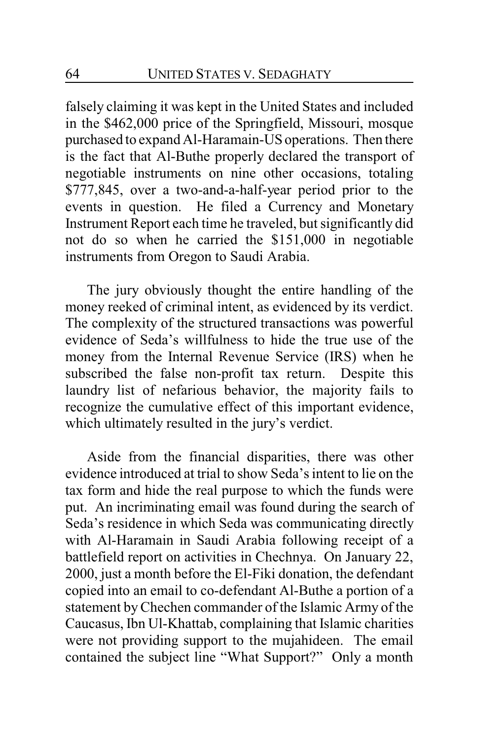falsely claiming it was kept in the United States and included in the $462,000 price of the Springfield, Missouri, mosque purchased to expand Al-Haramain-US operations. Then there is the fact that Al-Buthe properly declared the transport of negotiable instruments on nine other occasions, totaling $777,845, over a two-and-a-half-year period prior to the events in question. He filed a Currency and Monetary Instrument Report each time he traveled, but significantly did not do so when he carried the $151,000 in negotiable instruments from Oregon to Saudi Arabia.

The jury obviously thought the entire handling of the money reeked of criminal intent, as evidenced by its verdict. The complexity of the structured transactions was powerful evidence of Seda's willfulness to hide the true use of the money from the Internal Revenue Service (IRS) when he subscribed the false non-profit tax return. Despite this laundry list of nefarious behavior, the majority fails to recognize the cumulative effect of this important evidence, which ultimately resulted in the jury's verdict.

Aside from the financial disparities, there was other evidence introduced at trial to show Seda's intent to lie on the tax form and hide the real purpose to which the funds were put. An incriminating email was found during the search of Seda's residence in which Seda was communicating directly with Al-Haramain in Saudi Arabia following receipt of a battlefield report on activities in Chechnya. On January 22, 2000, just a month before the El-Fiki donation, the defendant copied into an email to co-defendant Al-Buthe a portion of a statement by Chechen commander of the Islamic Army of the Caucasus, Ibn Ul-Khattab, complaining that Islamic charities were not providing support to the mujahideen. The email contained the subject line "What Support?" Only a month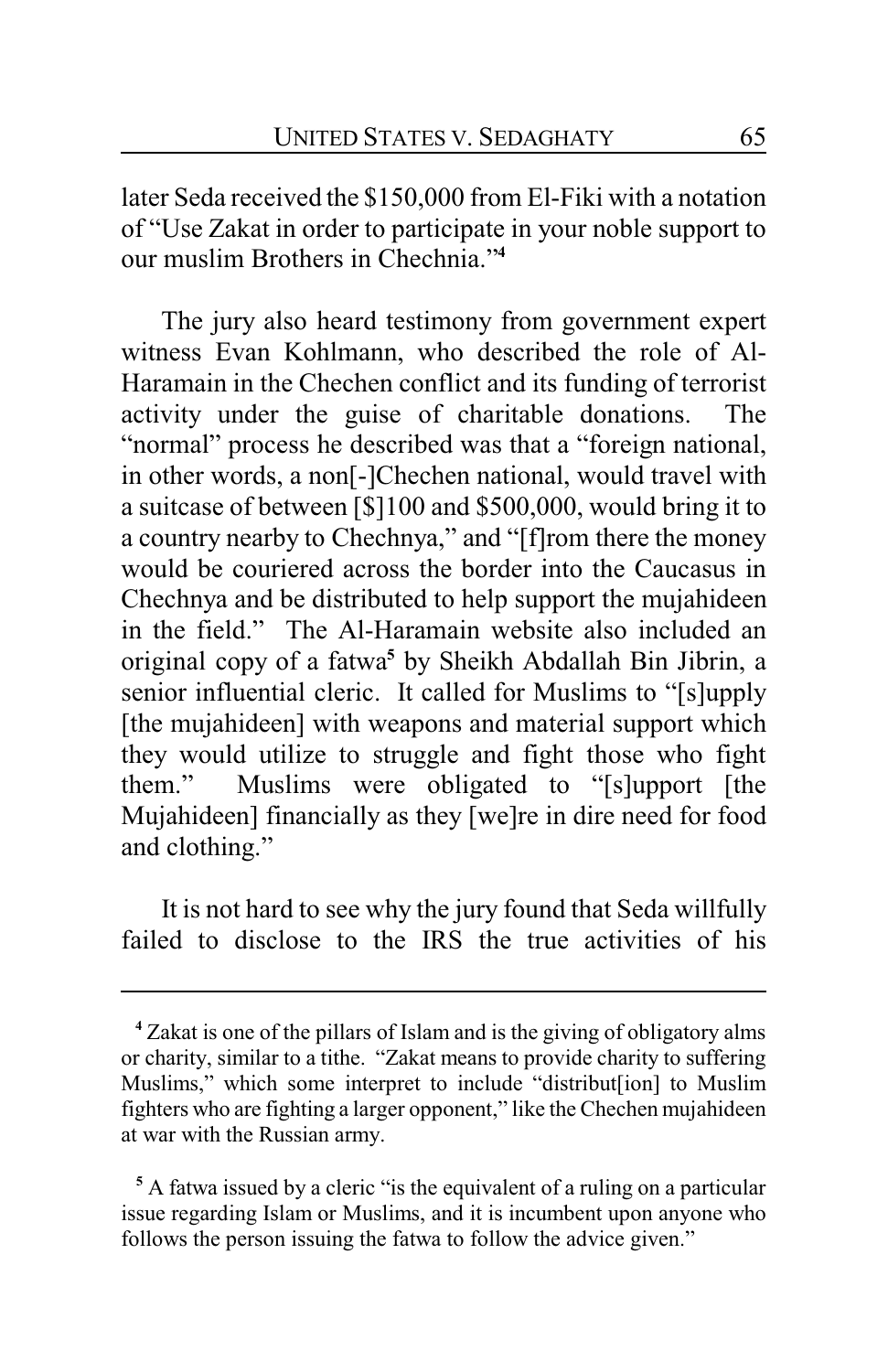later Seda received the $150,000 from El-Fiki with a notation of "Use Zakat in order to participate in your noble support to our muslim Brothers in Chechnia."[4]

The jury also heard testimony from government expert witness Evan Kohlmann, who described the role of Al-Haramain in the Chechen conflict and its funding of terrorist activity under the guise of charitable donations. The "normal" process he described was that a "foreign national, in other words, a non[-]Chechen national, would travel with a suitcase of between [$]100 and $500,000, would bring it to a country nearby to Chechnya," and "[f]rom there the money would be couriered across the border into the Caucasus in Chechnya and be distributed to help support the mujahideen in the field." The Al-Haramain website also included an original copy of a fatwa[5] by Sheikh Abdallah Bin Jibrin, a senior influential cleric. It called for Muslims to "[s]upply [the mujahideen] with weapons and material support which they would utilize to struggle and fight those who fight them." Muslims were obligated to "[s]upport [the Mujahideen] financially as they [we]re in dire need for food and clothing."

It is not hard to see why the jury found that Seda willfully failed to disclose to the IRS the true activities of his

---

[4] Zakat is one of the pillars of Islam and is the giving of obligatory alms or charity, similar to a tithe. "Zakat means to provide charity to suffering Muslims," which some interpret to include "distribut[ion] to Muslim fighters who are fighting a larger opponent," like the Chechen mujahideen at war with the Russian army.

[5] A fatwa issued by a cleric "is the equivalent of a ruling on a particular issue regarding Islam or Muslims, and it is incumbent upon anyone who follows the person issuing the fatwa to follow the advice given."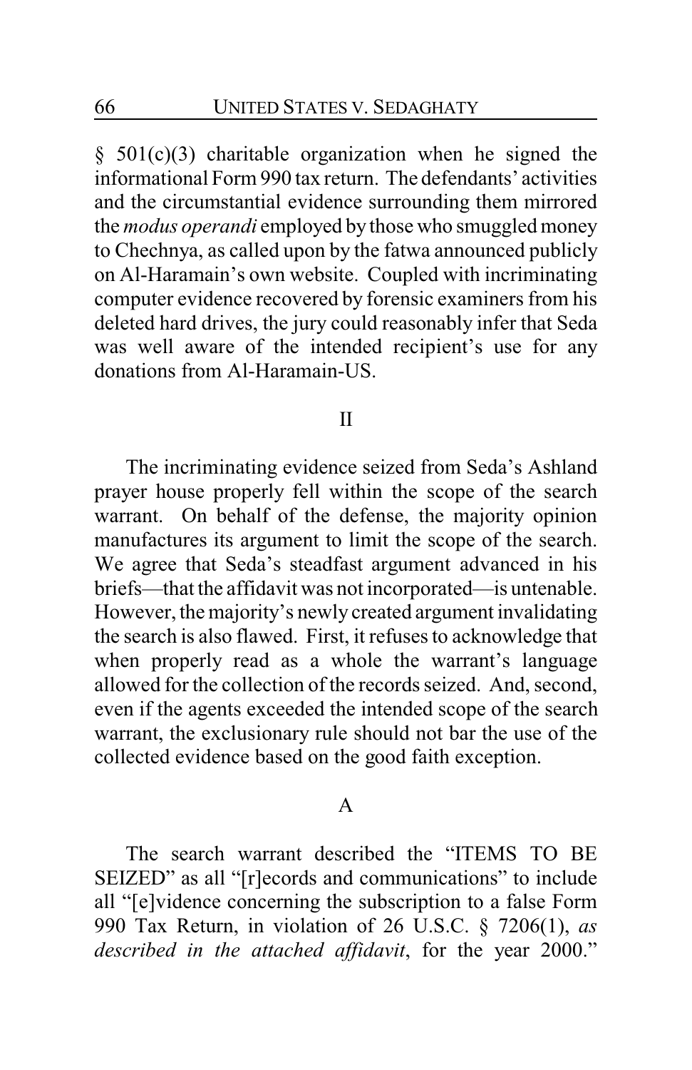§ 501(c)(3) charitable organization when he signed the informational Form 990 tax return. The defendants' activities and the circumstantial evidence surrounding them mirrored the *modus operandi* employed by those who smuggled money to Chechnya, as called upon by the fatwa announced publicly on Al-Haramain's own website. Coupled with incriminating computer evidence recovered by forensic examiners from his deleted hard drives, the jury could reasonably infer that Seda was well aware of the intended recipient's use for any donations from Al-Haramain-US.

## II

The incriminating evidence seized from Seda's Ashland prayer house properly fell within the scope of the search warrant. On behalf of the defense, the majority opinion manufactures its argument to limit the scope of the search. We agree that Seda's steadfast argument advanced in his briefs—that the affidavit was not incorporated—is untenable. However, the majority's newly created argument invalidating the search is also flawed. First, it refuses to acknowledge that when properly read as a whole the warrant's language allowed for the collection of the records seized. And, second, even if the agents exceeded the intended scope of the search warrant, the exclusionary rule should not bar the use of the collected evidence based on the good faith exception.

### A

The search warrant described the "ITEMS TO BE SEIZED" as all "[r]ecords and communications" to include all "[e]vidence concerning the subscription to a false Form 990 Tax Return, in violation of 26 U.S.C. § 7206(1), *as described in the attached affidavit*, for the year 2000."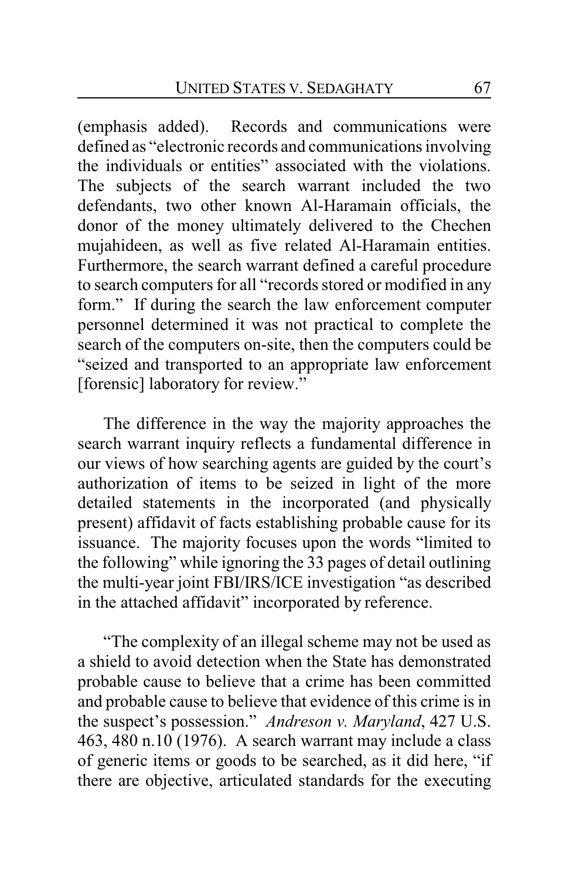(emphasis added). Records and communications were defined as "electronic records and communications involving the individuals or entities" associated with the violations. The subjects of the search warrant included the two defendants, two other known Al-Haramain officials, the donor of the money ultimately delivered to the Chechen mujahideen, as well as five related Al-Haramain entities. Furthermore, the search warrant defined a careful procedure to search computers for all "records stored or modified in any form." If during the search the law enforcement computer personnel determined it was not practical to complete the search of the computers on-site, then the computers could be "seized and transported to an appropriate law enforcement [forensic] laboratory for review."

The difference in the way the majority approaches the search warrant inquiry reflects a fundamental difference in our views of how searching agents are guided by the court's authorization of items to be seized in light of the more detailed statements in the incorporated (and physically present) affidavit of facts establishing probable cause for its issuance. The majority focuses upon the words "limited to the following" while ignoring the 33 pages of detail outlining the multi-year joint FBI/IRS/ICE investigation "as described in the attached affidavit" incorporated by reference.

"The complexity of an illegal scheme may not be used as a shield to avoid detection when the State has demonstrated probable cause to believe that a crime has been committed and probable cause to believe that evidence of this crime is in the suspect's possession." *Andreson v. Maryland*, 427 U.S. 463, 480 n.10 (1976). A search warrant may include a class of generic items or goods to be searched, as it did here, "if there are objective, articulated standards for the executing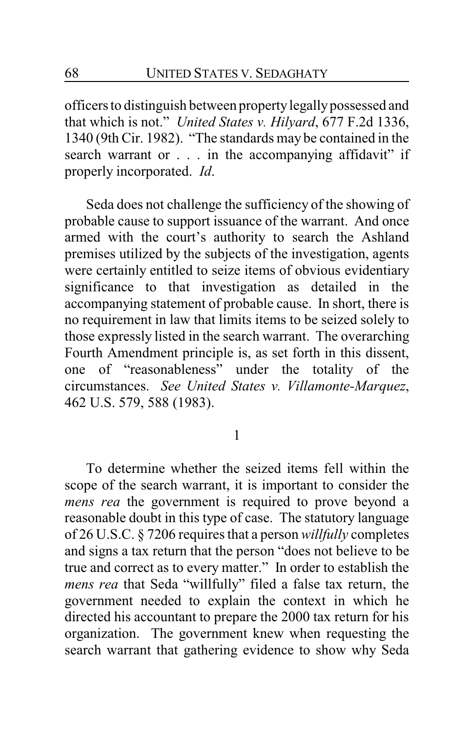officers to distinguish between property legally possessed and that which is not." *United States v. Hilyard*, 677 F.2d 1336, 1340 (9th Cir. 1982). "The standards may be contained in the search warrant or . . . in the accompanying affidavit" if properly incorporated. *Id*.

Seda does not challenge the sufficiency of the showing of probable cause to support issuance of the warrant. And once armed with the court's authority to search the Ashland premises utilized by the subjects of the investigation, agents were certainly entitled to seize items of obvious evidentiary significance to that investigation as detailed in the accompanying statement of probable cause. In short, there is no requirement in law that limits items to be seized solely to those expressly listed in the search warrant. The overarching Fourth Amendment principle is, as set forth in this dissent, one of "reasonableness" under the totality of the circumstances. *See United States v. Villamonte-Marquez*, 462 U.S. 579, 588 (1983).

1

To determine whether the seized items fell within the scope of the search warrant, it is important to consider the *mens rea* the government is required to prove beyond a reasonable doubt in this type of case. The statutory language of 26 U.S.C. § 7206 requires that a person *willfully* completes and signs a tax return that the person "does not believe to be true and correct as to every matter." In order to establish the *mens rea* that Seda "willfully" filed a false tax return, the government needed to explain the context in which he directed his accountant to prepare the 2000 tax return for his organization. The government knew when requesting the search warrant that gathering evidence to show why Seda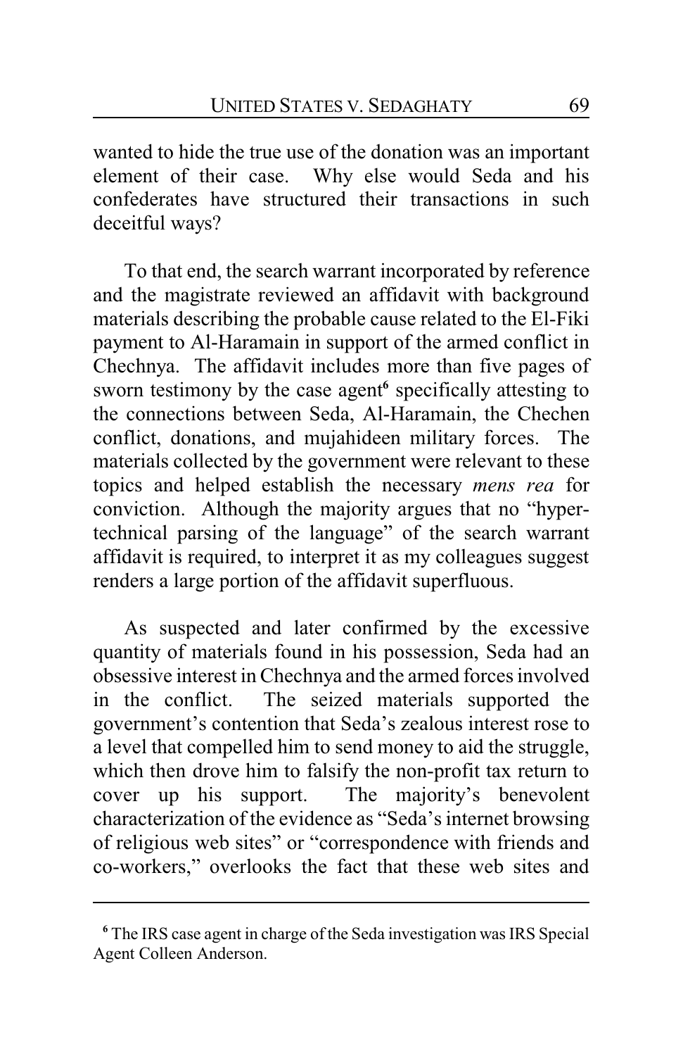wanted to hide the true use of the donation was an important element of their case. Why else would Seda and his confederates have structured their transactions in such deceitful ways?

To that end, the search warrant incorporated by reference and the magistrate reviewed an affidavit with background materials describing the probable cause related to the El-Fiki payment to Al-Haramain in support of the armed conflict in Chechnya. The affidavit includes more than five pages of sworn testimony by the case agent[6] specifically attesting to the connections between Seda, Al-Haramain, the Chechen conflict, donations, and mujahideen military forces. The materials collected by the government were relevant to these topics and helped establish the necessary *mens rea* for conviction. Although the majority argues that no "hyper-technical parsing of the language" of the search warrant affidavit is required, to interpret it as my colleagues suggest renders a large portion of the affidavit superfluous.

As suspected and later confirmed by the excessive quantity of materials found in his possession, Seda had an obsessive interest in Chechnya and the armed forces involved in the conflict. The seized materials supported the government's contention that Seda's zealous interest rose to a level that compelled him to send money to aid the struggle, which then drove him to falsify the non-profit tax return to cover up his support. The majority's benevolent characterization of the evidence as "Seda's internet browsing of religious web sites" or "correspondence with friends and co-workers," overlooks the fact that these web sites and

[6] The IRS case agent in charge of the Seda investigation was IRS Special Agent Colleen Anderson.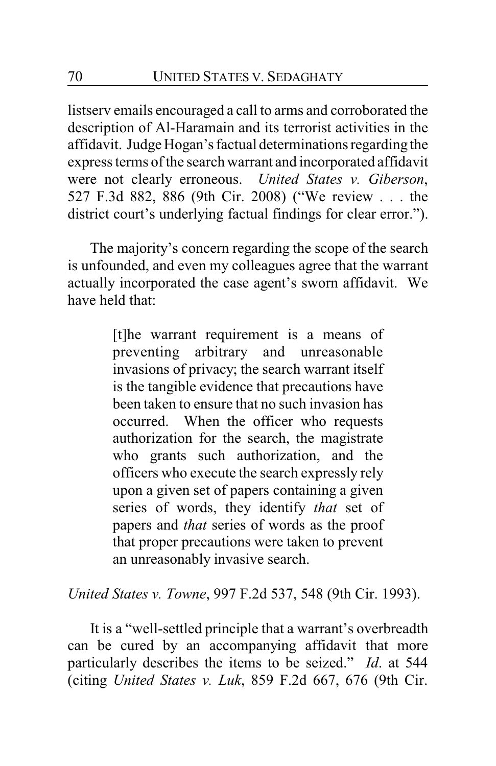listserv emails encouraged a call to arms and corroborated the description of Al-Haramain and its terrorist activities in the affidavit. Judge Hogan's factual determinations regarding the express terms of the search warrant and incorporated affidavit were not clearly erroneous. *United States v. Giberson*, 527 F.3d 882, 886 (9th Cir. 2008) ("We review . . . the district court's underlying factual findings for clear error.").

The majority's concern regarding the scope of the search is unfounded, and even my colleagues agree that the warrant actually incorporated the case agent's sworn affidavit. We have held that:

> [t]he warrant requirement is a means of preventing arbitrary and unreasonable invasions of privacy; the search warrant itself is the tangible evidence that precautions have been taken to ensure that no such invasion has occurred. When the officer who requests authorization for the search, the magistrate who grants such authorization, and the officers who execute the search expressly rely upon a given set of papers containing a given series of words, they identify *that* set of papers and *that* series of words as the proof that proper precautions were taken to prevent an unreasonably invasive search.

*United States v. Towne*, 997 F.2d 537, 548 (9th Cir. 1993).

It is a "well-settled principle that a warrant's overbreadth can be cured by an accompanying affidavit that more particularly describes the items to be seized." *Id*. at 544 (citing *United States v. Luk*, 859 F.2d 667, 676 (9th Cir.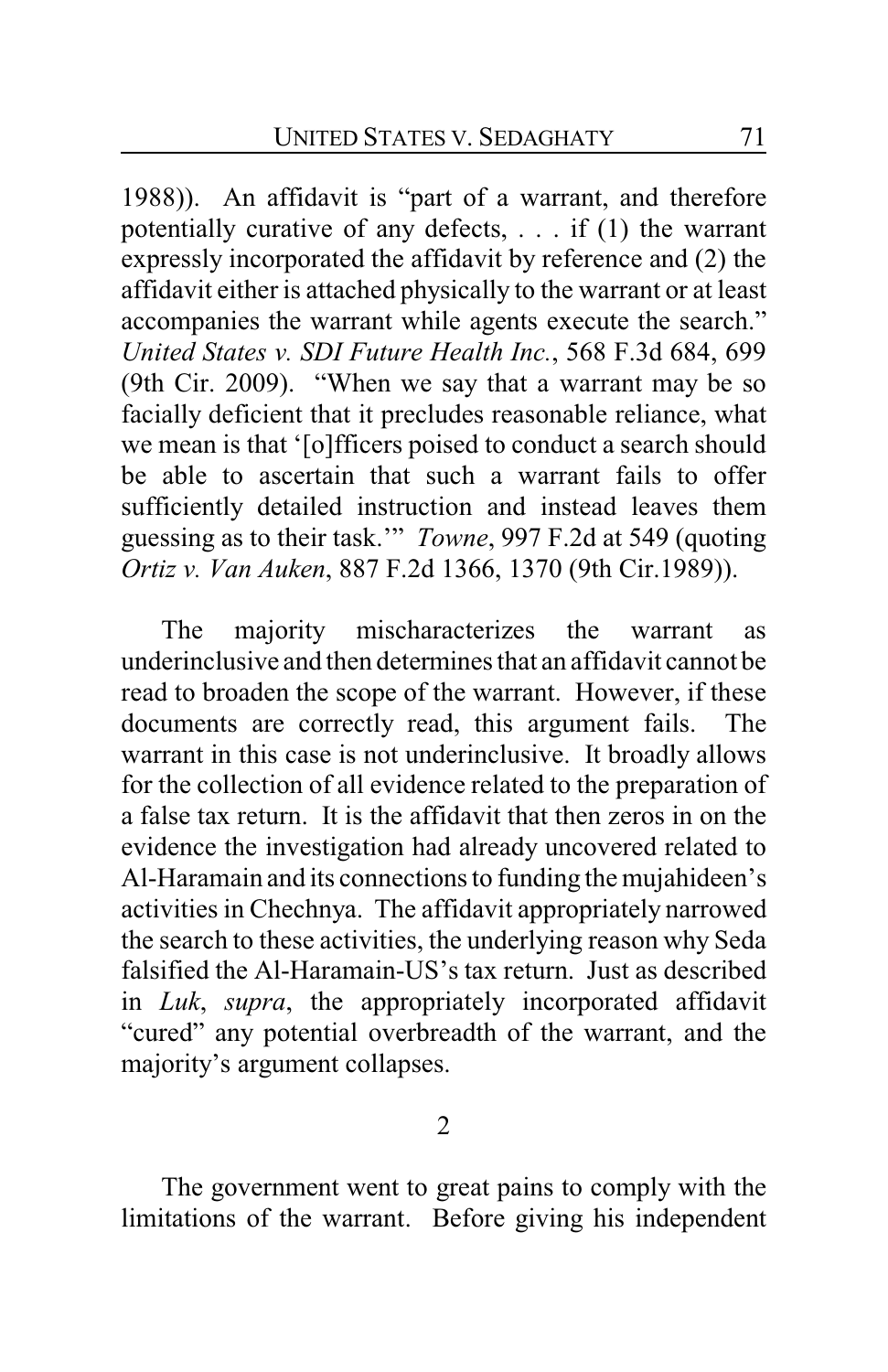1988)). An affidavit is "part of a warrant, and therefore potentially curative of any defects, . . . if (1) the warrant expressly incorporated the affidavit by reference and (2) the affidavit either is attached physically to the warrant or at least accompanies the warrant while agents execute the search." *United States v. SDI Future Health Inc.*, 568 F.3d 684, 699 (9th Cir. 2009). "When we say that a warrant may be so facially deficient that it precludes reasonable reliance, what we mean is that '[o]fficers poised to conduct a search should be able to ascertain that such a warrant fails to offer sufficiently detailed instruction and instead leaves them guessing as to their task.'" *Towne*, 997 F.2d at 549 (quoting *Ortiz v. Van Auken*, 887 F.2d 1366, 1370 (9th Cir.1989)).

The majority mischaracterizes the warrant as underinclusive and then determines that an affidavit cannot be read to broaden the scope of the warrant. However, if these documents are correctly read, this argument fails. The warrant in this case is not underinclusive. It broadly allows for the collection of all evidence related to the preparation of a false tax return. It is the affidavit that then zeros in on the evidence the investigation had already uncovered related to Al-Haramain and its connections to funding the mujahideen's activities in Chechnya. The affidavit appropriately narrowed the search to these activities, the underlying reason why Seda falsified the Al-Haramain-US's tax return. Just as described in *Luk*, *supra*, the appropriately incorporated affidavit "cured" any potential overbreadth of the warrant, and the majority's argument collapses.

2

The government went to great pains to comply with the limitations of the warrant. Before giving his independent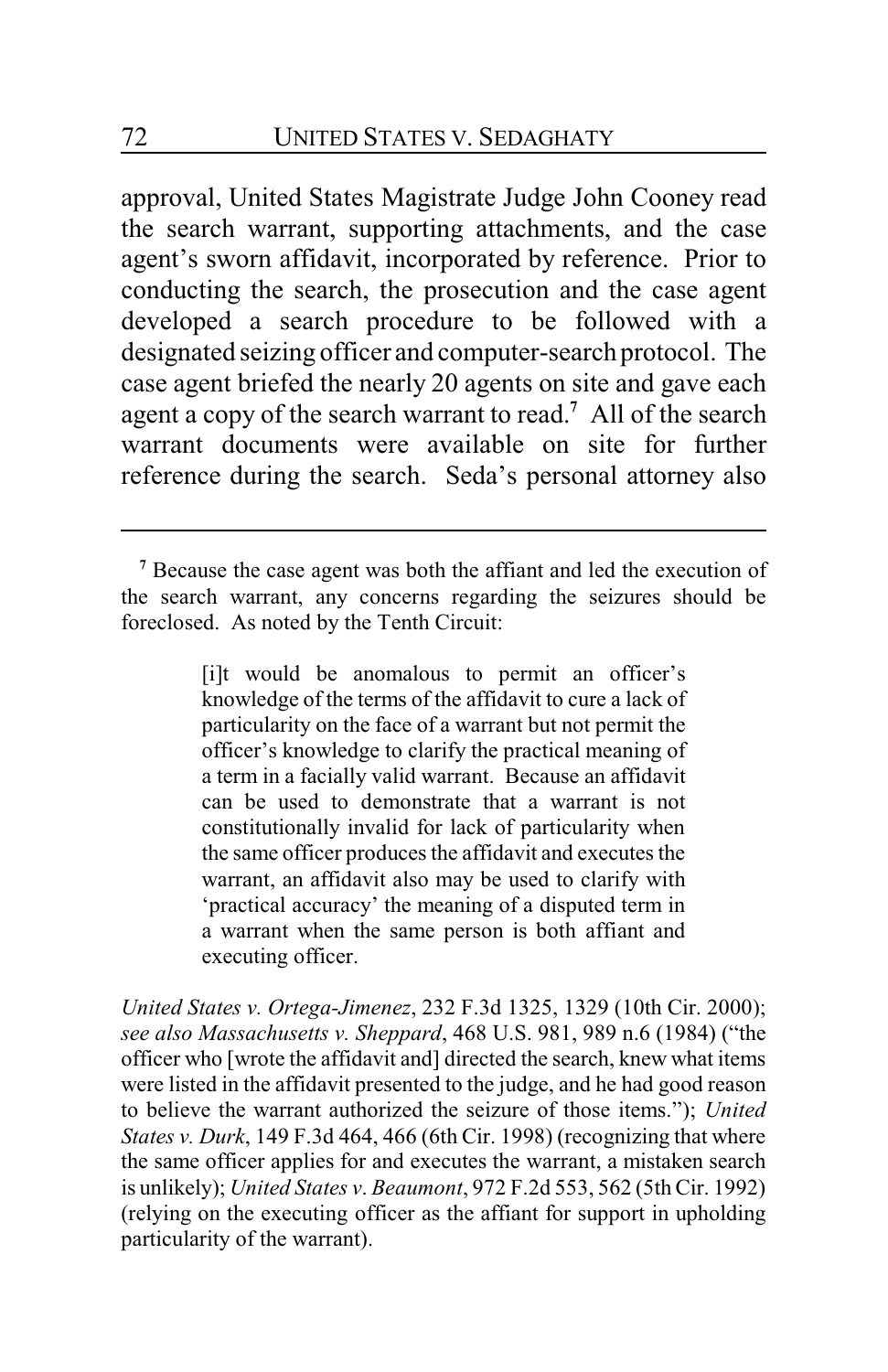approval, United States Magistrate Judge John Cooney read the search warrant, supporting attachments, and the case agent's sworn affidavit, incorporated by reference. Prior to conducting the search, the prosecution and the case agent developed a search procedure to be followed with a designated seizing officer and computer-search protocol. The case agent briefed the nearly 20 agents on site and gave each agent a copy of the search warrant to read.[7] All of the search warrant documents were available on site for further reference during the search. Seda's personal attorney also

---

[7] Because the case agent was both the affiant and led the execution of the search warrant, any concerns regarding the seizures should be foreclosed. As noted by the Tenth Circuit:

> [i]t would be anomalous to permit an officer's knowledge of the terms of the affidavit to cure a lack of particularity on the face of a warrant but not permit the officer's knowledge to clarify the practical meaning of a term in a facially valid warrant. Because an affidavit can be used to demonstrate that a warrant is not constitutionally invalid for lack of particularity when the same officer produces the affidavit and executes the warrant, an affidavit also may be used to clarify with 'practical accuracy' the meaning of a disputed term in a warrant when the same person is both affiant and executing officer.

*United States v. Ortega-Jimenez*, 232 F.3d 1325, 1329 (10th Cir. 2000); *see also Massachusetts v. Sheppard*, 468 U.S. 981, 989 n.6 (1984) ("the officer who [wrote the affidavit and] directed the search, knew what items were listed in the affidavit presented to the judge, and he had good reason to believe the warrant authorized the seizure of those items."); *United States v. Durk*, 149 F.3d 464, 466 (6th Cir. 1998) (recognizing that where the same officer applies for and executes the warrant, a mistaken search is unlikely); *United States v. Beaumont*, 972 F.2d 553, 562 (5th Cir. 1992) (relying on the executing officer as the affiant for support in upholding particularity of the warrant).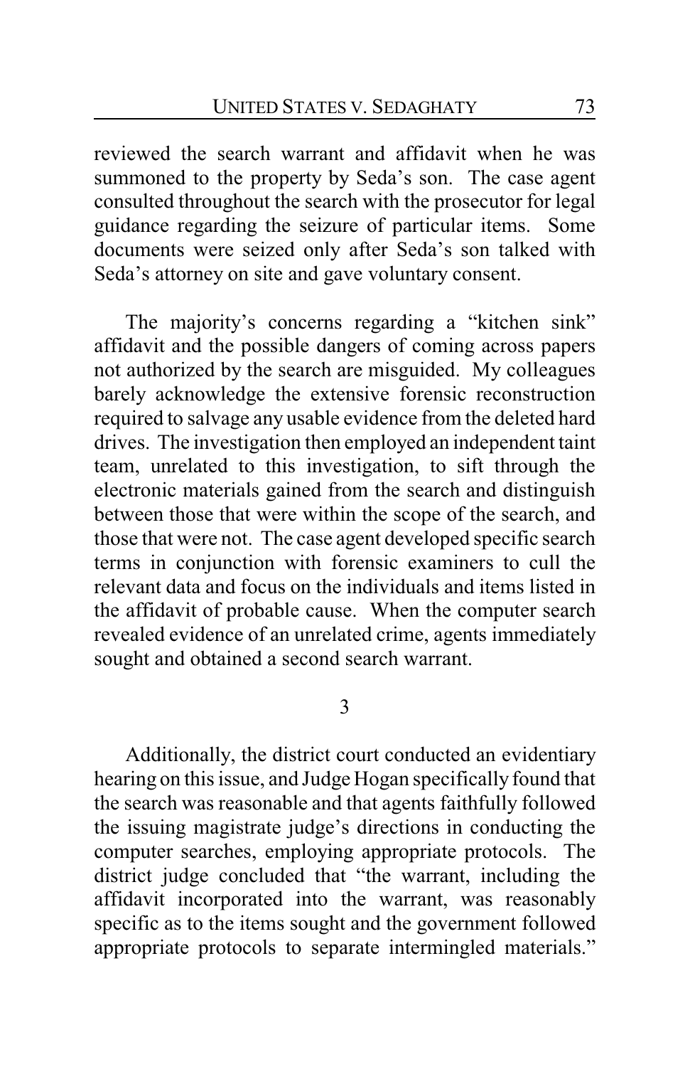reviewed the search warrant and affidavit when he was summoned to the property by Seda's son. The case agent consulted throughout the search with the prosecutor for legal guidance regarding the seizure of particular items. Some documents were seized only after Seda's son talked with Seda's attorney on site and gave voluntary consent.

The majority's concerns regarding a "kitchen sink" affidavit and the possible dangers of coming across papers not authorized by the search are misguided. My colleagues barely acknowledge the extensive forensic reconstruction required to salvage any usable evidence from the deleted hard drives. The investigation then employed an independent taint team, unrelated to this investigation, to sift through the electronic materials gained from the search and distinguish between those that were within the scope of the search, and those that were not. The case agent developed specific search terms in conjunction with forensic examiners to cull the relevant data and focus on the individuals and items listed in the affidavit of probable cause. When the computer search revealed evidence of an unrelated crime, agents immediately sought and obtained a second search warrant.

3

Additionally, the district court conducted an evidentiary hearing on this issue, and Judge Hogan specifically found that the search was reasonable and that agents faithfully followed the issuing magistrate judge's directions in conducting the computer searches, employing appropriate protocols. The district judge concluded that "the warrant, including the affidavit incorporated into the warrant, was reasonably specific as to the items sought and the government followed appropriate protocols to separate intermingled materials."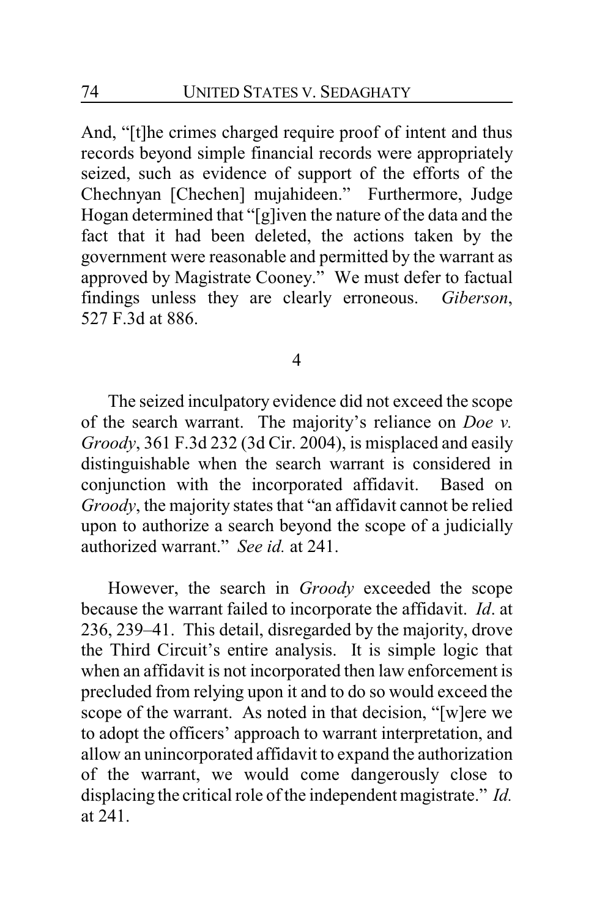And, "[t]he crimes charged require proof of intent and thus records beyond simple financial records were appropriately seized, such as evidence of support of the efforts of the Chechnyan [Chechen] mujahideen." Furthermore, Judge Hogan determined that "[g]iven the nature of the data and the fact that it had been deleted, the actions taken by the government were reasonable and permitted by the warrant as approved by Magistrate Cooney." We must defer to factual findings unless they are clearly erroneous. *Giberson*, 527 F.3d at 886.

4

The seized inculpatory evidence did not exceed the scope of the search warrant. The majority's reliance on *Doe v. Groody*, 361 F.3d 232 (3d Cir. 2004), is misplaced and easily distinguishable when the search warrant is considered in conjunction with the incorporated affidavit. Based on *Groody*, the majority states that "an affidavit cannot be relied upon to authorize a search beyond the scope of a judicially authorized warrant." *See id.* at 241.

However, the search in *Groody* exceeded the scope because the warrant failed to incorporate the affidavit. *Id*. at 236, 239–41. This detail, disregarded by the majority, drove the Third Circuit's entire analysis. It is simple logic that when an affidavit is not incorporated then law enforcement is precluded from relying upon it and to do so would exceed the scope of the warrant. As noted in that decision, "[w]ere we to adopt the officers' approach to warrant interpretation, and allow an unincorporated affidavit to expand the authorization of the warrant, we would come dangerously close to displacing the critical role of the independent magistrate." *Id.* at 241.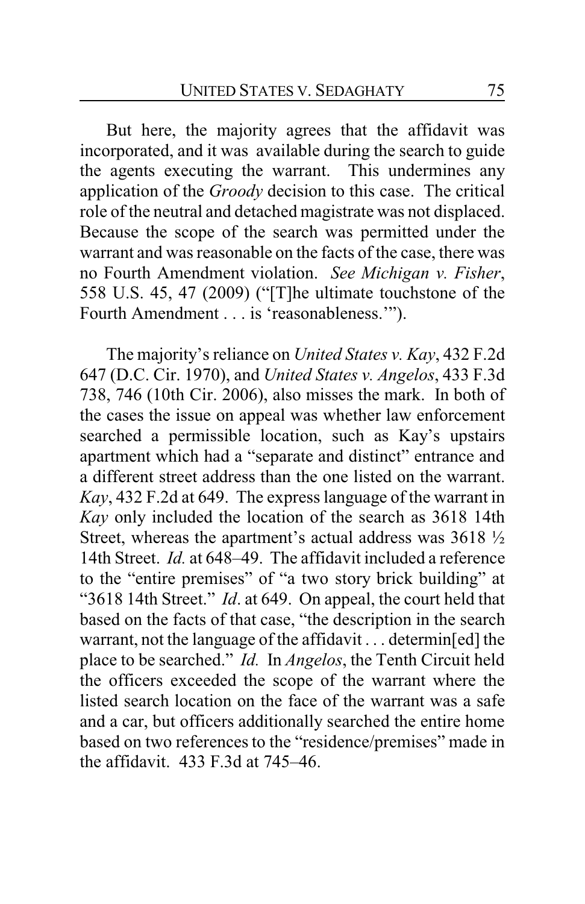But here, the majority agrees that the affidavit was incorporated, and it was available during the search to guide the agents executing the warrant. This undermines any application of the *Groody* decision to this case. The critical role of the neutral and detached magistrate was not displaced. Because the scope of the search was permitted under the warrant and was reasonable on the facts of the case, there was no Fourth Amendment violation. *See Michigan v. Fisher*, 558 U.S. 45, 47 (2009) ("[T]he ultimate touchstone of the Fourth Amendment . . . is 'reasonableness.'").

The majority's reliance on *United States v. Kay*, 432 F.2d 647 (D.C. Cir. 1970), and *United States v. Angelos*, 433 F.3d 738, 746 (10th Cir. 2006), also misses the mark. In both of the cases the issue on appeal was whether law enforcement searched a permissible location, such as Kay's upstairs apartment which had a "separate and distinct" entrance and a different street address than the one listed on the warrant. *Kay*, 432 F.2d at 649. The express language of the warrant in *Kay* only included the location of the search as 3618 14th Street, whereas the apartment's actual address was 3618 ½ 14th Street. *Id.* at 648–49. The affidavit included a reference to the "entire premises" of "a two story brick building" at "3618 14th Street." *Id*. at 649. On appeal, the court held that based on the facts of that case, "the description in the search warrant, not the language of the affidavit . . . determin[ed] the place to be searched." *Id.* In *Angelos*, the Tenth Circuit held the officers exceeded the scope of the warrant where the listed search location on the face of the warrant was a safe and a car, but officers additionally searched the entire home based on two references to the "residence/premises" made in the affidavit. 433 F.3d at 745–46.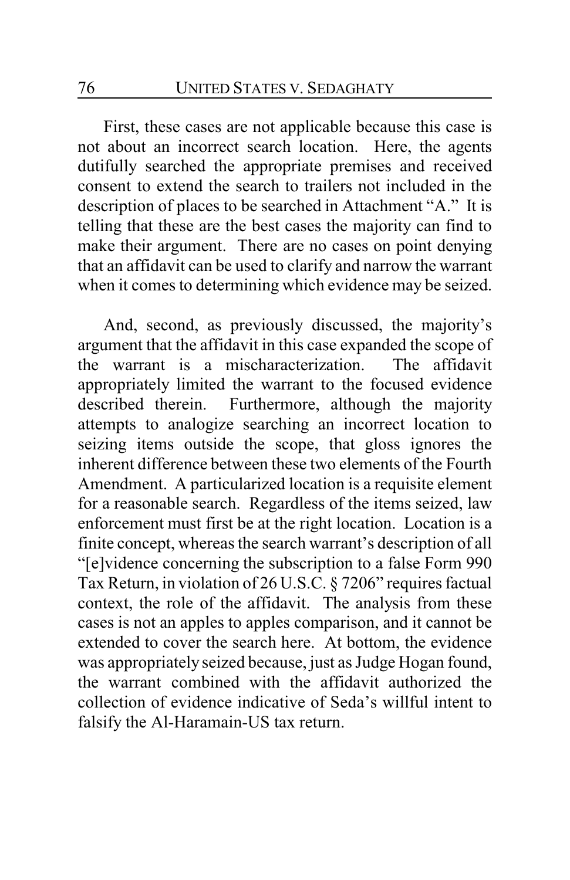First, these cases are not applicable because this case is not about an incorrect search location. Here, the agents dutifully searched the appropriate premises and received consent to extend the search to trailers not included in the description of places to be searched in Attachment "A." It is telling that these are the best cases the majority can find to make their argument. There are no cases on point denying that an affidavit can be used to clarify and narrow the warrant when it comes to determining which evidence may be seized.

And, second, as previously discussed, the majority's argument that the affidavit in this case expanded the scope of the warrant is a mischaracterization. The affidavit appropriately limited the warrant to the focused evidence described therein. Furthermore, although the majority attempts to analogize searching an incorrect location to seizing items outside the scope, that gloss ignores the inherent difference between these two elements of the Fourth Amendment. A particularized location is a requisite element for a reasonable search. Regardless of the items seized, law enforcement must first be at the right location. Location is a finite concept, whereas the search warrant's description of all "[e]vidence concerning the subscription to a false Form 990 Tax Return, in violation of 26 U.S.C. § 7206" requires factual context, the role of the affidavit. The analysis from these cases is not an apples to apples comparison, and it cannot be extended to cover the search here. At bottom, the evidence was appropriately seized because, just as Judge Hogan found, the warrant combined with the affidavit authorized the collection of evidence indicative of Seda's willful intent to falsify the Al-Haramain-US tax return.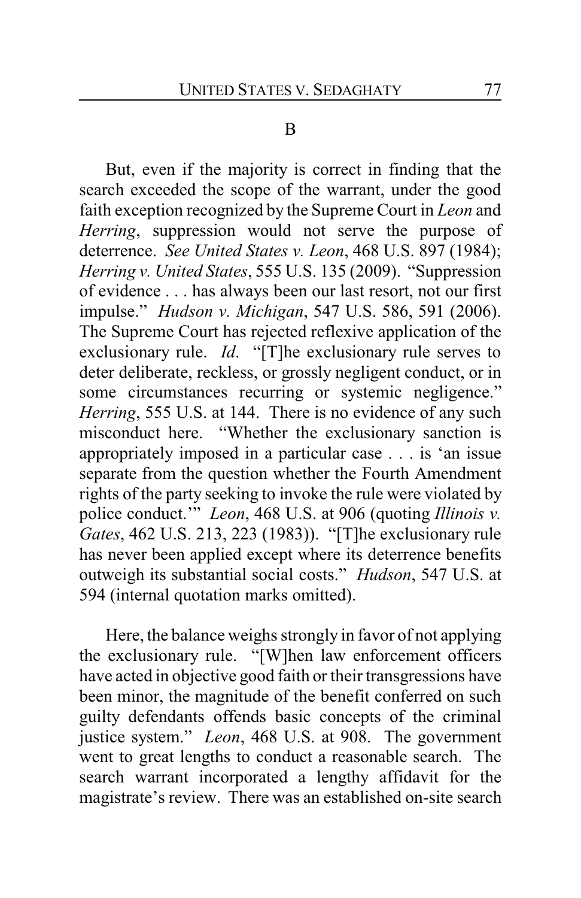B

But, even if the majority is correct in finding that the search exceeded the scope of the warrant, under the good faith exception recognized by the Supreme Court in *Leon* and *Herring*, suppression would not serve the purpose of deterrence. *See United States v. Leon*, 468 U.S. 897 (1984); *Herring v. United States*, 555 U.S. 135 (2009). "Suppression of evidence . . . has always been our last resort, not our first impulse." *Hudson v. Michigan*, 547 U.S. 586, 591 (2006). The Supreme Court has rejected reflexive application of the exclusionary rule. *Id*. "[T]he exclusionary rule serves to deter deliberate, reckless, or grossly negligent conduct, or in some circumstances recurring or systemic negligence." *Herring*, 555 U.S. at 144. There is no evidence of any such misconduct here. "Whether the exclusionary sanction is appropriately imposed in a particular case . . . is 'an issue separate from the question whether the Fourth Amendment rights of the party seeking to invoke the rule were violated by police conduct.'" *Leon*, 468 U.S. at 906 (quoting *Illinois v. Gates*, 462 U.S. 213, 223 (1983)). "[T]he exclusionary rule has never been applied except where its deterrence benefits outweigh its substantial social costs." *Hudson*, 547 U.S. at 594 (internal quotation marks omitted).

Here, the balance weighs strongly in favor of not applying the exclusionary rule. "[W]hen law enforcement officers have acted in objective good faith or their transgressions have been minor, the magnitude of the benefit conferred on such guilty defendants offends basic concepts of the criminal justice system." *Leon*, 468 U.S. at 908. The government went to great lengths to conduct a reasonable search. The search warrant incorporated a lengthy affidavit for the magistrate's review. There was an established on-site search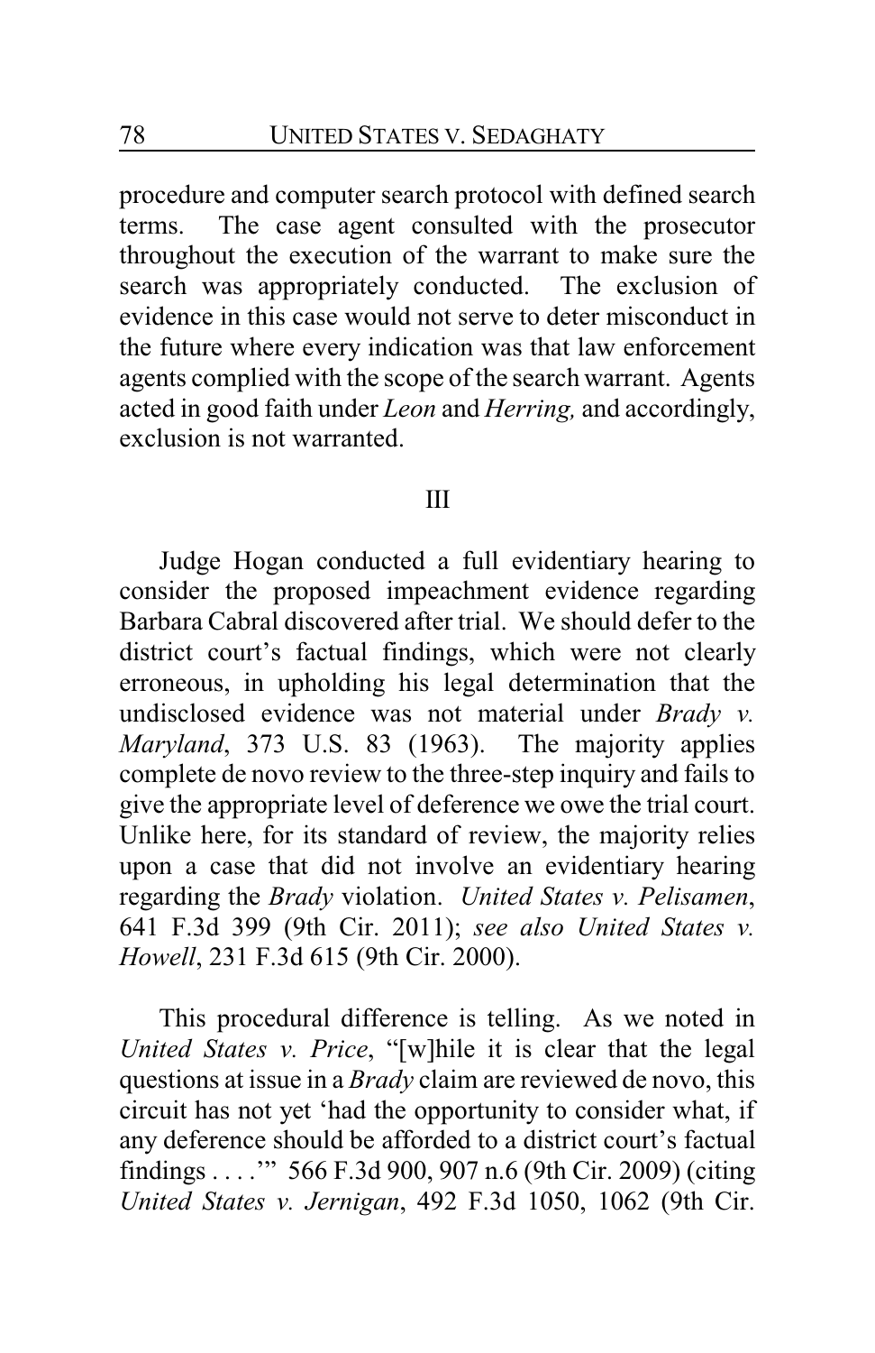procedure and computer search protocol with defined search terms. The case agent consulted with the prosecutor throughout the execution of the warrant to make sure the search was appropriately conducted. The exclusion of evidence in this case would not serve to deter misconduct in the future where every indication was that law enforcement agents complied with the scope of the search warrant. Agents acted in good faith under *Leon* and *Herring,* and accordingly, exclusion is not warranted.

## III

Judge Hogan conducted a full evidentiary hearing to consider the proposed impeachment evidence regarding Barbara Cabral discovered after trial. We should defer to the district court's factual findings, which were not clearly erroneous, in upholding his legal determination that the undisclosed evidence was not material under *Brady v. Maryland*, 373 U.S. 83 (1963). The majority applies complete de novo review to the three-step inquiry and fails to give the appropriate level of deference we owe the trial court. Unlike here, for its standard of review, the majority relies upon a case that did not involve an evidentiary hearing regarding the *Brady* violation. *United States v. Pelisamen*, 641 F.3d 399 (9th Cir. 2011); *see also United States v. Howell*, 231 F.3d 615 (9th Cir. 2000).

This procedural difference is telling. As we noted in *United States v. Price*, "[w]hile it is clear that the legal questions at issue in a *Brady* claim are reviewed de novo, this circuit has not yet 'had the opportunity to consider what, if any deference should be afforded to a district court's factual findings . . . .'" 566 F.3d 900, 907 n.6 (9th Cir. 2009) (citing *United States v. Jernigan*, 492 F.3d 1050, 1062 (9th Cir.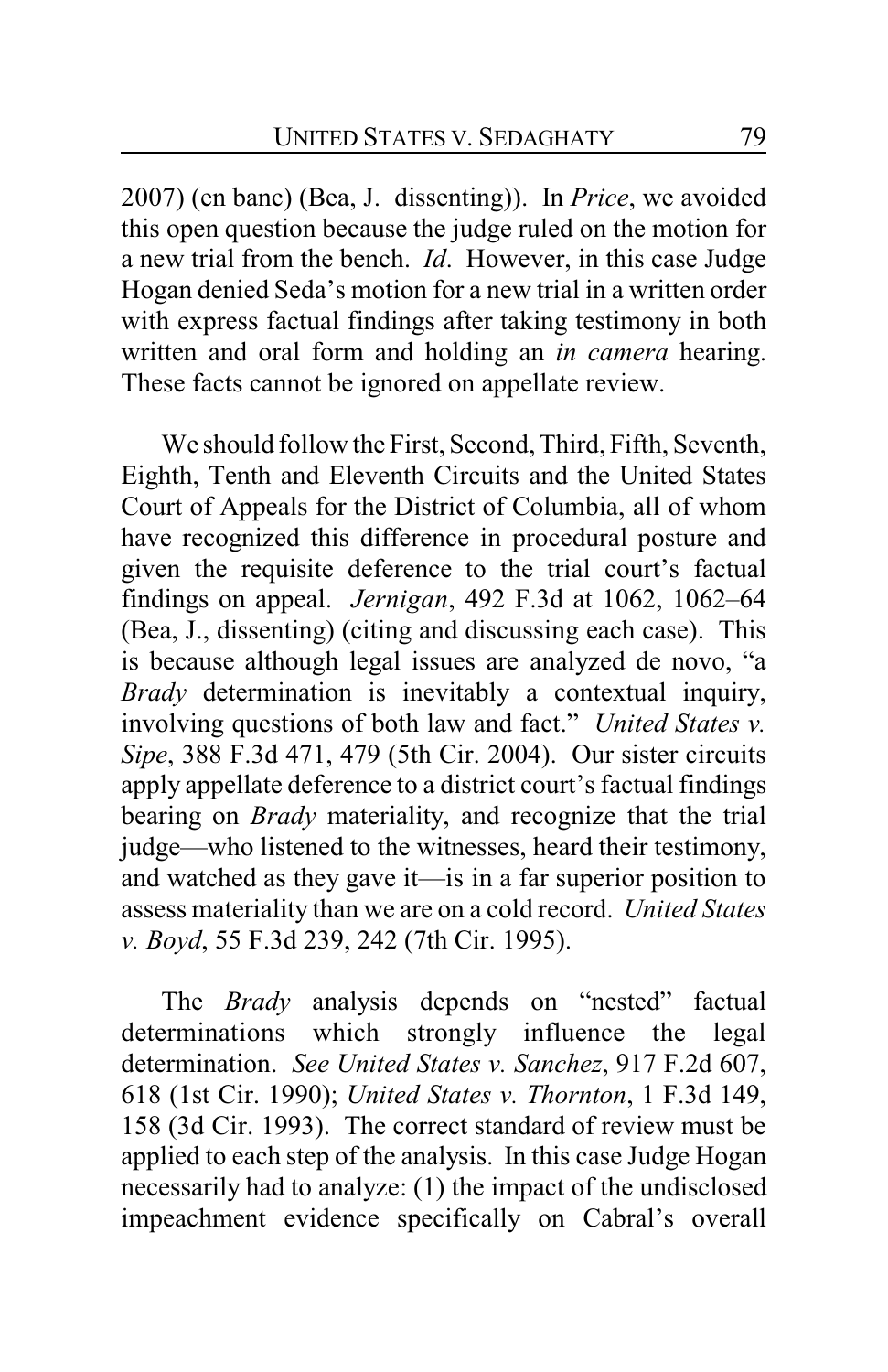2007) (en banc) (Bea, J. dissenting)). In *Price*, we avoided this open question because the judge ruled on the motion for a new trial from the bench. *Id*. However, in this case Judge Hogan denied Seda's motion for a new trial in a written order with express factual findings after taking testimony in both written and oral form and holding an *in camera* hearing. These facts cannot be ignored on appellate review.

We should follow the First, Second, Third, Fifth, Seventh, Eighth, Tenth and Eleventh Circuits and the United States Court of Appeals for the District of Columbia, all of whom have recognized this difference in procedural posture and given the requisite deference to the trial court's factual findings on appeal. *Jernigan*, 492 F.3d at 1062, 1062–64 (Bea, J., dissenting) (citing and discussing each case). This is because although legal issues are analyzed de novo, "a *Brady* determination is inevitably a contextual inquiry, involving questions of both law and fact." *United States v. Sipe*, 388 F.3d 471, 479 (5th Cir. 2004). Our sister circuits apply appellate deference to a district court's factual findings bearing on *Brady* materiality, and recognize that the trial judge—who listened to the witnesses, heard their testimony, and watched as they gave it—is in a far superior position to assess materiality than we are on a cold record. *United States v. Boyd*, 55 F.3d 239, 242 (7th Cir. 1995).

The *Brady* analysis depends on "nested" factual determinations which strongly influence the legal determination. *See United States v. Sanchez*, 917 F.2d 607, 618 (1st Cir. 1990); *United States v. Thornton*, 1 F.3d 149, 158 (3d Cir. 1993). The correct standard of review must be applied to each step of the analysis. In this case Judge Hogan necessarily had to analyze: (1) the impact of the undisclosed impeachment evidence specifically on Cabral's overall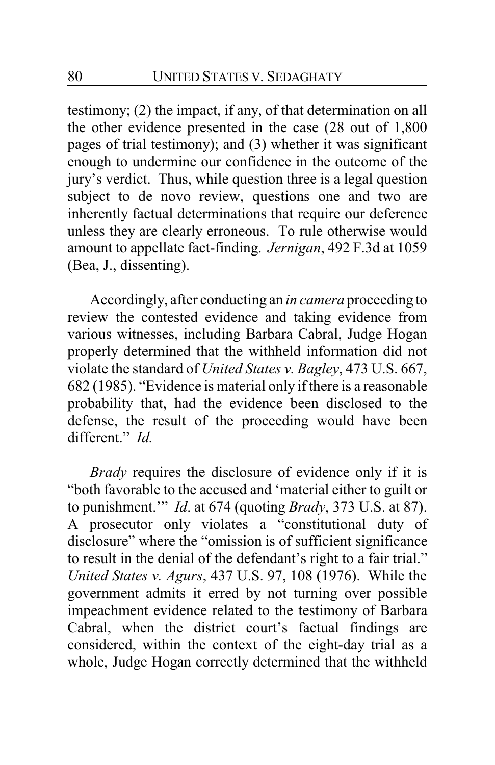testimony; (2) the impact, if any, of that determination on all the other evidence presented in the case (28 out of 1,800 pages of trial testimony); and (3) whether it was significant enough to undermine our confidence in the outcome of the jury's verdict. Thus, while question three is a legal question subject to de novo review, questions one and two are inherently factual determinations that require our deference unless they are clearly erroneous. To rule otherwise would amount to appellate fact-finding. *Jernigan*, 492 F.3d at 1059 (Bea, J., dissenting).

Accordingly, after conducting an *in camera* proceeding to review the contested evidence and taking evidence from various witnesses, including Barbara Cabral, Judge Hogan properly determined that the withheld information did not violate the standard of *United States v. Bagley*, 473 U.S. 667, 682 (1985). "Evidence is material only if there is a reasonable probability that, had the evidence been disclosed to the defense, the result of the proceeding would have been different." *Id.*

*Brady* requires the disclosure of evidence only if it is "both favorable to the accused and 'material either to guilt or to punishment.'" *Id*. at 674 (quoting *Brady*, 373 U.S. at 87). A prosecutor only violates a "constitutional duty of disclosure" where the "omission is of sufficient significance to result in the denial of the defendant's right to a fair trial." *United States v. Agurs*, 437 U.S. 97, 108 (1976). While the government admits it erred by not turning over possible impeachment evidence related to the testimony of Barbara Cabral, when the district court's factual findings are considered, within the context of the eight-day trial as a whole, Judge Hogan correctly determined that the withheld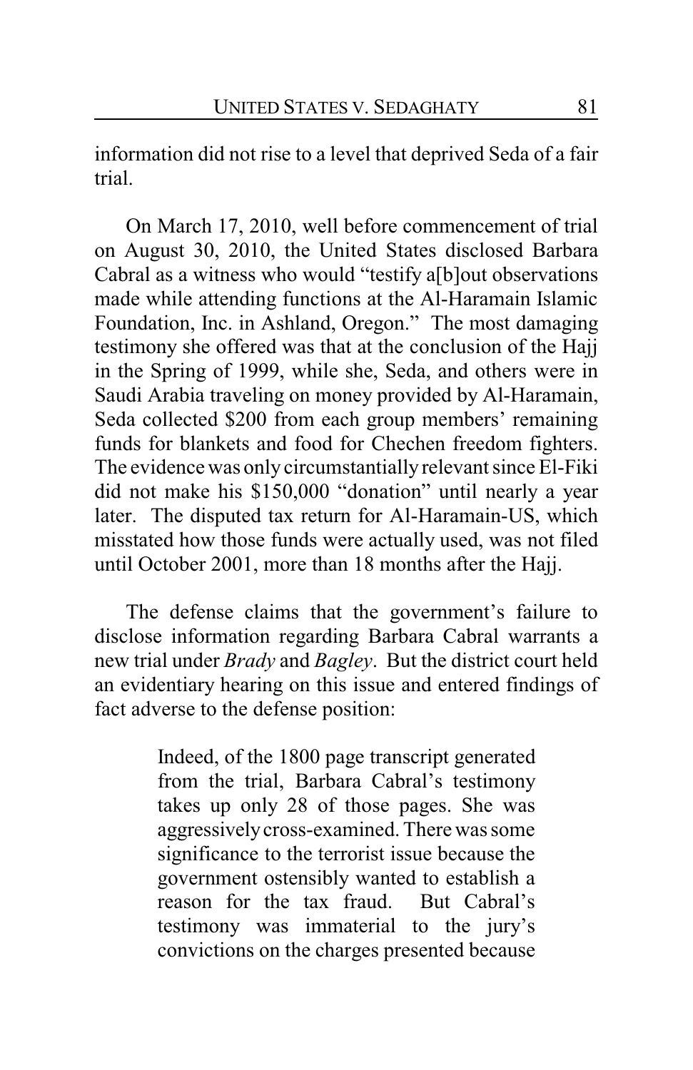information did not rise to a level that deprived Seda of a fair trial.

On March 17, 2010, well before commencement of trial on August 30, 2010, the United States disclosed Barbara Cabral as a witness who would "testify a[b]out observations made while attending functions at the Al-Haramain Islamic Foundation, Inc. in Ashland, Oregon." The most damaging testimony she offered was that at the conclusion of the Hajj in the Spring of 1999, while she, Seda, and others were in Saudi Arabia traveling on money provided by Al-Haramain, Seda collected $200 from each group members' remaining funds for blankets and food for Chechen freedom fighters. The evidence was only circumstantially relevant since El-Fiki did not make his $150,000 "donation" until nearly a year later. The disputed tax return for Al-Haramain-US, which misstated how those funds were actually used, was not filed until October 2001, more than 18 months after the Hajj.

The defense claims that the government's failure to disclose information regarding Barbara Cabral warrants a new trial under *Brady* and *Bagley*. But the district court held an evidentiary hearing on this issue and entered findings of fact adverse to the defense position:

> Indeed, of the 1800 page transcript generated from the trial, Barbara Cabral's testimony takes up only 28 of those pages. She was aggressively cross-examined. There was some significance to the terrorist issue because the government ostensibly wanted to establish a reason for the tax fraud. But Cabral's testimony was immaterial to the jury's convictions on the charges presented because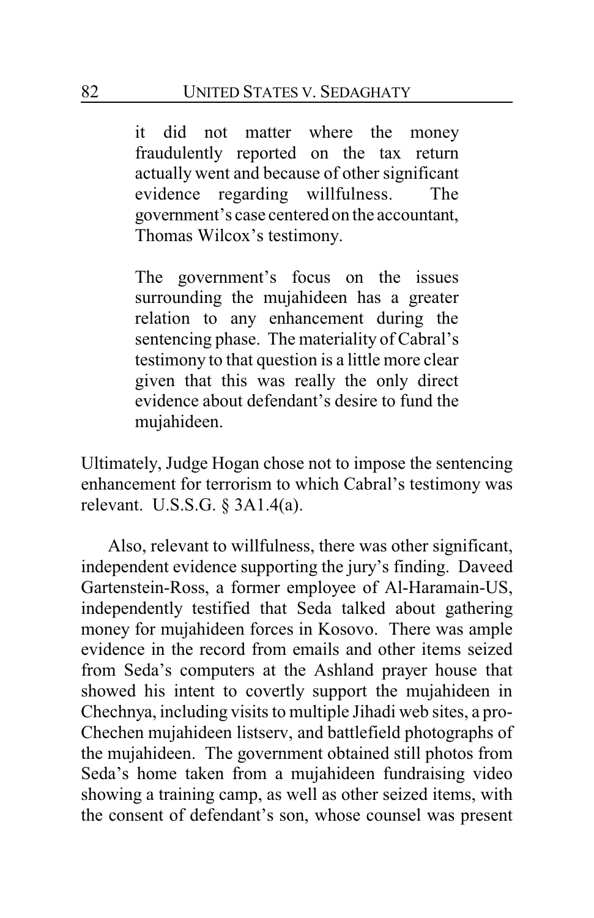> it did not matter where the money fraudulently reported on the tax return actually went and because of other significant evidence regarding willfulness. The government's case centered on the accountant, Thomas Wilcox's testimony.
>
> The government's focus on the issues surrounding the mujahideen has a greater relation to any enhancement during the sentencing phase. The materiality of Cabral's testimony to that question is a little more clear given that this was really the only direct evidence about defendant's desire to fund the mujahideen.

Ultimately, Judge Hogan chose not to impose the sentencing enhancement for terrorism to which Cabral's testimony was relevant. U.S.S.G. § 3A1.4(a).

Also, relevant to willfulness, there was other significant, independent evidence supporting the jury's finding. Daveed Gartenstein-Ross, a former employee of Al-Haramain-US, independently testified that Seda talked about gathering money for mujahideen forces in Kosovo. There was ample evidence in the record from emails and other items seized from Seda's computers at the Ashland prayer house that showed his intent to covertly support the mujahideen in Chechnya, including visits to multiple Jihadi web sites, a pro-Chechen mujahideen listserv, and battlefield photographs of the mujahideen. The government obtained still photos from Seda's home taken from a mujahideen fundraising video showing a training camp, as well as other seized items, with the consent of defendant's son, whose counsel was present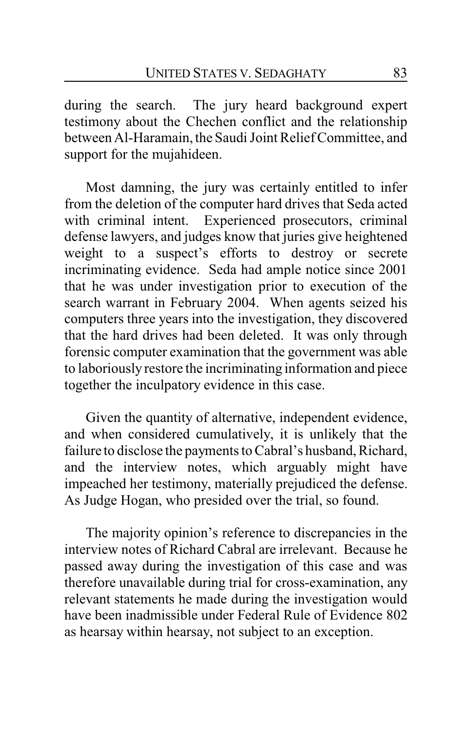during the search. The jury heard background expert testimony about the Chechen conflict and the relationship between Al-Haramain, the Saudi Joint Relief Committee, and support for the mujahideen.

Most damning, the jury was certainly entitled to infer from the deletion of the computer hard drives that Seda acted with criminal intent. Experienced prosecutors, criminal defense lawyers, and judges know that juries give heightened weight to a suspect's efforts to destroy or secrete incriminating evidence. Seda had ample notice since 2001 that he was under investigation prior to execution of the search warrant in February 2004. When agents seized his computers three years into the investigation, they discovered that the hard drives had been deleted. It was only through forensic computer examination that the government was able to laboriously restore the incriminating information and piece together the inculpatory evidence in this case.

Given the quantity of alternative, independent evidence, and when considered cumulatively, it is unlikely that the failure to disclose the payments to Cabral's husband, Richard, and the interview notes, which arguably might have impeached her testimony, materially prejudiced the defense. As Judge Hogan, who presided over the trial, so found.

The majority opinion's reference to discrepancies in the interview notes of Richard Cabral are irrelevant. Because he passed away during the investigation of this case and was therefore unavailable during trial for cross-examination, any relevant statements he made during the investigation would have been inadmissible under Federal Rule of Evidence 802 as hearsay within hearsay, not subject to an exception.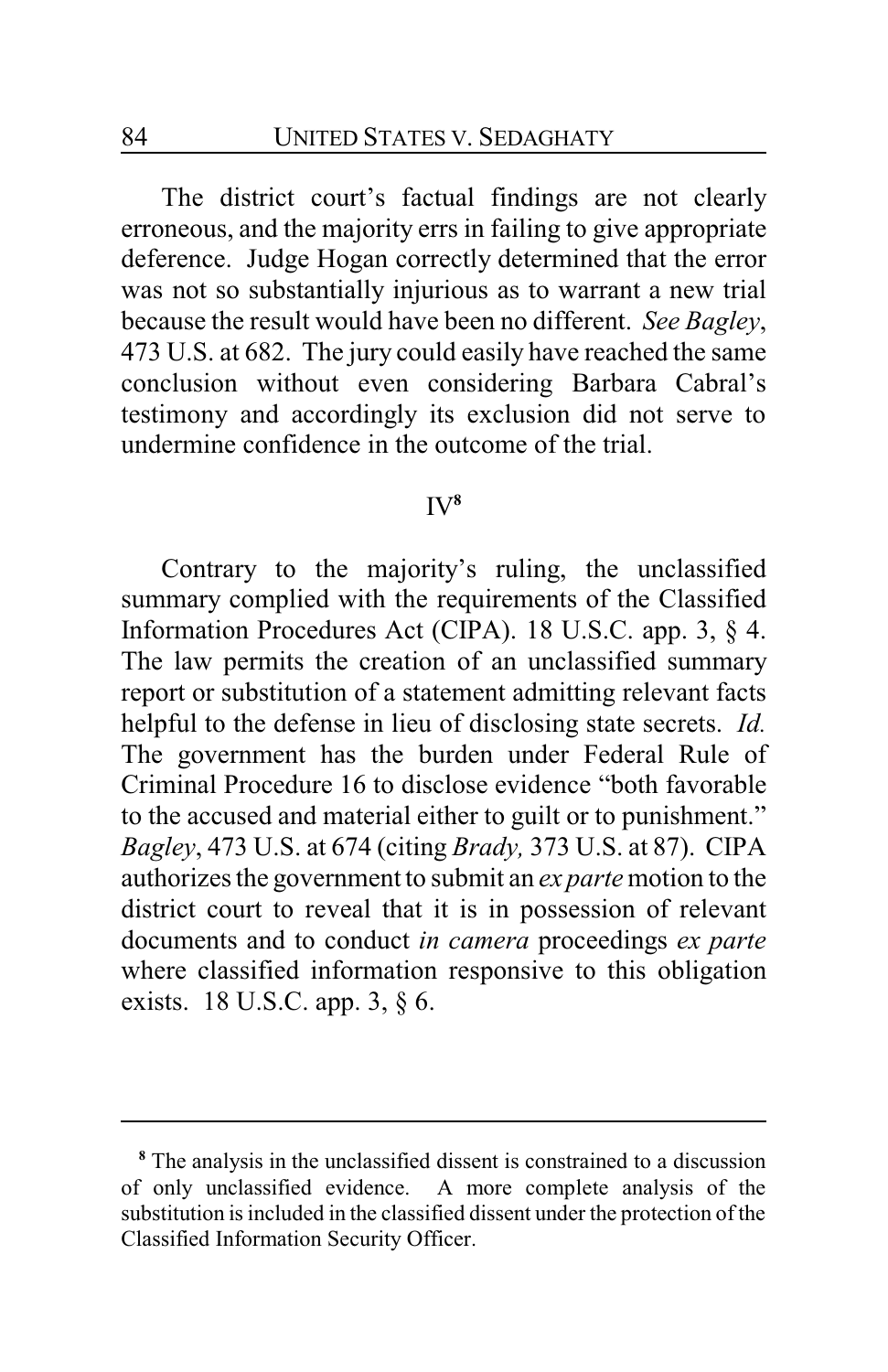The district court's factual findings are not clearly erroneous, and the majority errs in failing to give appropriate deference. Judge Hogan correctly determined that the error was not so substantially injurious as to warrant a new trial because the result would have been no different. *See Bagley*, 473 U.S. at 682. The jury could easily have reached the same conclusion without even considering Barbara Cabral's testimony and accordingly its exclusion did not serve to undermine confidence in the outcome of the trial.

## IV[8]

Contrary to the majority's ruling, the unclassified summary complied with the requirements of the Classified Information Procedures Act (CIPA). 18 U.S.C. app. 3, § 4. The law permits the creation of an unclassified summary report or substitution of a statement admitting relevant facts helpful to the defense in lieu of disclosing state secrets. *Id.* The government has the burden under Federal Rule of Criminal Procedure 16 to disclose evidence "both favorable to the accused and material either to guilt or to punishment." *Bagley*, 473 U.S. at 674 (citing *Brady,* 373 U.S. at 87). CIPA authorizes the government to submit an *ex parte* motion to the district court to reveal that it is in possession of relevant documents and to conduct *in camera* proceedings *ex parte* where classified information responsive to this obligation exists. 18 U.S.C. app. 3, § 6.

---

[8] The analysis in the unclassified dissent is constrained to a discussion of only unclassified evidence. A more complete analysis of the substitution is included in the classified dissent under the protection of the Classified Information Security Officer.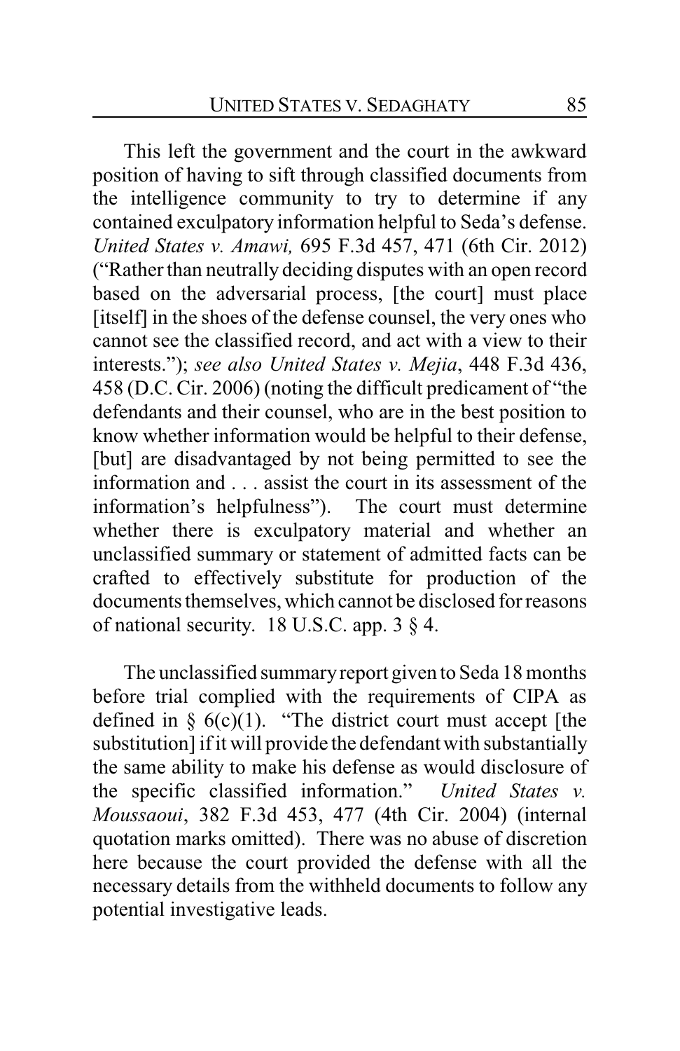This left the government and the court in the awkward position of having to sift through classified documents from the intelligence community to try to determine if any contained exculpatory information helpful to Seda's defense. *United States v. Amawi,* 695 F.3d 457, 471 (6th Cir. 2012) ("Rather than neutrally deciding disputes with an open record based on the adversarial process, [the court] must place [itself] in the shoes of the defense counsel, the very ones who cannot see the classified record, and act with a view to their interests."); *see also United States v. Mejia*, 448 F.3d 436, 458 (D.C. Cir. 2006) (noting the difficult predicament of "the defendants and their counsel, who are in the best position to know whether information would be helpful to their defense, [but] are disadvantaged by not being permitted to see the information and . . . assist the court in its assessment of the information's helpfulness"). The court must determine whether there is exculpatory material and whether an unclassified summary or statement of admitted facts can be crafted to effectively substitute for production of the documents themselves, which cannot be disclosed for reasons of national security. 18 U.S.C. app. 3 § 4.

The unclassified summary report given to Seda 18 months before trial complied with the requirements of CIPA as defined in § 6(c)(1). "The district court must accept [the substitution] if it will provide the defendant with substantially the same ability to make his defense as would disclosure of the specific classified information." *United States v. Moussaoui*, 382 F.3d 453, 477 (4th Cir. 2004) (internal quotation marks omitted). There was no abuse of discretion here because the court provided the defense with all the necessary details from the withheld documents to follow any potential investigative leads.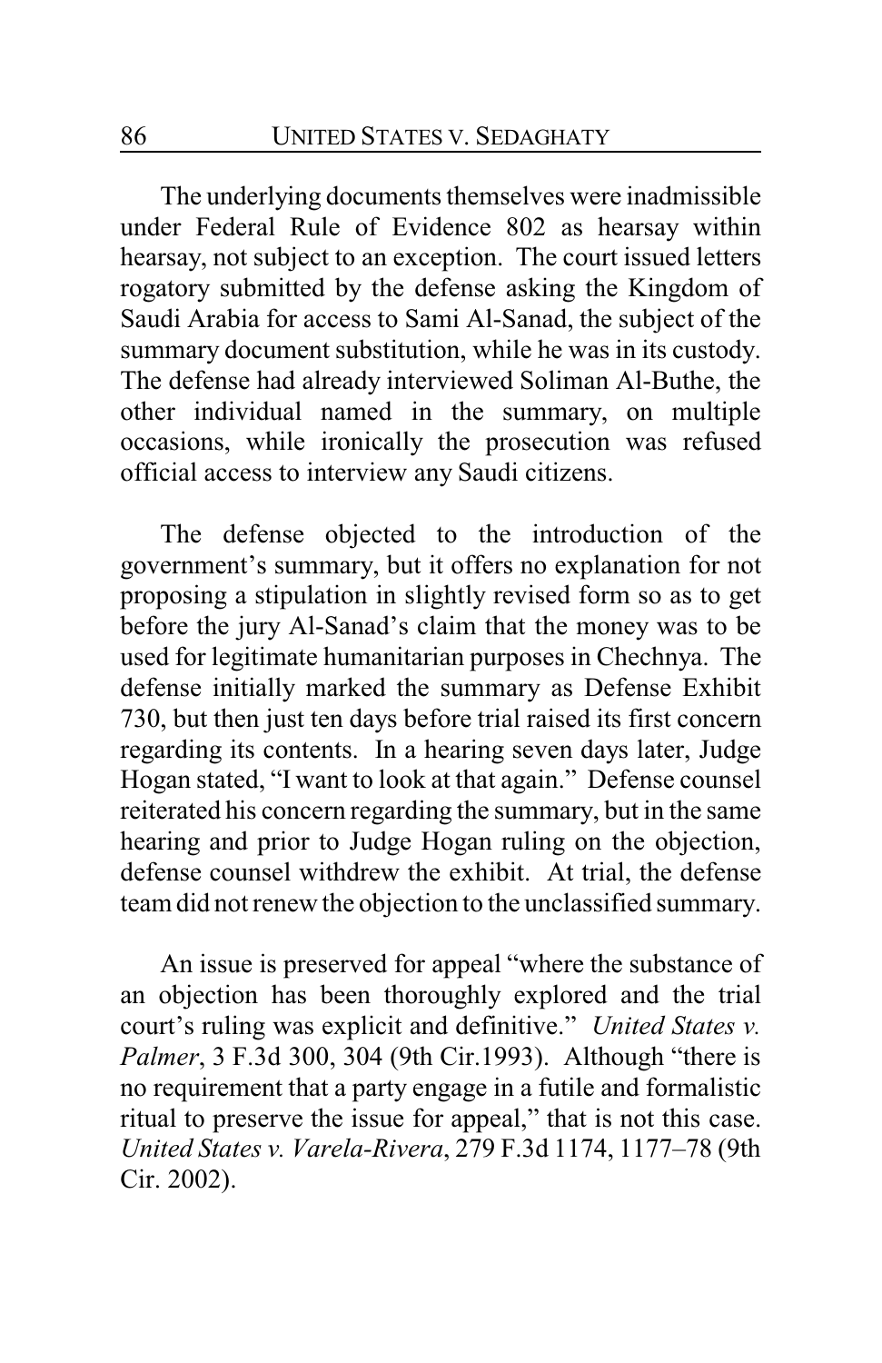The underlying documents themselves were inadmissible under Federal Rule of Evidence 802 as hearsay within hearsay, not subject to an exception. The court issued letters rogatory submitted by the defense asking the Kingdom of Saudi Arabia for access to Sami Al-Sanad, the subject of the summary document substitution, while he was in its custody. The defense had already interviewed Soliman Al-Buthe, the other individual named in the summary, on multiple occasions, while ironically the prosecution was refused official access to interview any Saudi citizens.

The defense objected to the introduction of the government's summary, but it offers no explanation for not proposing a stipulation in slightly revised form so as to get before the jury Al-Sanad's claim that the money was to be used for legitimate humanitarian purposes in Chechnya. The defense initially marked the summary as Defense Exhibit 730, but then just ten days before trial raised its first concern regarding its contents. In a hearing seven days later, Judge Hogan stated, "I want to look at that again." Defense counsel reiterated his concern regarding the summary, but in the same hearing and prior to Judge Hogan ruling on the objection, defense counsel withdrew the exhibit. At trial, the defense team did not renew the objection to the unclassified summary.

An issue is preserved for appeal "where the substance of an objection has been thoroughly explored and the trial court's ruling was explicit and definitive." *United States v. Palmer*, 3 F.3d 300, 304 (9th Cir.1993). Although "there is no requirement that a party engage in a futile and formalistic ritual to preserve the issue for appeal," that is not this case. *United States v. Varela-Rivera*, 279 F.3d 1174, 1177–78 (9th Cir. 2002).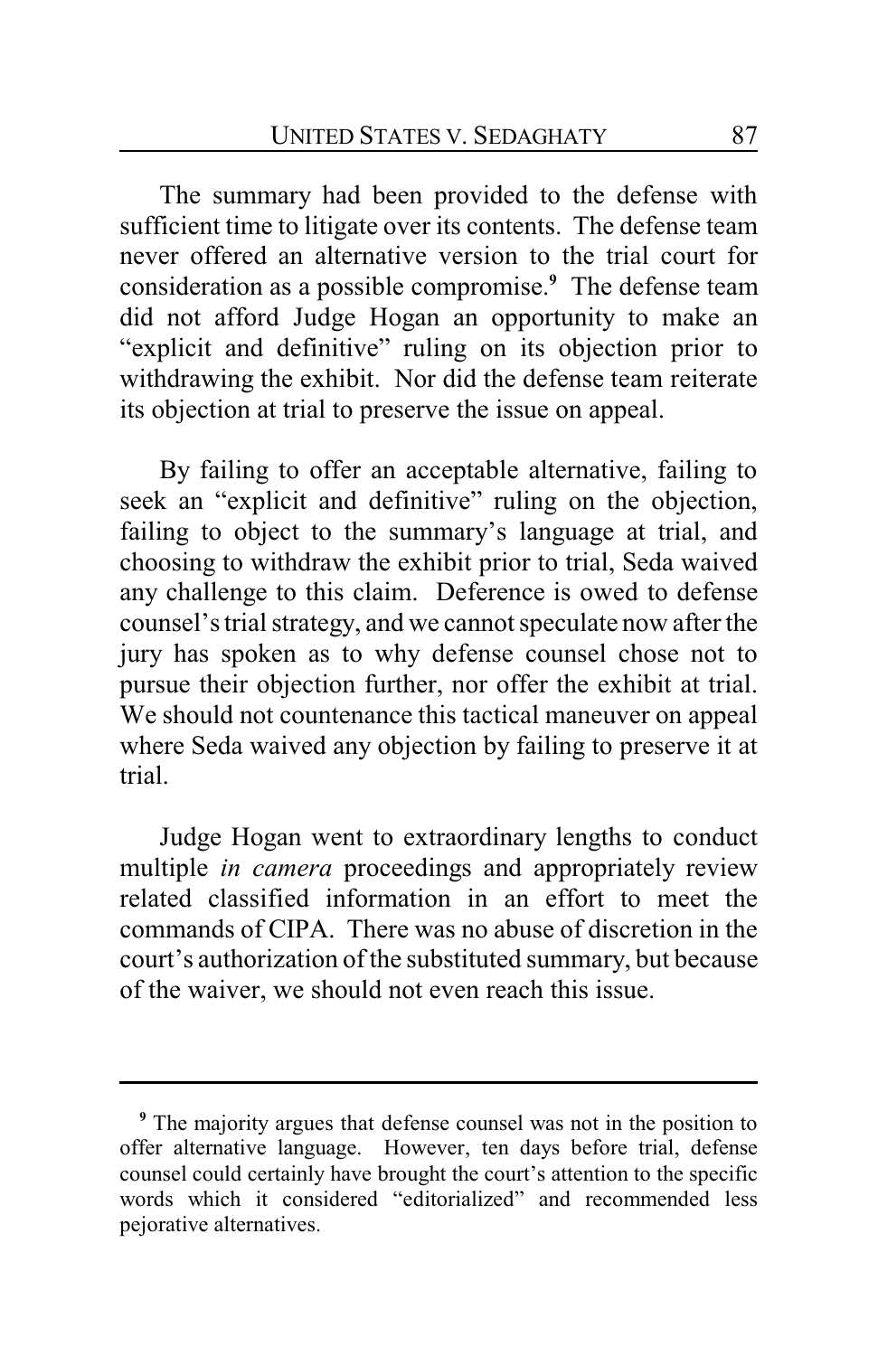The summary had been provided to the defense with sufficient time to litigate over its contents. The defense team never offered an alternative version to the trial court for consideration as a possible compromise.[9] The defense team did not afford Judge Hogan an opportunity to make an "explicit and definitive" ruling on its objection prior to withdrawing the exhibit. Nor did the defense team reiterate its objection at trial to preserve the issue on appeal.

By failing to offer an acceptable alternative, failing to seek an "explicit and definitive" ruling on the objection, failing to object to the summary's language at trial, and choosing to withdraw the exhibit prior to trial, Seda waived any challenge to this claim. Deference is owed to defense counsel's trial strategy, and we cannot speculate now after the jury has spoken as to why defense counsel chose not to pursue their objection further, nor offer the exhibit at trial. We should not countenance this tactical maneuver on appeal where Seda waived any objection by failing to preserve it at trial.

Judge Hogan went to extraordinary lengths to conduct multiple *in camera* proceedings and appropriately review related classified information in an effort to meet the commands of CIPA. There was no abuse of discretion in the court's authorization of the substituted summary, but because of the waiver, we should not even reach this issue.

---

[9] The majority argues that defense counsel was not in the position to offer alternative language. However, ten days before trial, defense counsel could certainly have brought the court's attention to the specific words which it considered "editorialized" and recommended less pejorative alternatives.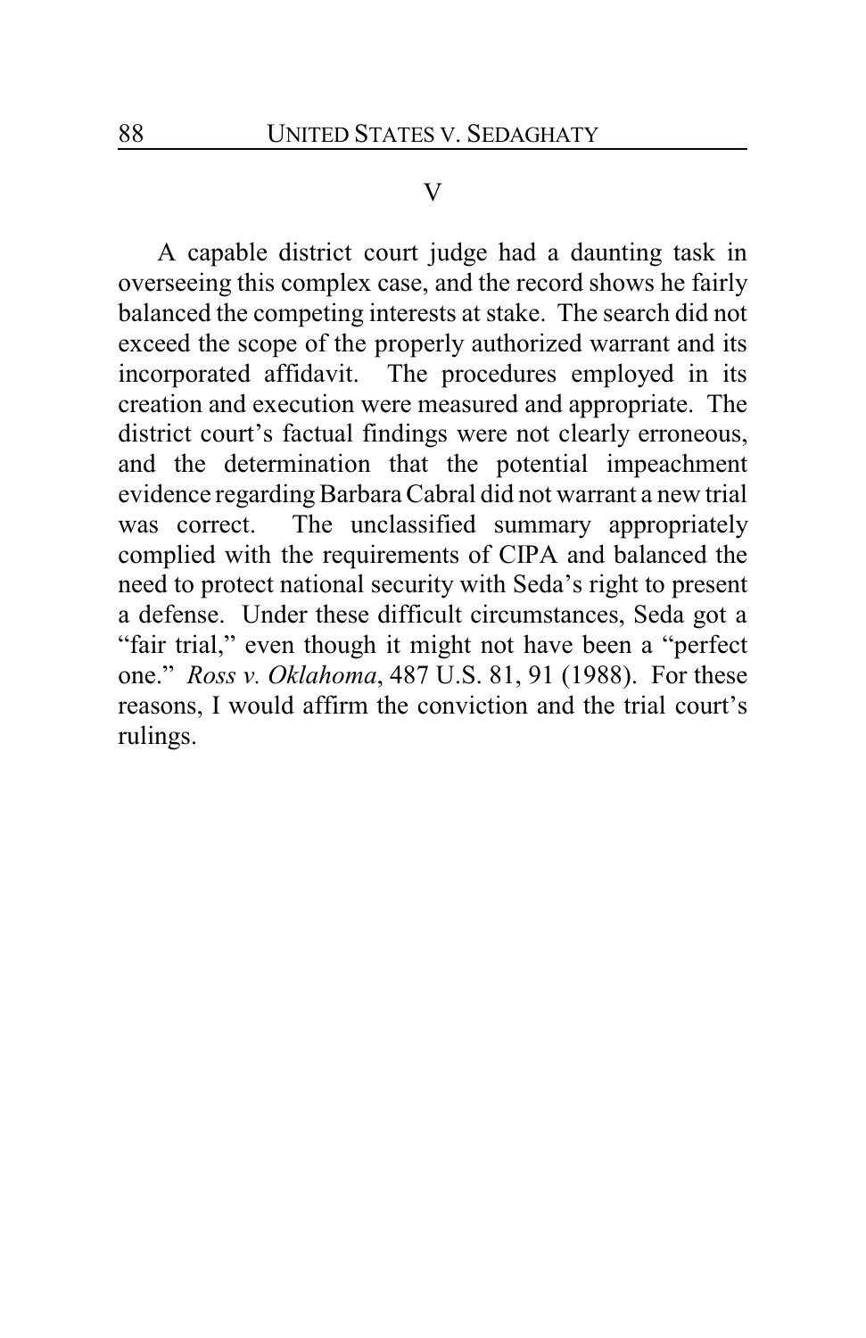## V

A capable district court judge had a daunting task in overseeing this complex case, and the record shows he fairly balanced the competing interests at stake. The search did not exceed the scope of the properly authorized warrant and its incorporated affidavit. The procedures employed in its creation and execution were measured and appropriate. The district court's factual findings were not clearly erroneous, and the determination that the potential impeachment evidence regarding Barbara Cabral did not warrant a new trial was correct. The unclassified summary appropriately complied with the requirements of CIPA and balanced the need to protect national security with Seda's right to present a defense. Under these difficult circumstances, Seda got a "fair trial," even though it might not have been a "perfect one." *Ross v. Oklahoma*, 487 U.S. 81, 91 (1988). For these reasons, I would affirm the conviction and the trial court's rulings.